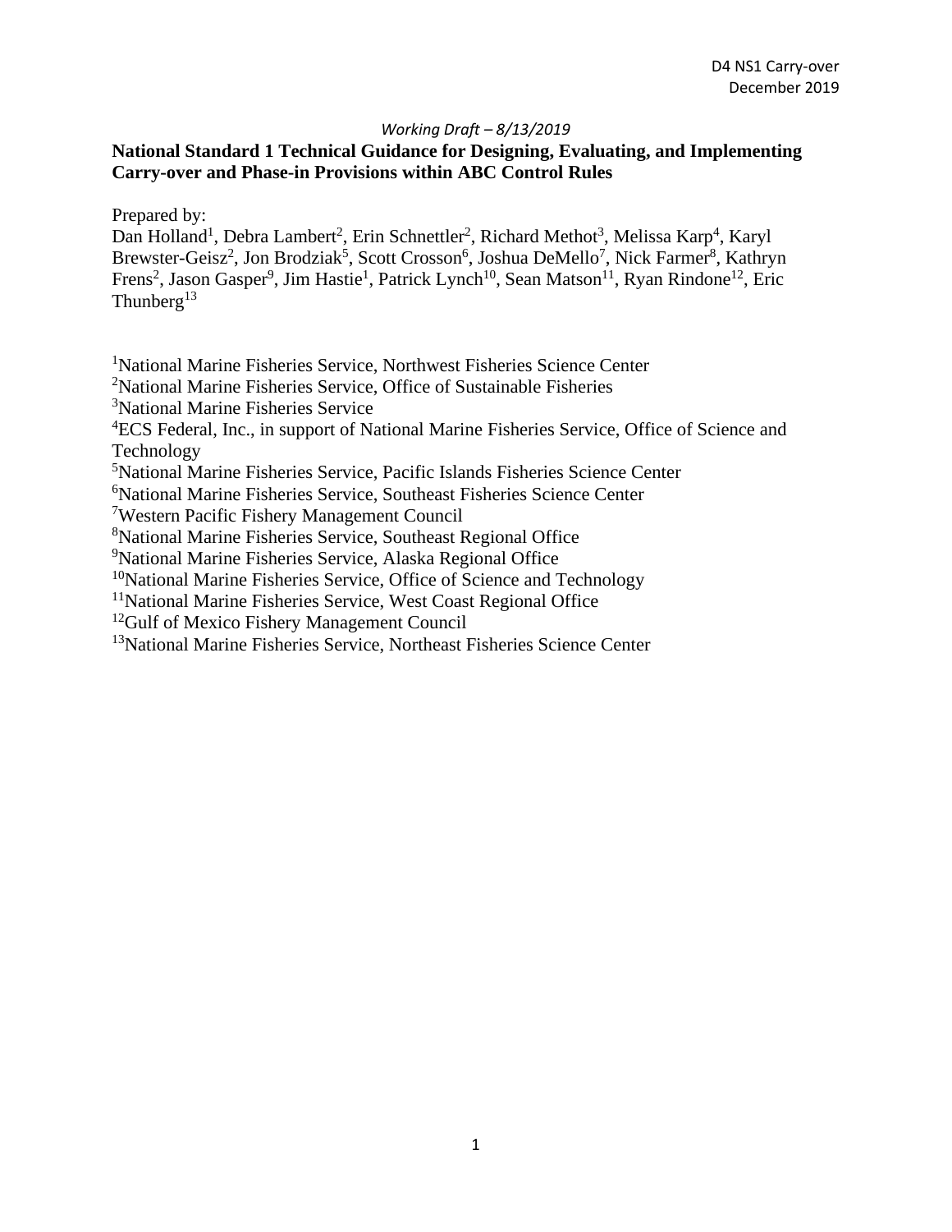D4 NS1 Carry-over
December 2019

*Working Draft – 8/13/2019*

**National Standard 1 Technical Guidance for Designing, Evaluating, and Implementing Carry-over and Phase-in Provisions within ABC Control Rules**

Prepared by:
Dan Holland[1], Debra Lambert[2], Erin Schnettler[2], Richard Methot[3], Melissa Karp[4], Karyl Brewster-Geisz[2], Jon Brodziak[5], Scott Crosson[6], Joshua DeMello[7], Nick Farmer[8], Kathryn Frens[2], Jason Gasper[9], Jim Hastie[1], Patrick Lynch[10], Sean Matson[11], Ryan Rindone[12], Eric Thunberg[13]

[1]National Marine Fisheries Service, Northwest Fisheries Science Center
[2]National Marine Fisheries Service, Office of Sustainable Fisheries
[3]National Marine Fisheries Service
[4]ECS Federal, Inc., in support of National Marine Fisheries Service, Office of Science and Technology
[5]National Marine Fisheries Service, Pacific Islands Fisheries Science Center
[6]National Marine Fisheries Service, Southeast Fisheries Science Center
[7]Western Pacific Fishery Management Council
[8]National Marine Fisheries Service, Southeast Regional Office
[9]National Marine Fisheries Service, Alaska Regional Office
[10]National Marine Fisheries Service, Office of Science and Technology
[11]National Marine Fisheries Service, West Coast Regional Office
[12]Gulf of Mexico Fishery Management Council
[13]National Marine Fisheries Service, Northeast Fisheries Science Center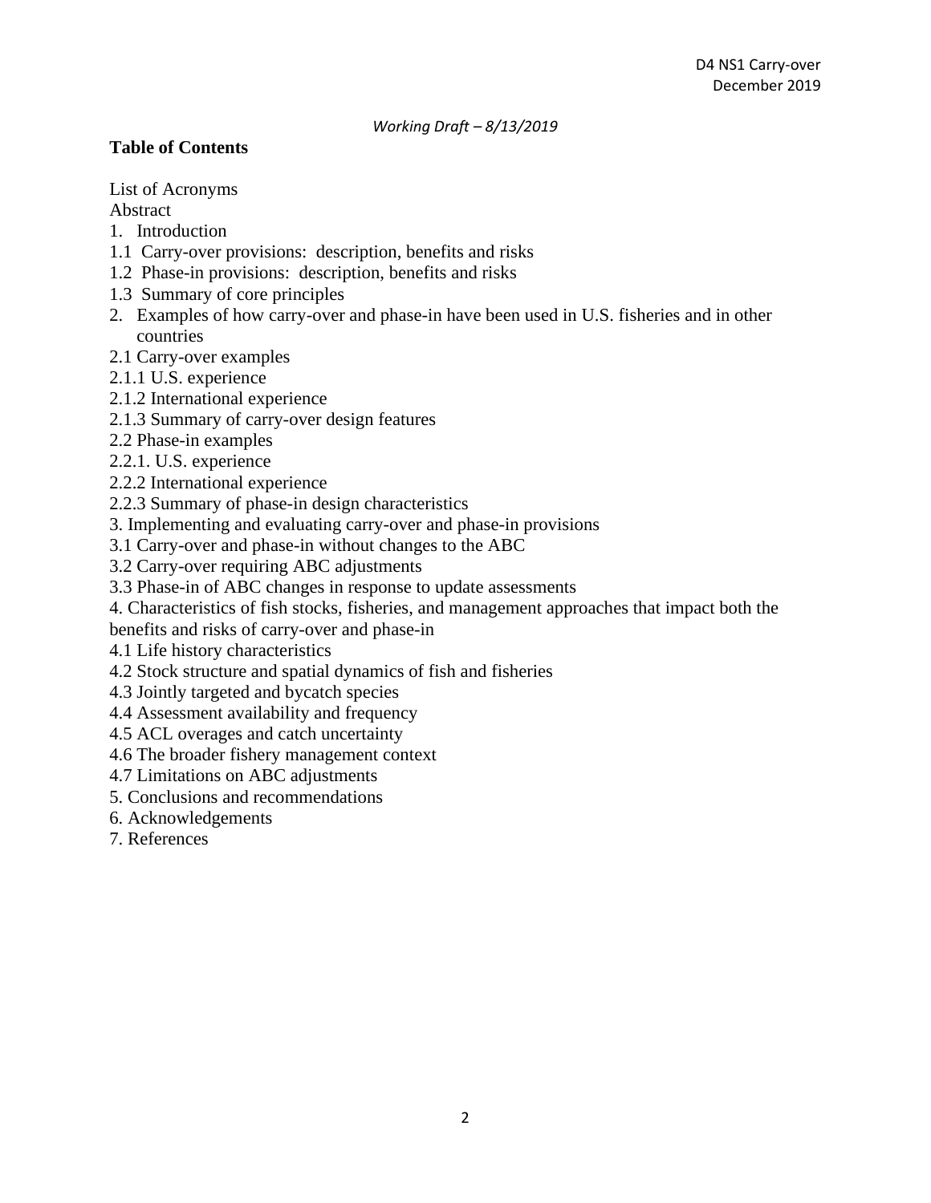*Working Draft – 8/13/2019*

**Table of Contents**

List of Acronyms
Abstract
1. Introduction
1.1 Carry-over provisions: description, benefits and risks
1.2 Phase-in provisions: description, benefits and risks
1.3 Summary of core principles
2. Examples of how carry-over and phase-in have been used in U.S. fisheries and in other countries
2.1 Carry-over examples
2.1.1 U.S. experience
2.1.2 International experience
2.1.3 Summary of carry-over design features
2.2 Phase-in examples
2.2.1. U.S. experience
2.2.2 International experience
2.2.3 Summary of phase-in design characteristics
3. Implementing and evaluating carry-over and phase-in provisions
3.1 Carry-over and phase-in without changes to the ABC
3.2 Carry-over requiring ABC adjustments
3.3 Phase-in of ABC changes in response to update assessments
4. Characteristics of fish stocks, fisheries, and management approaches that impact both the benefits and risks of carry-over and phase-in
4.1 Life history characteristics
4.2 Stock structure and spatial dynamics of fish and fisheries
4.3 Jointly targeted and bycatch species
4.4 Assessment availability and frequency
4.5 ACL overages and catch uncertainty
4.6 The broader fishery management context
4.7 Limitations on ABC adjustments
5. Conclusions and recommendations
6. Acknowledgements
7. References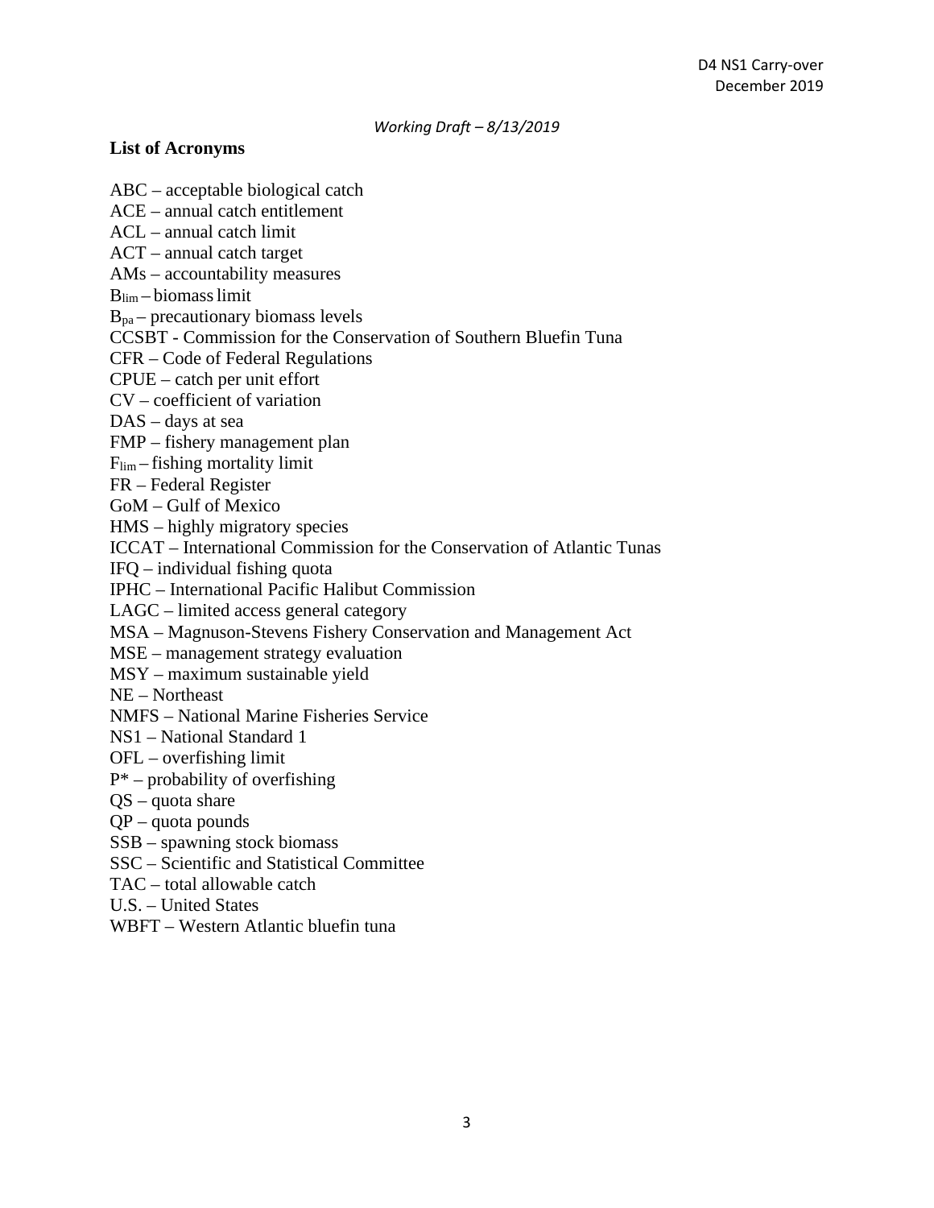*Working Draft – 8/13/2019*

## List of Acronyms

ABC – acceptable biological catch
ACE – annual catch entitlement
ACL – annual catch limit
ACT – annual catch target
AMs – accountability measures
$B_{lim}$ – biomass limit
$B_{pa}$ – precautionary biomass levels
CCSBT - Commission for the Conservation of Southern Bluefin Tuna
CFR – Code of Federal Regulations
CPUE – catch per unit effort
CV – coefficient of variation
DAS – days at sea
FMP – fishery management plan
$F_{lim}$ – fishing mortality limit
FR – Federal Register
GoM – Gulf of Mexico
HMS – highly migratory species
ICCAT – International Commission for the Conservation of Atlantic Tunas
IFQ – individual fishing quota
IPHC – International Pacific Halibut Commission
LAGC – limited access general category
MSA – Magnuson-Stevens Fishery Conservation and Management Act
MSE – management strategy evaluation
MSY – maximum sustainable yield
NE – Northeast
NMFS – National Marine Fisheries Service
NS1 – National Standard 1
OFL – overfishing limit
$P^*$ – probability of overfishing
QS – quota share
QP – quota pounds
SSB – spawning stock biomass
SSC – Scientific and Statistical Committee
TAC – total allowable catch
U.S. – United States
WBFT – Western Atlantic bluefin tuna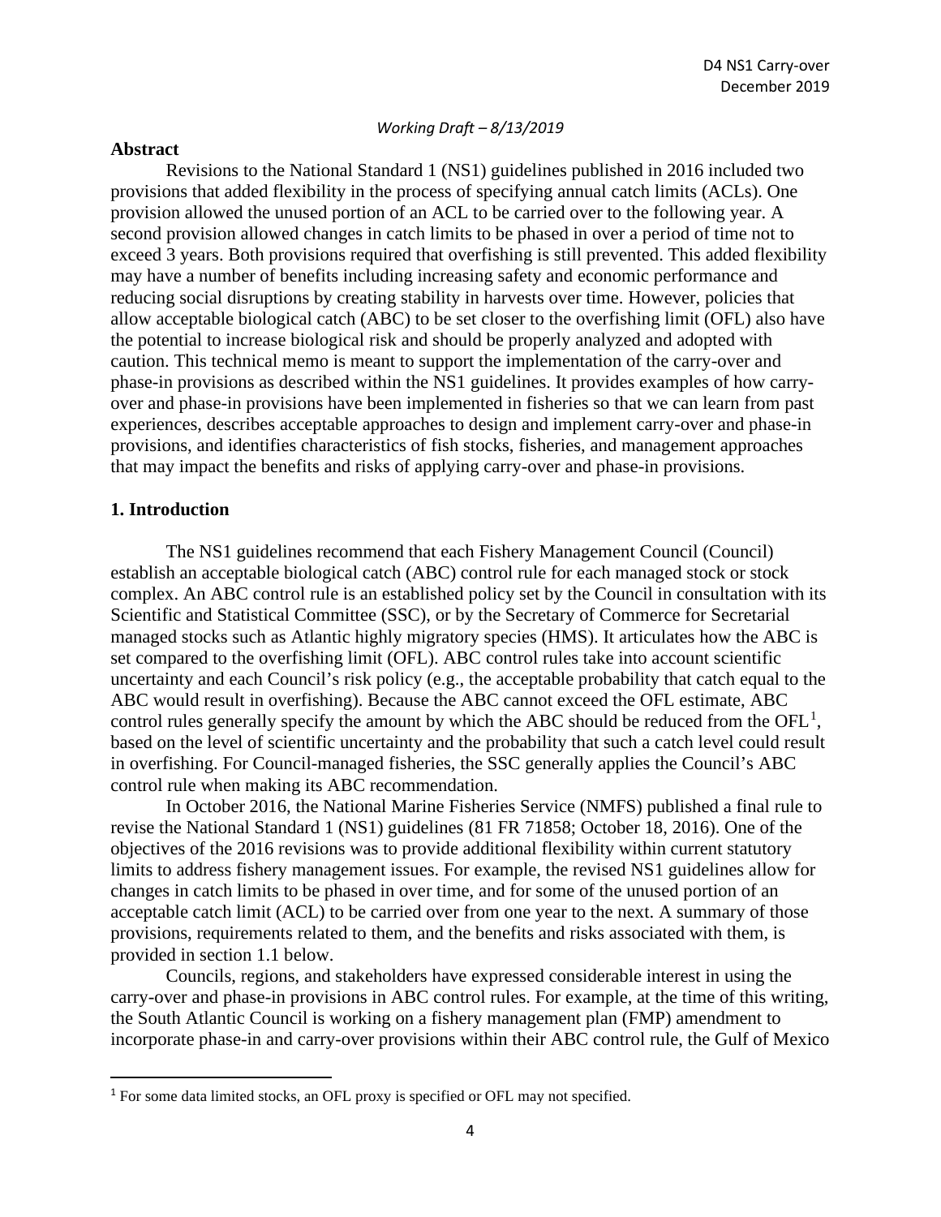*Working Draft – 8/13/2019*

## Abstract

Revisions to the National Standard 1 (NS1) guidelines published in 2016 included two provisions that added flexibility in the process of specifying annual catch limits (ACLs). One provision allowed the unused portion of an ACL to be carried over to the following year. A second provision allowed changes in catch limits to be phased in over a period of time not to exceed 3 years. Both provisions required that overfishing is still prevented. This added flexibility may have a number of benefits including increasing safety and economic performance and reducing social disruptions by creating stability in harvests over time. However, policies that allow acceptable biological catch (ABC) to be set closer to the overfishing limit (OFL) also have the potential to increase biological risk and should be properly analyzed and adopted with caution. This technical memo is meant to support the implementation of the carry-over and phase-in provisions as described within the NS1 guidelines. It provides examples of how carry-over and phase-in provisions have been implemented in fisheries so that we can learn from past experiences, describes acceptable approaches to design and implement carry-over and phase-in provisions, and identifies characteristics of fish stocks, fisheries, and management approaches that may impact the benefits and risks of applying carry-over and phase-in provisions.

## 1. Introduction

The NS1 guidelines recommend that each Fishery Management Council (Council) establish an acceptable biological catch (ABC) control rule for each managed stock or stock complex. An ABC control rule is an established policy set by the Council in consultation with its Scientific and Statistical Committee (SSC), or by the Secretary of Commerce for Secretarial managed stocks such as Atlantic highly migratory species (HMS). It articulates how the ABC is set compared to the overfishing limit (OFL). ABC control rules take into account scientific uncertainty and each Council's risk policy (e.g., the acceptable probability that catch equal to the ABC would result in overfishing). Because the ABC cannot exceed the OFL estimate, ABC control rules generally specify the amount by which the ABC should be reduced from the OFL[1], based on the level of scientific uncertainty and the probability that such a catch level could result in overfishing. For Council-managed fisheries, the SSC generally applies the Council's ABC control rule when making its ABC recommendation.

In October 2016, the National Marine Fisheries Service (NMFS) published a final rule to revise the National Standard 1 (NS1) guidelines (81 FR 71858; October 18, 2016). One of the objectives of the 2016 revisions was to provide additional flexibility within current statutory limits to address fishery management issues. For example, the revised NS1 guidelines allow for changes in catch limits to be phased in over time, and for some of the unused portion of an acceptable catch limit (ACL) to be carried over from one year to the next. A summary of those provisions, requirements related to them, and the benefits and risks associated with them, is provided in section 1.1 below.

Councils, regions, and stakeholders have expressed considerable interest in using the carry-over and phase-in provisions in ABC control rules. For example, at the time of this writing, the South Atlantic Council is working on a fishery management plan (FMP) amendment to incorporate phase-in and carry-over provisions within their ABC control rule, the Gulf of Mexico

---

[1] For some data limited stocks, an OFL proxy is specified or OFL may not specified.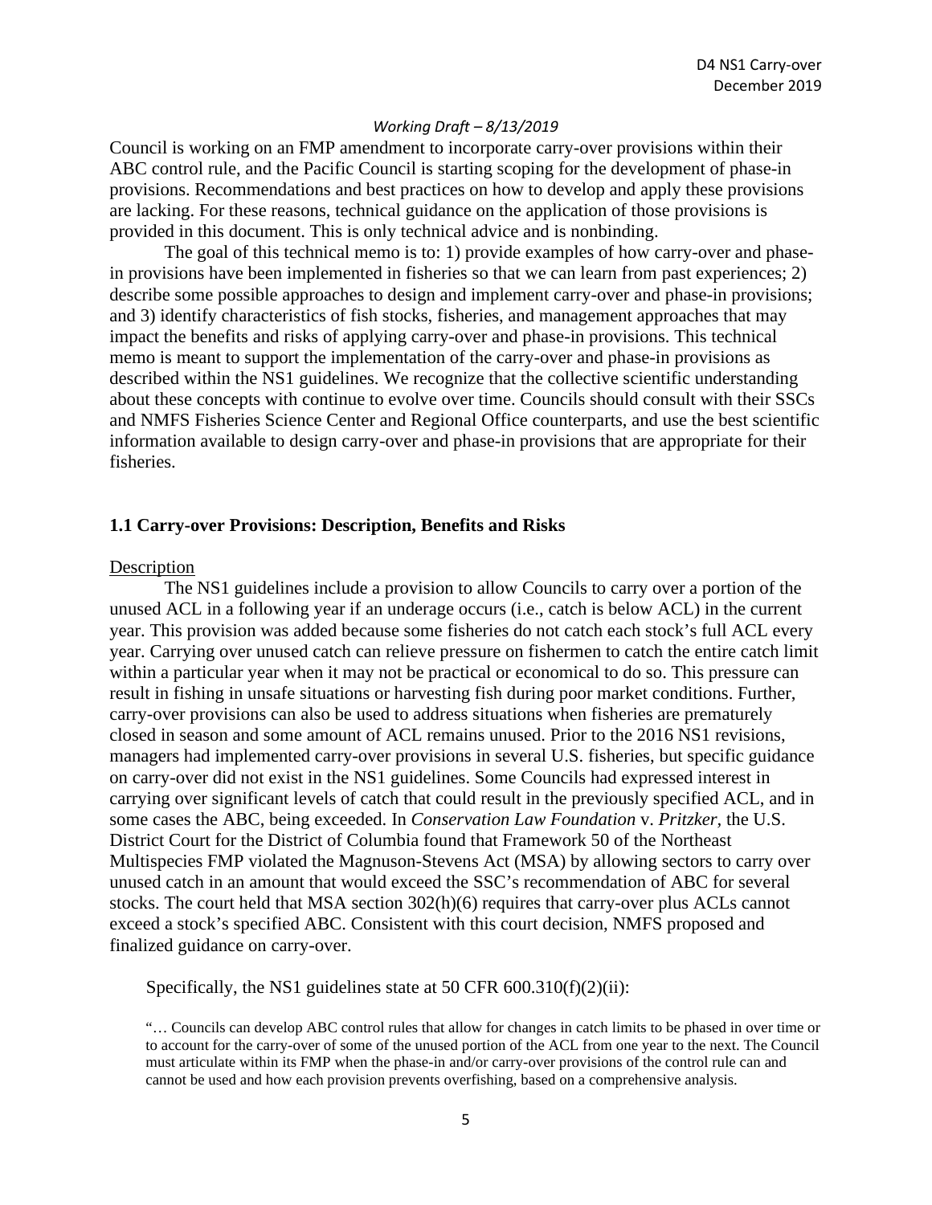Council is working on an FMP amendment to incorporate carry-over provisions within their ABC control rule, and the Pacific Council is starting scoping for the development of phase-in provisions. Recommendations and best practices on how to develop and apply these provisions are lacking. For these reasons, technical guidance on the application of those provisions is provided in this document. This is only technical advice and is nonbinding.

The goal of this technical memo is to: 1) provide examples of how carry-over and phase-in provisions have been implemented in fisheries so that we can learn from past experiences; 2) describe some possible approaches to design and implement carry-over and phase-in provisions; and 3) identify characteristics of fish stocks, fisheries, and management approaches that may impact the benefits and risks of applying carry-over and phase-in provisions. This technical memo is meant to support the implementation of the carry-over and phase-in provisions as described within the NS1 guidelines. We recognize that the collective scientific understanding about these concepts with continue to evolve over time. Councils should consult with their SSCs and NMFS Fisheries Science Center and Regional Office counterparts, and use the best scientific information available to design carry-over and phase-in provisions that are appropriate for their fisheries.

### 1.1 Carry-over Provisions: Description, Benefits and Risks

Description

The NS1 guidelines include a provision to allow Councils to carry over a portion of the unused ACL in a following year if an underage occurs (i.e., catch is below ACL) in the current year. This provision was added because some fisheries do not catch each stock's full ACL every year. Carrying over unused catch can relieve pressure on fishermen to catch the entire catch limit within a particular year when it may not be practical or economical to do so. This pressure can result in fishing in unsafe situations or harvesting fish during poor market conditions. Further, carry-over provisions can also be used to address situations when fisheries are prematurely closed in season and some amount of ACL remains unused. Prior to the 2016 NS1 revisions, managers had implemented carry-over provisions in several U.S. fisheries, but specific guidance on carry-over did not exist in the NS1 guidelines. Some Councils had expressed interest in carrying over significant levels of catch that could result in the previously specified ACL, and in some cases the ABC, being exceeded. In *Conservation Law Foundation* v. *Pritzker*, the U.S. District Court for the District of Columbia found that Framework 50 of the Northeast Multispecies FMP violated the Magnuson-Stevens Act (MSA) by allowing sectors to carry over unused catch in an amount that would exceed the SSC's recommendation of ABC for several stocks. The court held that MSA section 302(h)(6) requires that carry-over plus ACLs cannot exceed a stock's specified ABC. Consistent with this court decision, NMFS proposed and finalized guidance on carry-over.

Specifically, the NS1 guidelines state at 50 CFR 600.310(f)(2)(ii):

> "… Councils can develop ABC control rules that allow for changes in catch limits to be phased in over time or to account for the carry-over of some of the unused portion of the ACL from one year to the next. The Council must articulate within its FMP when the phase-in and/or carry-over provisions of the control rule can and cannot be used and how each provision prevents overfishing, based on a comprehensive analysis.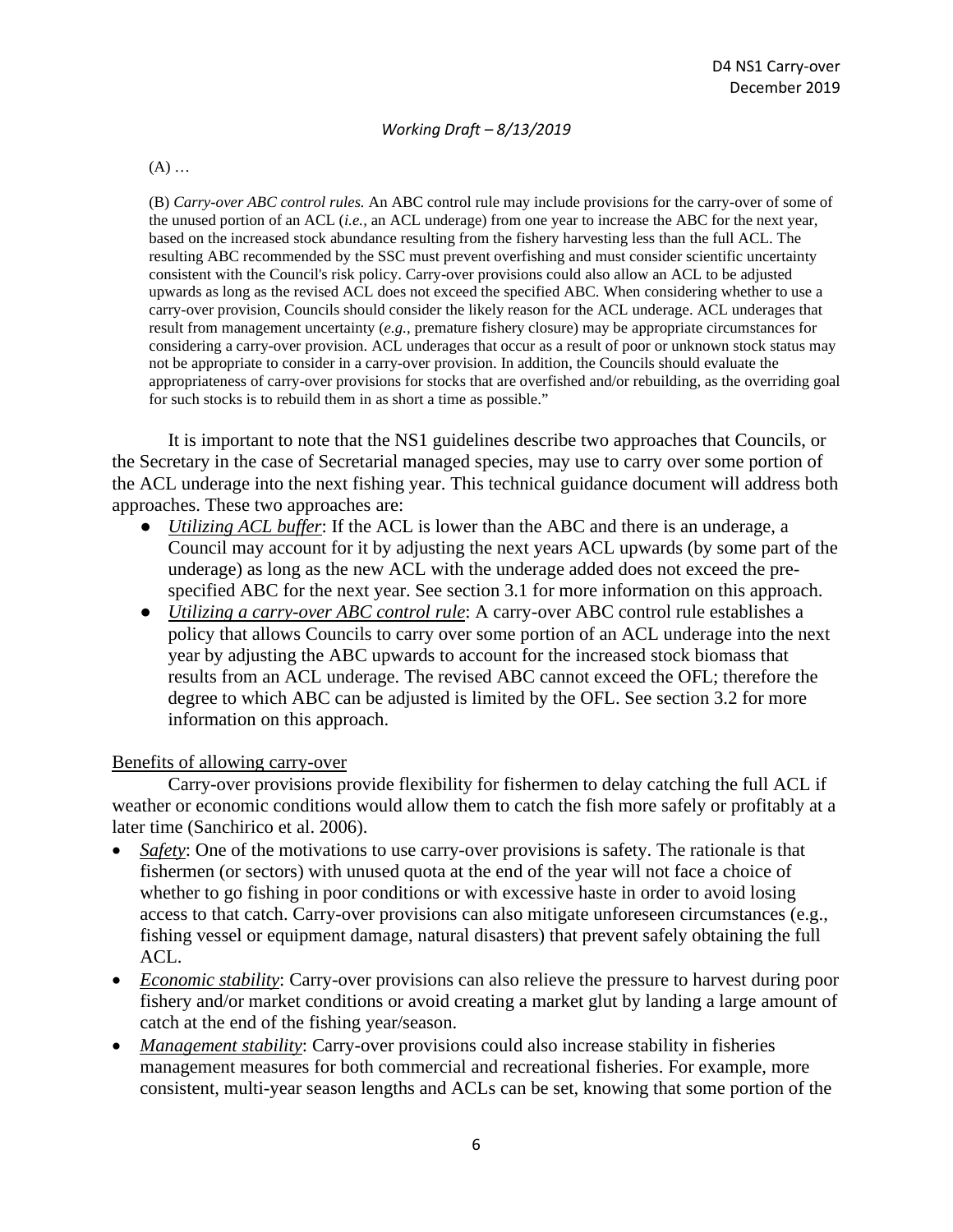(A) …

(B) *Carry-over ABC control rules.* An ABC control rule may include provisions for the carry-over of some of the unused portion of an ACL (*i.e.,* an ACL underage) from one year to increase the ABC for the next year, based on the increased stock abundance resulting from the fishery harvesting less than the full ACL. The resulting ABC recommended by the SSC must prevent overfishing and must consider scientific uncertainty consistent with the Council's risk policy. Carry-over provisions could also allow an ACL to be adjusted upwards as long as the revised ACL does not exceed the specified ABC. When considering whether to use a carry-over provision, Councils should consider the likely reason for the ACL underage. ACL underages that result from management uncertainty (*e.g.,* premature fishery closure) may be appropriate circumstances for considering a carry-over provision. ACL underages that occur as a result of poor or unknown stock status may not be appropriate to consider in a carry-over provision. In addition, the Councils should evaluate the appropriateness of carry-over provisions for stocks that are overfished and/or rebuilding, as the overriding goal for such stocks is to rebuild them in as short a time as possible."

It is important to note that the NS1 guidelines describe two approaches that Councils, or the Secretary in the case of Secretarial managed species, may use to carry over some portion of the ACL underage into the next fishing year. This technical guidance document will address both approaches. These two approaches are:

- *Utilizing ACL buffer*: If the ACL is lower than the ABC and there is an underage, a Council may account for it by adjusting the next years ACL upwards (by some part of the underage) as long as the new ACL with the underage added does not exceed the pre-specified ABC for the next year. See section 3.1 for more information on this approach.
- *Utilizing a carry-over ABC control rule*: A carry-over ABC control rule establishes a policy that allows Councils to carry over some portion of an ACL underage into the next year by adjusting the ABC upwards to account for the increased stock biomass that results from an ACL underage. The revised ABC cannot exceed the OFL; therefore the degree to which ABC can be adjusted is limited by the OFL. See section 3.2 for more information on this approach.

Benefits of allowing carry-over

Carry-over provisions provide flexibility for fishermen to delay catching the full ACL if weather or economic conditions would allow them to catch the fish more safely or profitably at a later time (Sanchirico et al. 2006).

- *Safety*: One of the motivations to use carry-over provisions is safety. The rationale is that fishermen (or sectors) with unused quota at the end of the year will not face a choice of whether to go fishing in poor conditions or with excessive haste in order to avoid losing access to that catch. Carry-over provisions can also mitigate unforeseen circumstances (e.g., fishing vessel or equipment damage, natural disasters) that prevent safely obtaining the full ACL.
- *Economic stability*: Carry-over provisions can also relieve the pressure to harvest during poor fishery and/or market conditions or avoid creating a market glut by landing a large amount of catch at the end of the fishing year/season.
- *Management stability*: Carry-over provisions could also increase stability in fisheries management measures for both commercial and recreational fisheries. For example, more consistent, multi-year season lengths and ACLs can be set, knowing that some portion of the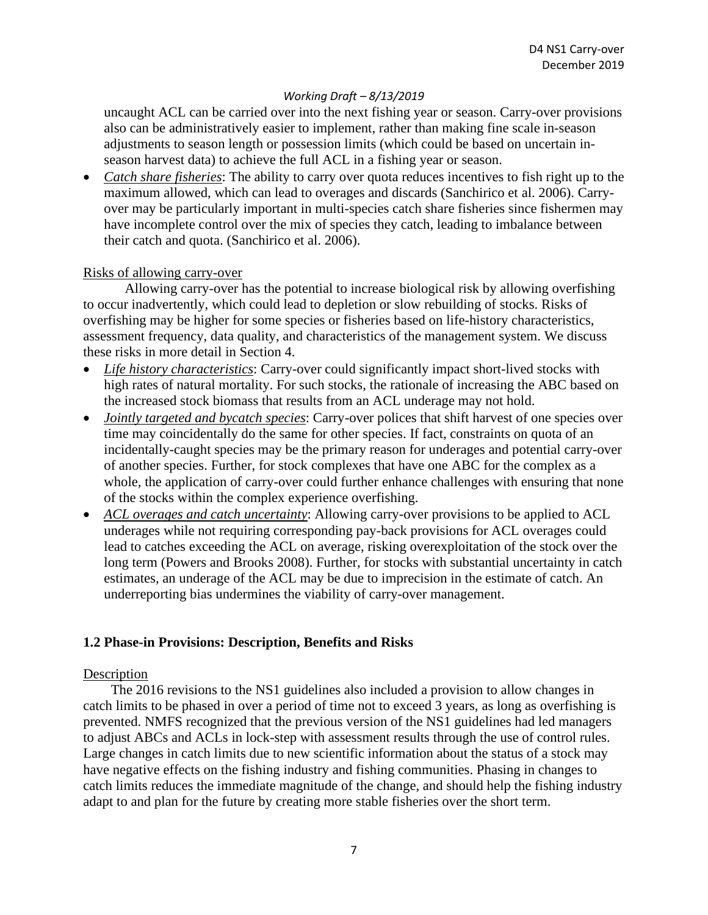uncaught ACL can be carried over into the next fishing year or season. Carry-over provisions also can be administratively easier to implement, rather than making fine scale in-season adjustments to season length or possession limits (which could be based on uncertain in-season harvest data) to achieve the full ACL in a fishing year or season.

- *Catch share fisheries*: The ability to carry over quota reduces incentives to fish right up to the maximum allowed, which can lead to overages and discards (Sanchirico et al. 2006). Carry-over may be particularly important in multi-species catch share fisheries since fishermen may have incomplete control over the mix of species they catch, leading to imbalance between their catch and quota. (Sanchirico et al. 2006).

Risks of allowing carry-over

Allowing carry-over has the potential to increase biological risk by allowing overfishing to occur inadvertently, which could lead to depletion or slow rebuilding of stocks. Risks of overfishing may be higher for some species or fisheries based on life-history characteristics, assessment frequency, data quality, and characteristics of the management system. We discuss these risks in more detail in Section 4.

- *Life history characteristics*: Carry-over could significantly impact short-lived stocks with high rates of natural mortality. For such stocks, the rationale of increasing the ABC based on the increased stock biomass that results from an ACL underage may not hold.
- *Jointly targeted and bycatch species*: Carry-over polices that shift harvest of one species over time may coincidentally do the same for other species. If fact, constraints on quota of an incidentally-caught species may be the primary reason for underages and potential carry-over of another species. Further, for stock complexes that have one ABC for the complex as a whole, the application of carry-over could further enhance challenges with ensuring that none of the stocks within the complex experience overfishing.
- *ACL overages and catch uncertainty*: Allowing carry-over provisions to be applied to ACL underages while not requiring corresponding pay-back provisions for ACL overages could lead to catches exceeding the ACL on average, risking overexploitation of the stock over the long term (Powers and Brooks 2008). Further, for stocks with substantial uncertainty in catch estimates, an underage of the ACL may be due to imprecision in the estimate of catch. An underreporting bias undermines the viability of carry-over management.

**1.2 Phase-in Provisions: Description, Benefits and Risks**

Description

The 2016 revisions to the NS1 guidelines also included a provision to allow changes in catch limits to be phased in over a period of time not to exceed 3 years, as long as overfishing is prevented. NMFS recognized that the previous version of the NS1 guidelines had led managers to adjust ABCs and ACLs in lock-step with assessment results through the use of control rules. Large changes in catch limits due to new scientific information about the status of a stock may have negative effects on the fishing industry and fishing communities. Phasing in changes to catch limits reduces the immediate magnitude of the change, and should help the fishing industry adapt to and plan for the future by creating more stable fisheries over the short term.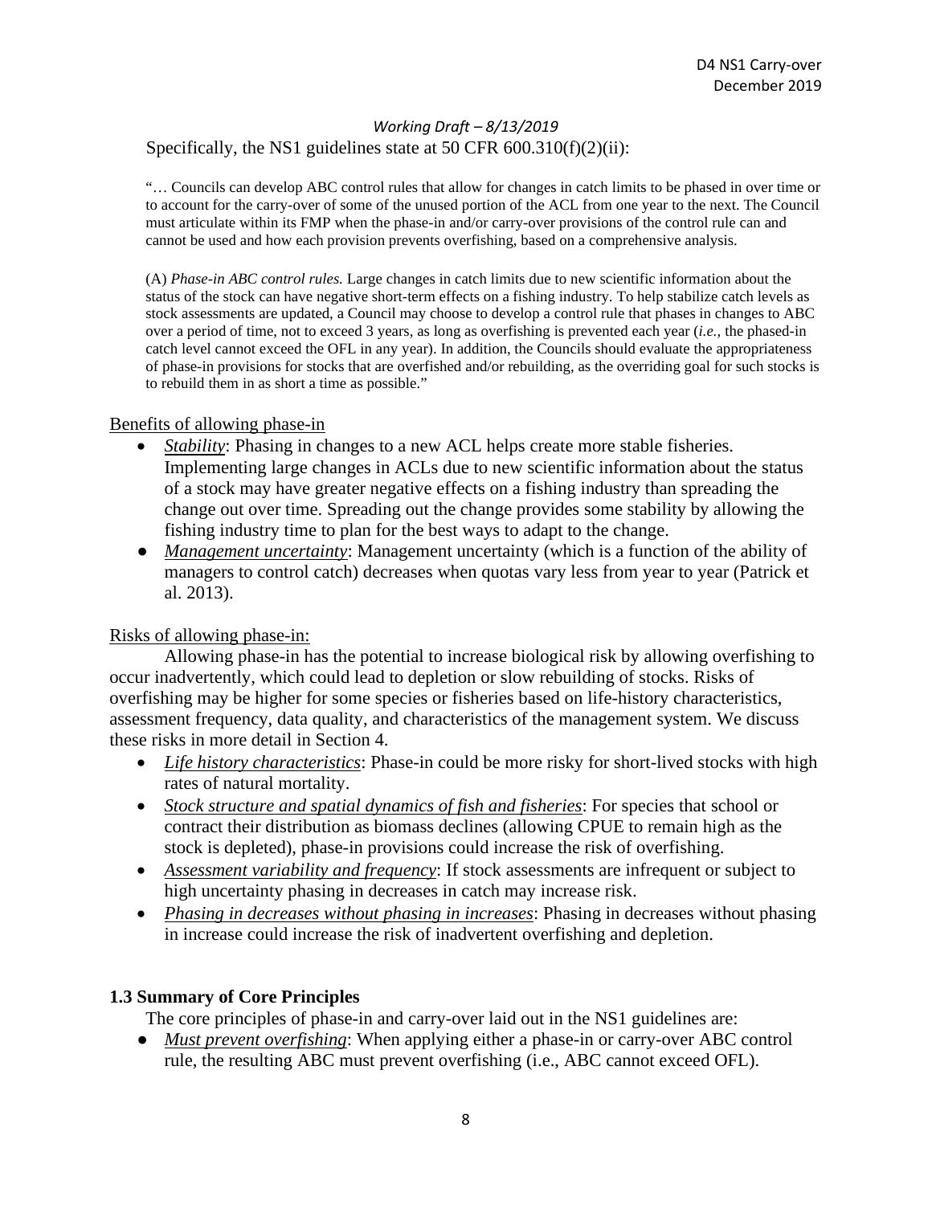Specifically, the NS1 guidelines state at 50 CFR 600.310(f)(2)(ii):

> "… Councils can develop ABC control rules that allow for changes in catch limits to be phased in over time or to account for the carry-over of some of the unused portion of the ACL from one year to the next. The Council must articulate within its FMP when the phase-in and/or carry-over provisions of the control rule can and cannot be used and how each provision prevents overfishing, based on a comprehensive analysis.
>
> (A) *Phase-in ABC control rules.* Large changes in catch limits due to new scientific information about the status of the stock can have negative short-term effects on a fishing industry. To help stabilize catch levels as stock assessments are updated, a Council may choose to develop a control rule that phases in changes to ABC over a period of time, not to exceed 3 years, as long as overfishing is prevented each year (*i.e.,* the phased-in catch level cannot exceed the OFL in any year). In addition, the Councils should evaluate the appropriateness of phase-in provisions for stocks that are overfished and/or rebuilding, as the overriding goal for such stocks is to rebuild them in as short a time as possible."

<u>Benefits of allowing phase-in</u>

- *<u>Stability</u>*: Phasing in changes to a new ACL helps create more stable fisheries. Implementing large changes in ACLs due to new scientific information about the status of a stock may have greater negative effects on a fishing industry than spreading the change out over time. Spreading out the change provides some stability by allowing the fishing industry time to plan for the best ways to adapt to the change.
- *<u>Management uncertainty</u>*: Management uncertainty (which is a function of the ability of managers to control catch) decreases when quotas vary less from year to year (Patrick et al. 2013).

<u>Risks of allowing phase-in:</u>

Allowing phase-in has the potential to increase biological risk by allowing overfishing to occur inadvertently, which could lead to depletion or slow rebuilding of stocks. Risks of overfishing may be higher for some species or fisheries based on life-history characteristics, assessment frequency, data quality, and characteristics of the management system. We discuss these risks in more detail in Section 4.

- *<u>Life history characteristics</u>*: Phase-in could be more risky for short-lived stocks with high rates of natural mortality.
- *<u>Stock structure and spatial dynamics of fish and fisheries</u>*: For species that school or contract their distribution as biomass declines (allowing CPUE to remain high as the stock is depleted), phase-in provisions could increase the risk of overfishing.
- *<u>Assessment variability and frequency</u>*: If stock assessments are infrequent or subject to high uncertainty phasing in decreases in catch may increase risk.
- *<u>Phasing in decreases without phasing in increases</u>*: Phasing in decreases without phasing in increase could increase the risk of inadvertent overfishing and depletion.

### 1.3 Summary of Core Principles

The core principles of phase-in and carry-over laid out in the NS1 guidelines are:

- *<u>Must prevent overfishing</u>*: When applying either a phase-in or carry-over ABC control rule, the resulting ABC must prevent overfishing (i.e., ABC cannot exceed OFL).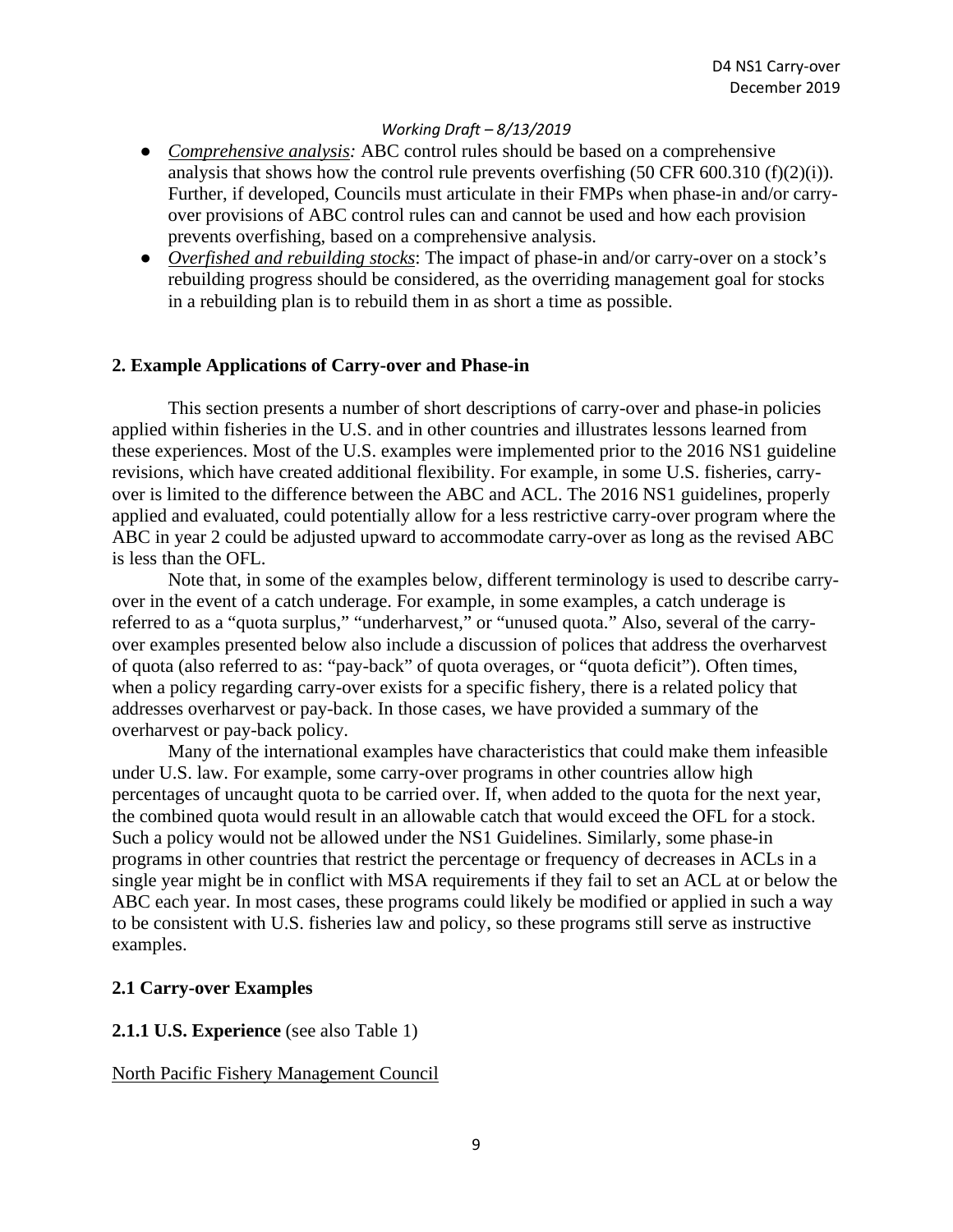- *Comprehensive analysis:* ABC control rules should be based on a comprehensive analysis that shows how the control rule prevents overfishing (50 CFR 600.310 (f)(2)(i)). Further, if developed, Councils must articulate in their FMPs when phase-in and/or carry-over provisions of ABC control rules can and cannot be used and how each provision prevents overfishing, based on a comprehensive analysis.
- *Overfished and rebuilding stocks*: The impact of phase-in and/or carry-over on a stock's rebuilding progress should be considered, as the overriding management goal for stocks in a rebuilding plan is to rebuild them in as short a time as possible.

## 2. Example Applications of Carry-over and Phase-in

This section presents a number of short descriptions of carry-over and phase-in policies applied within fisheries in the U.S. and in other countries and illustrates lessons learned from these experiences. Most of the U.S. examples were implemented prior to the 2016 NS1 guideline revisions, which have created additional flexibility. For example, in some U.S. fisheries, carry-over is limited to the difference between the ABC and ACL. The 2016 NS1 guidelines, properly applied and evaluated, could potentially allow for a less restrictive carry-over program where the ABC in year 2 could be adjusted upward to accommodate carry-over as long as the revised ABC is less than the OFL.

Note that, in some of the examples below, different terminology is used to describe carry-over in the event of a catch underage. For example, in some examples, a catch underage is referred to as a "quota surplus," "underharvest," or "unused quota." Also, several of the carry-over examples presented below also include a discussion of polices that address the overharvest of quota (also referred to as: "pay-back" of quota overages, or "quota deficit"). Often times, when a policy regarding carry-over exists for a specific fishery, there is a related policy that addresses overharvest or pay-back. In those cases, we have provided a summary of the overharvest or pay-back policy.

Many of the international examples have characteristics that could make them infeasible under U.S. law. For example, some carry-over programs in other countries allow high percentages of uncaught quota to be carried over. If, when added to the quota for the next year, the combined quota would result in an allowable catch that would exceed the OFL for a stock. Such a policy would not be allowed under the NS1 Guidelines. Similarly, some phase-in programs in other countries that restrict the percentage or frequency of decreases in ACLs in a single year might be in conflict with MSA requirements if they fail to set an ACL at or below the ABC each year. In most cases, these programs could likely be modified or applied in such a way to be consistent with U.S. fisheries law and policy, so these programs still serve as instructive examples.

### 2.1 Carry-over Examples

#### 2.1.1 U.S. Experience (see also Table 1)

North Pacific Fishery Management Council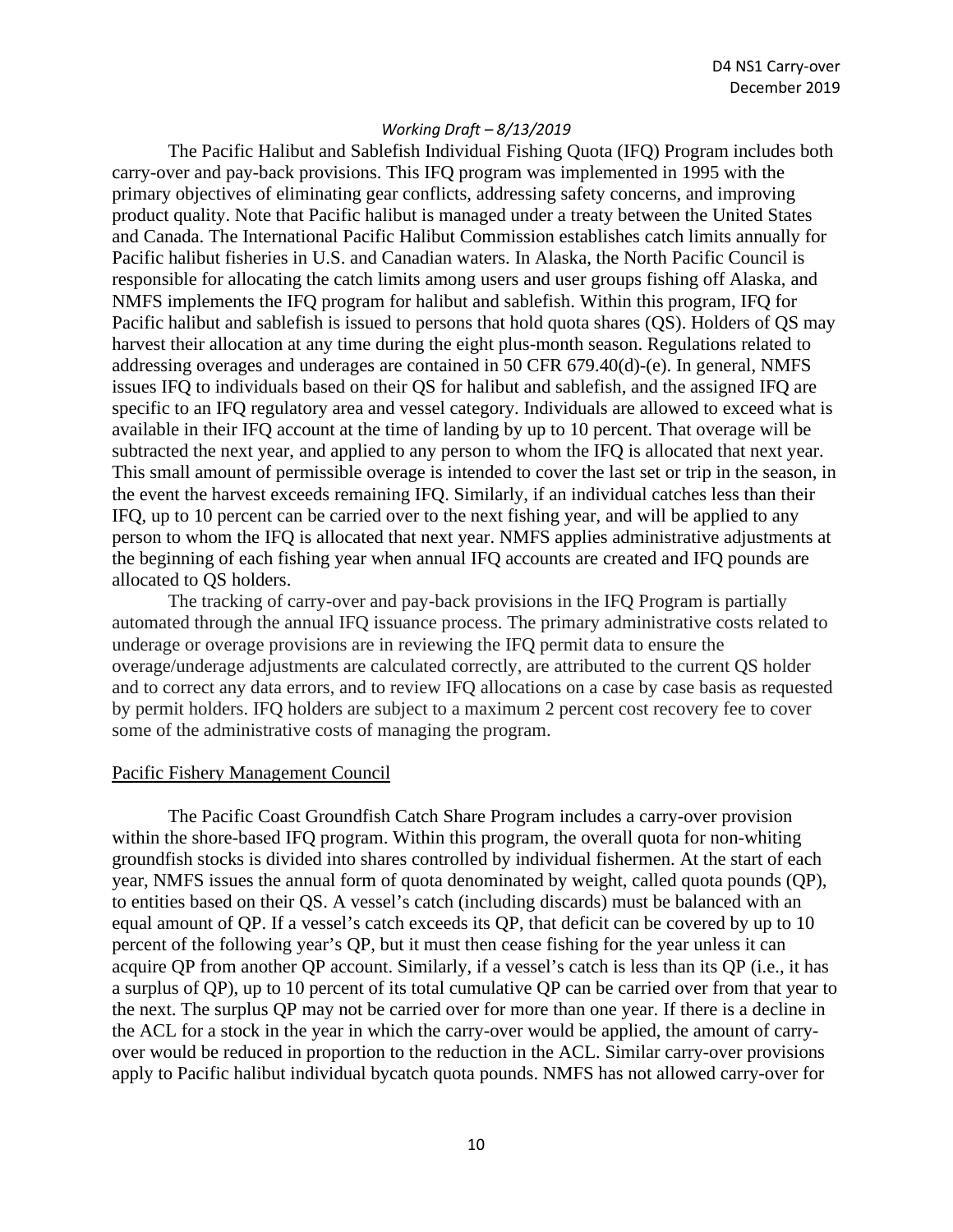The Pacific Halibut and Sablefish Individual Fishing Quota (IFQ) Program includes both carry-over and pay-back provisions. This IFQ program was implemented in 1995 with the primary objectives of eliminating gear conflicts, addressing safety concerns, and improving product quality. Note that Pacific halibut is managed under a treaty between the United States and Canada. The International Pacific Halibut Commission establishes catch limits annually for Pacific halibut fisheries in U.S. and Canadian waters. In Alaska, the North Pacific Council is responsible for allocating the catch limits among users and user groups fishing off Alaska, and NMFS implements the IFQ program for halibut and sablefish. Within this program, IFQ for Pacific halibut and sablefish is issued to persons that hold quota shares (QS). Holders of QS may harvest their allocation at any time during the eight plus-month season. Regulations related to addressing overages and underages are contained in 50 CFR 679.40(d)-(e). In general, NMFS issues IFQ to individuals based on their QS for halibut and sablefish, and the assigned IFQ are specific to an IFQ regulatory area and vessel category. Individuals are allowed to exceed what is available in their IFQ account at the time of landing by up to 10 percent. That overage will be subtracted the next year, and applied to any person to whom the IFQ is allocated that next year. This small amount of permissible overage is intended to cover the last set or trip in the season, in the event the harvest exceeds remaining IFQ. Similarly, if an individual catches less than their IFQ, up to 10 percent can be carried over to the next fishing year, and will be applied to any person to whom the IFQ is allocated that next year. NMFS applies administrative adjustments at the beginning of each fishing year when annual IFQ accounts are created and IFQ pounds are allocated to QS holders.

The tracking of carry-over and pay-back provisions in the IFQ Program is partially automated through the annual IFQ issuance process. The primary administrative costs related to underage or overage provisions are in reviewing the IFQ permit data to ensure the overage/underage adjustments are calculated correctly, are attributed to the current QS holder and to correct any data errors, and to review IFQ allocations on a case by case basis as requested by permit holders. IFQ holders are subject to a maximum 2 percent cost recovery fee to cover some of the administrative costs of managing the program.

## Pacific Fishery Management Council

The Pacific Coast Groundfish Catch Share Program includes a carry-over provision within the shore-based IFQ program. Within this program, the overall quota for non-whiting groundfish stocks is divided into shares controlled by individual fishermen. At the start of each year, NMFS issues the annual form of quota denominated by weight, called quota pounds (QP), to entities based on their QS. A vessel's catch (including discards) must be balanced with an equal amount of QP. If a vessel's catch exceeds its QP, that deficit can be covered by up to 10 percent of the following year's QP, but it must then cease fishing for the year unless it can acquire QP from another QP account. Similarly, if a vessel's catch is less than its QP (i.e., it has a surplus of QP), up to 10 percent of its total cumulative QP can be carried over from that year to the next. The surplus QP may not be carried over for more than one year. If there is a decline in the ACL for a stock in the year in which the carry-over would be applied, the amount of carry-over would be reduced in proportion to the reduction in the ACL. Similar carry-over provisions apply to Pacific halibut individual bycatch quota pounds. NMFS has not allowed carry-over for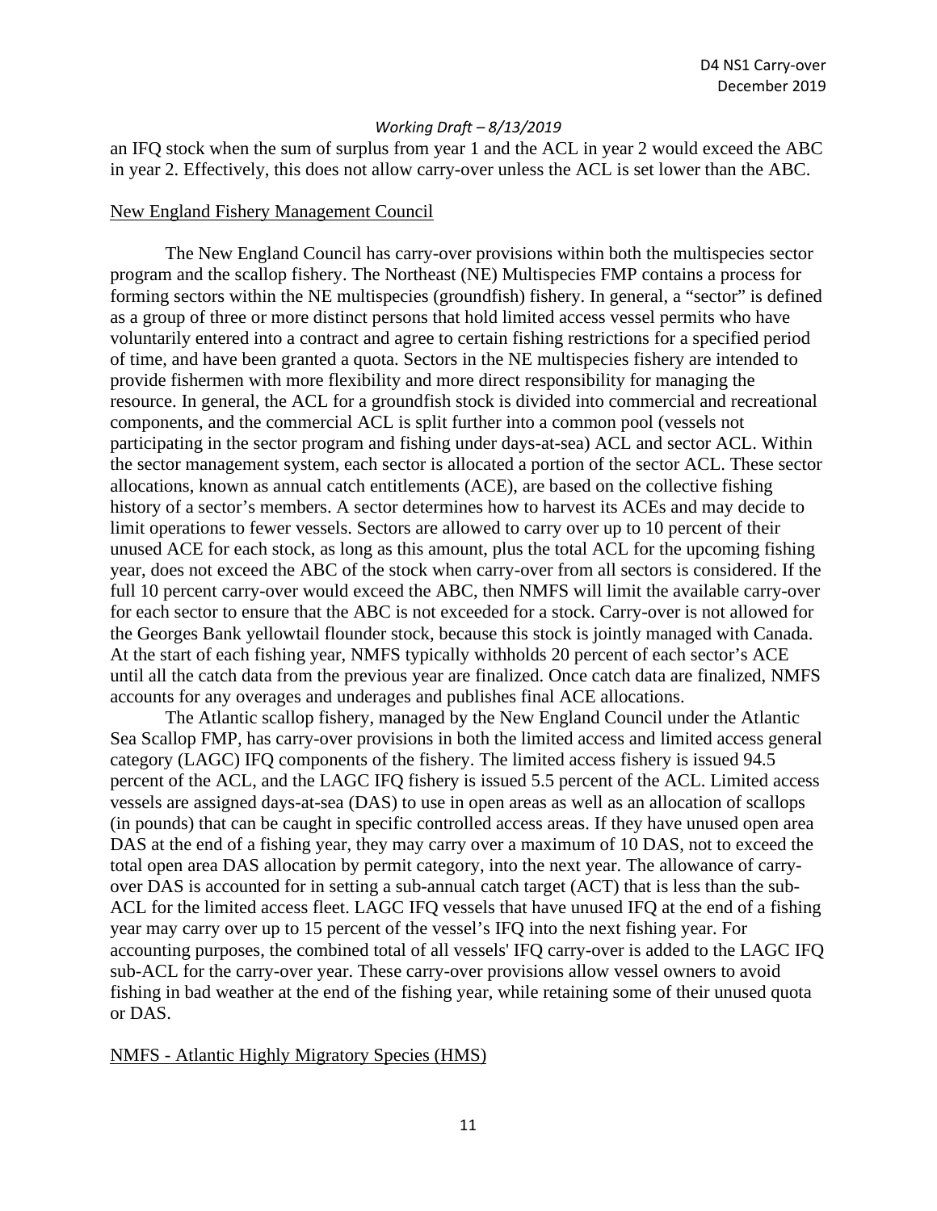an IFQ stock when the sum of surplus from year 1 and the ACL in year 2 would exceed the ABC in year 2. Effectively, this does not allow carry-over unless the ACL is set lower than the ABC.

## New England Fishery Management Council

The New England Council has carry-over provisions within both the multispecies sector program and the scallop fishery. The Northeast (NE) Multispecies FMP contains a process for forming sectors within the NE multispecies (groundfish) fishery. In general, a "sector" is defined as a group of three or more distinct persons that hold limited access vessel permits who have voluntarily entered into a contract and agree to certain fishing restrictions for a specified period of time, and have been granted a quota. Sectors in the NE multispecies fishery are intended to provide fishermen with more flexibility and more direct responsibility for managing the resource. In general, the ACL for a groundfish stock is divided into commercial and recreational components, and the commercial ACL is split further into a common pool (vessels not participating in the sector program and fishing under days-at-sea) ACL and sector ACL. Within the sector management system, each sector is allocated a portion of the sector ACL. These sector allocations, known as annual catch entitlements (ACE), are based on the collective fishing history of a sector's members. A sector determines how to harvest its ACEs and may decide to limit operations to fewer vessels. Sectors are allowed to carry over up to 10 percent of their unused ACE for each stock, as long as this amount, plus the total ACL for the upcoming fishing year, does not exceed the ABC of the stock when carry-over from all sectors is considered. If the full 10 percent carry-over would exceed the ABC, then NMFS will limit the available carry-over for each sector to ensure that the ABC is not exceeded for a stock. Carry-over is not allowed for the Georges Bank yellowtail flounder stock, because this stock is jointly managed with Canada. At the start of each fishing year, NMFS typically withholds 20 percent of each sector's ACE until all the catch data from the previous year are finalized. Once catch data are finalized, NMFS accounts for any overages and underages and publishes final ACE allocations.

The Atlantic scallop fishery, managed by the New England Council under the Atlantic Sea Scallop FMP, has carry-over provisions in both the limited access and limited access general category (LAGC) IFQ components of the fishery. The limited access fishery is issued 94.5 percent of the ACL, and the LAGC IFQ fishery is issued 5.5 percent of the ACL. Limited access vessels are assigned days-at-sea (DAS) to use in open areas as well as an allocation of scallops (in pounds) that can be caught in specific controlled access areas. If they have unused open area DAS at the end of a fishing year, they may carry over a maximum of 10 DAS, not to exceed the total open area DAS allocation by permit category, into the next year. The allowance of carry-over DAS is accounted for in setting a sub-annual catch target (ACT) that is less than the sub-ACL for the limited access fleet. LAGC IFQ vessels that have unused IFQ at the end of a fishing year may carry over up to 15 percent of the vessel's IFQ into the next fishing year. For accounting purposes, the combined total of all vessels' IFQ carry-over is added to the LAGC IFQ sub-ACL for the carry-over year. These carry-over provisions allow vessel owners to avoid fishing in bad weather at the end of the fishing year, while retaining some of their unused quota or DAS.

## NMFS - Atlantic Highly Migratory Species (HMS)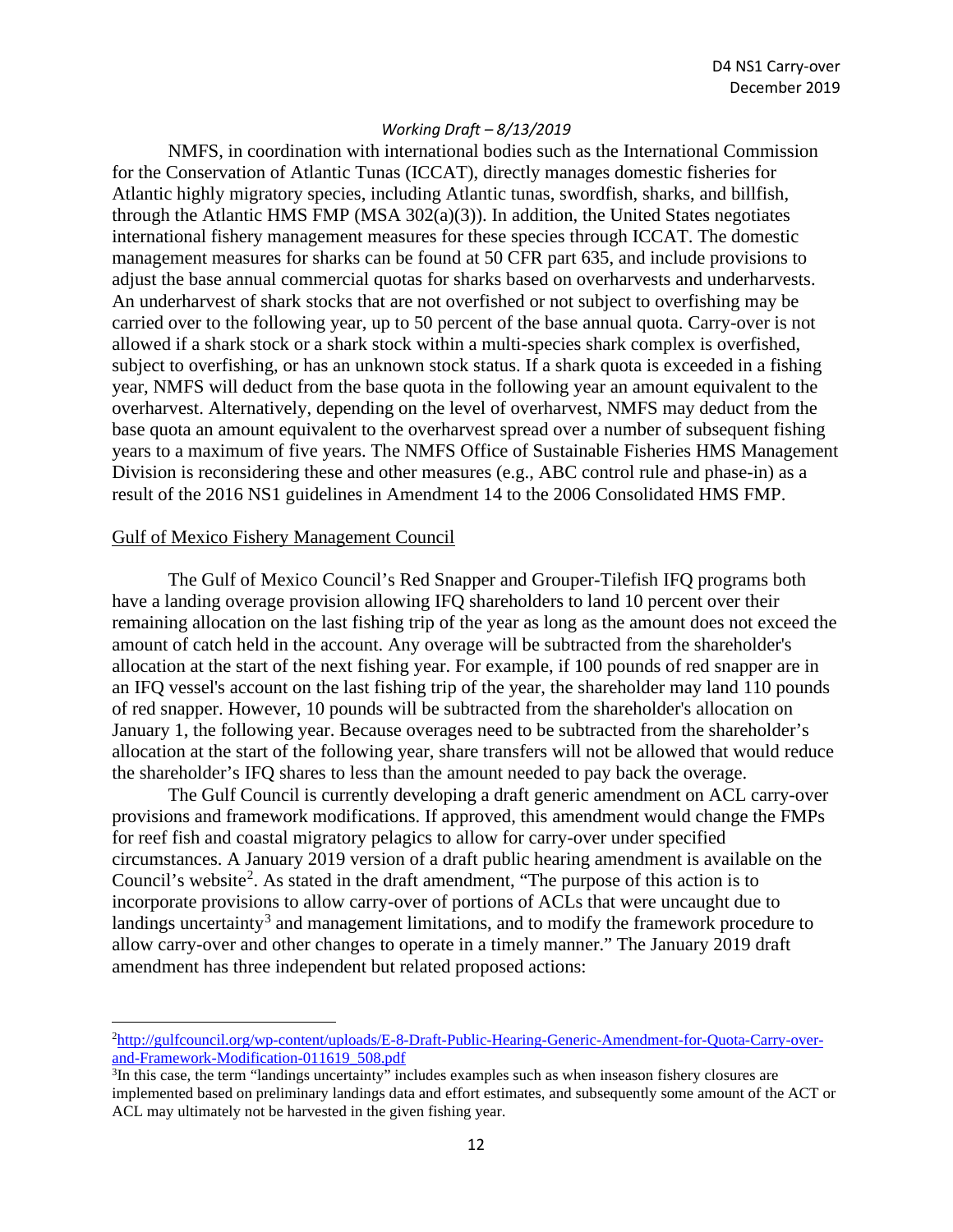NMFS, in coordination with international bodies such as the International Commission for the Conservation of Atlantic Tunas (ICCAT), directly manages domestic fisheries for Atlantic highly migratory species, including Atlantic tunas, swordfish, sharks, and billfish, through the Atlantic HMS FMP (MSA 302(a)(3)). In addition, the United States negotiates international fishery management measures for these species through ICCAT. The domestic management measures for sharks can be found at 50 CFR part 635, and include provisions to adjust the base annual commercial quotas for sharks based on overharvests and underharvests. An underharvest of shark stocks that are not overfished or not subject to overfishing may be carried over to the following year, up to 50 percent of the base annual quota. Carry-over is not allowed if a shark stock or a shark stock within a multi-species shark complex is overfished, subject to overfishing, or has an unknown stock status. If a shark quota is exceeded in a fishing year, NMFS will deduct from the base quota in the following year an amount equivalent to the overharvest. Alternatively, depending on the level of overharvest, NMFS may deduct from the base quota an amount equivalent to the overharvest spread over a number of subsequent fishing years to a maximum of five years. The NMFS Office of Sustainable Fisheries HMS Management Division is reconsidering these and other measures (e.g., ABC control rule and phase-in) as a result of the 2016 NS1 guidelines in Amendment 14 to the 2006 Consolidated HMS FMP.

Gulf of Mexico Fishery Management Council

The Gulf of Mexico Council's Red Snapper and Grouper-Tilefish IFQ programs both have a landing overage provision allowing IFQ shareholders to land 10 percent over their remaining allocation on the last fishing trip of the year as long as the amount does not exceed the amount of catch held in the account. Any overage will be subtracted from the shareholder's allocation at the start of the next fishing year. For example, if 100 pounds of red snapper are in an IFQ vessel's account on the last fishing trip of the year, the shareholder may land 110 pounds of red snapper. However, 10 pounds will be subtracted from the shareholder's allocation on January 1, the following year. Because overages need to be subtracted from the shareholder's allocation at the start of the following year, share transfers will not be allowed that would reduce the shareholder's IFQ shares to less than the amount needed to pay back the overage.

The Gulf Council is currently developing a draft generic amendment on ACL carry-over provisions and framework modifications. If approved, this amendment would change the FMPs for reef fish and coastal migratory pelagics to allow for carry-over under specified circumstances. A January 2019 version of a draft public hearing amendment is available on the Council's website[2]. As stated in the draft amendment, "The purpose of this action is to incorporate provisions to allow carry-over of portions of ACLs that were uncaught due to landings uncertainty[3] and management limitations, and to modify the framework procedure to allow carry-over and other changes to operate in a timely manner." The January 2019 draft amendment has three independent but related proposed actions:

[2] http://gulfcouncil.org/wp-content/uploads/E-8-Draft-Public-Hearing-Generic-Amendment-for-Quota-Carry-over-and-Framework-Modification-011619_508.pdf

[3] In this case, the term "landings uncertainty" includes examples such as when inseason fishery closures are implemented based on preliminary landings data and effort estimates, and subsequently some amount of the ACT or ACL may ultimately not be harvested in the given fishing year.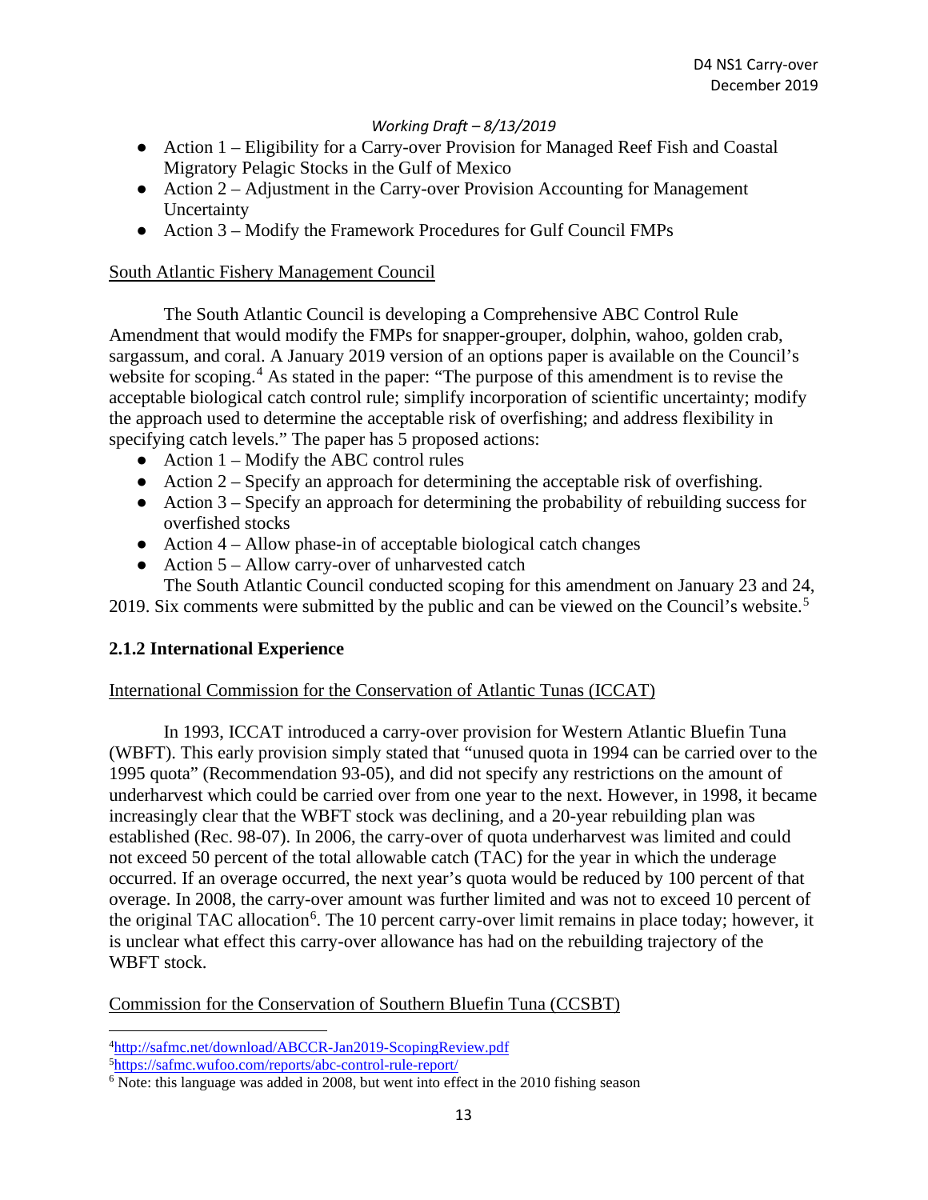- Action 1 – Eligibility for a Carry-over Provision for Managed Reef Fish and Coastal Migratory Pelagic Stocks in the Gulf of Mexico
- Action 2 – Adjustment in the Carry-over Provision Accounting for Management Uncertainty
- Action 3 – Modify the Framework Procedures for Gulf Council FMPs

South Atlantic Fishery Management Council

The South Atlantic Council is developing a Comprehensive ABC Control Rule Amendment that would modify the FMPs for snapper-grouper, dolphin, wahoo, golden crab, sargassum, and coral. A January 2019 version of an options paper is available on the Council's website for scoping.[4] As stated in the paper: "The purpose of this amendment is to revise the acceptable biological catch control rule; simplify incorporation of scientific uncertainty; modify the approach used to determine the acceptable risk of overfishing; and address flexibility in specifying catch levels." The paper has 5 proposed actions:

- Action 1 – Modify the ABC control rules
- Action 2 – Specify an approach for determining the acceptable risk of overfishing.
- Action 3 – Specify an approach for determining the probability of rebuilding success for overfished stocks
- Action 4 – Allow phase-in of acceptable biological catch changes
- Action 5 – Allow carry-over of unharvested catch

The South Atlantic Council conducted scoping for this amendment on January 23 and 24, 2019. Six comments were submitted by the public and can be viewed on the Council's website.[5]

### 2.1.2 International Experience

International Commission for the Conservation of Atlantic Tunas (ICCAT)

In 1993, ICCAT introduced a carry-over provision for Western Atlantic Bluefin Tuna (WBFT). This early provision simply stated that "unused quota in 1994 can be carried over to the 1995 quota" (Recommendation 93-05), and did not specify any restrictions on the amount of underharvest which could be carried over from one year to the next. However, in 1998, it became increasingly clear that the WBFT stock was declining, and a 20-year rebuilding plan was established (Rec. 98-07). In 2006, the carry-over of quota underharvest was limited and could not exceed 50 percent of the total allowable catch (TAC) for the year in which the underage occurred. If an overage occurred, the next year's quota would be reduced by 100 percent of that overage. In 2008, the carry-over amount was further limited and was not to exceed 10 percent of the original TAC allocation[6]. The 10 percent carry-over limit remains in place today; however, it is unclear what effect this carry-over allowance has had on the rebuilding trajectory of the WBFT stock.

Commission for the Conservation of Southern Bluefin Tuna (CCSBT)

---

[4] http://safmc.net/download/ABCCR-Jan2019-ScopingReview.pdf

[5] https://safmc.wufoo.com/reports/abc-control-rule-report/

[6] Note: this language was added in 2008, but went into effect in the 2010 fishing season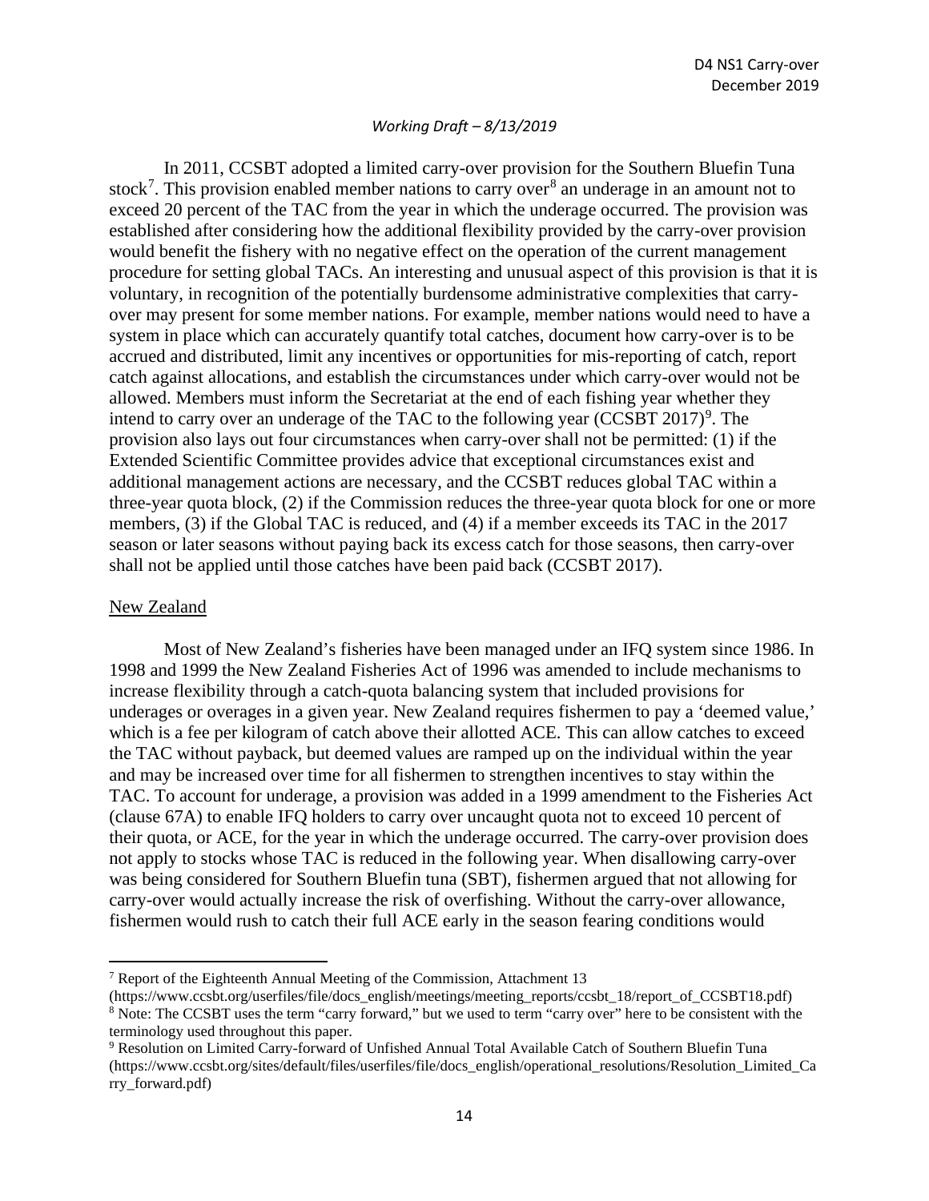In 2011, CCSBT adopted a limited carry-over provision for the Southern Bluefin Tuna stock[7]. This provision enabled member nations to carry over[8] an underage in an amount not to exceed 20 percent of the TAC from the year in which the underage occurred. The provision was established after considering how the additional flexibility provided by the carry-over provision would benefit the fishery with no negative effect on the operation of the current management procedure for setting global TACs. An interesting and unusual aspect of this provision is that it is voluntary, in recognition of the potentially burdensome administrative complexities that carry-over may present for some member nations. For example, member nations would need to have a system in place which can accurately quantify total catches, document how carry-over is to be accrued and distributed, limit any incentives or opportunities for mis-reporting of catch, report catch against allocations, and establish the circumstances under which carry-over would not be allowed. Members must inform the Secretariat at the end of each fishing year whether they intend to carry over an underage of the TAC to the following year (CCSBT 2017)[9]. The provision also lays out four circumstances when carry-over shall not be permitted: (1) if the Extended Scientific Committee provides advice that exceptional circumstances exist and additional management actions are necessary, and the CCSBT reduces global TAC within a three-year quota block, (2) if the Commission reduces the three-year quota block for one or more members, (3) if the Global TAC is reduced, and (4) if a member exceeds its TAC in the 2017 season or later seasons without paying back its excess catch for those seasons, then carry-over shall not be applied until those catches have been paid back (CCSBT 2017).

<u>New Zealand</u>

Most of New Zealand's fisheries have been managed under an IFQ system since 1986. In 1998 and 1999 the New Zealand Fisheries Act of 1996 was amended to include mechanisms to increase flexibility through a catch-quota balancing system that included provisions for underages or overages in a given year. New Zealand requires fishermen to pay a 'deemed value,' which is a fee per kilogram of catch above their allotted ACE. This can allow catches to exceed the TAC without payback, but deemed values are ramped up on the individual within the year and may be increased over time for all fishermen to strengthen incentives to stay within the TAC. To account for underage, a provision was added in a 1999 amendment to the Fisheries Act (clause 67A) to enable IFQ holders to carry over uncaught quota not to exceed 10 percent of their quota, or ACE, for the year in which the underage occurred. The carry-over provision does not apply to stocks whose TAC is reduced in the following year. When disallowing carry-over was being considered for Southern Bluefin tuna (SBT), fishermen argued that not allowing for carry-over would actually increase the risk of overfishing. Without the carry-over allowance, fishermen would rush to catch their full ACE early in the season fearing conditions would

---

[7] Report of the Eighteenth Annual Meeting of the Commission, Attachment 13 (https://www.ccsbt.org/userfiles/file/docs_english/meetings/meeting_reports/ccsbt_18/report_of_CCSBT18.pdf)

[8] Note: The CCSBT uses the term "carry forward," but we used to term "carry over" here to be consistent with the terminology used throughout this paper.

[9] Resolution on Limited Carry-forward of Unfished Annual Total Available Catch of Southern Bluefin Tuna (https://www.ccsbt.org/sites/default/files/userfiles/file/docs_english/operational_resolutions/Resolution_Limited_Carry_forward.pdf)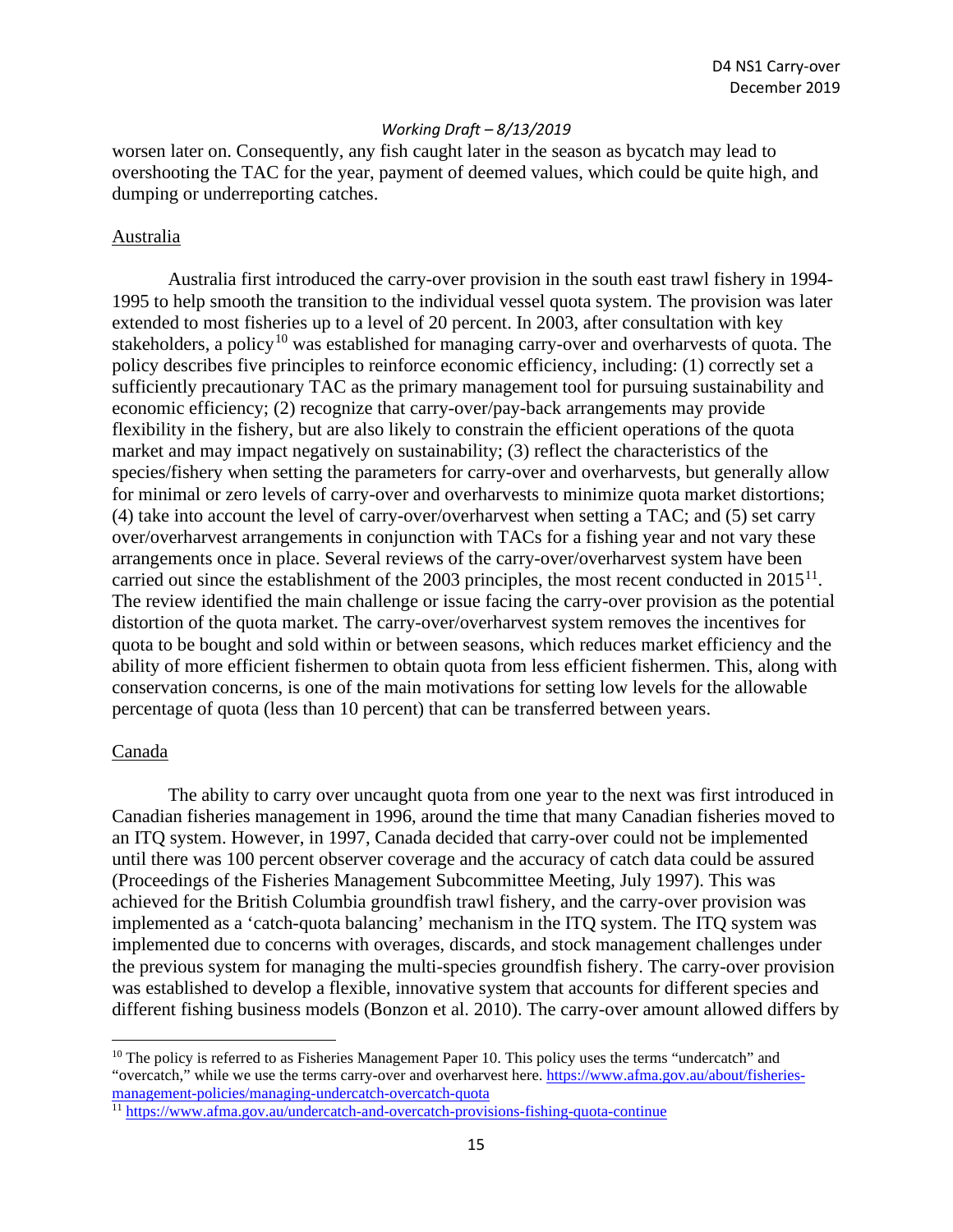worsen later on. Consequently, any fish caught later in the season as bycatch may lead to overshooting the TAC for the year, payment of deemed values, which could be quite high, and dumping or underreporting catches.

## Australia

Australia first introduced the carry-over provision in the south east trawl fishery in 1994-1995 to help smooth the transition to the individual vessel quota system. The provision was later extended to most fisheries up to a level of 20 percent. In 2003, after consultation with key stakeholders, a policy[10] was established for managing carry-over and overharvests of quota. The policy describes five principles to reinforce economic efficiency, including: (1) correctly set a sufficiently precautionary TAC as the primary management tool for pursuing sustainability and economic efficiency; (2) recognize that carry-over/pay-back arrangements may provide flexibility in the fishery, but are also likely to constrain the efficient operations of the quota market and may impact negatively on sustainability; (3) reflect the characteristics of the species/fishery when setting the parameters for carry-over and overharvests, but generally allow for minimal or zero levels of carry-over and overharvests to minimize quota market distortions; (4) take into account the level of carry-over/overharvest when setting a TAC; and (5) set carry over/overharvest arrangements in conjunction with TACs for a fishing year and not vary these arrangements once in place. Several reviews of the carry-over/overharvest system have been carried out since the establishment of the 2003 principles, the most recent conducted in 2015[11]. The review identified the main challenge or issue facing the carry-over provision as the potential distortion of the quota market. The carry-over/overharvest system removes the incentives for quota to be bought and sold within or between seasons, which reduces market efficiency and the ability of more efficient fishermen to obtain quota from less efficient fishermen. This, along with conservation concerns, is one of the main motivations for setting low levels for the allowable percentage of quota (less than 10 percent) that can be transferred between years.

## Canada

The ability to carry over uncaught quota from one year to the next was first introduced in Canadian fisheries management in 1996, around the time that many Canadian fisheries moved to an ITQ system. However, in 1997, Canada decided that carry-over could not be implemented until there was 100 percent observer coverage and the accuracy of catch data could be assured (Proceedings of the Fisheries Management Subcommittee Meeting, July 1997). This was achieved for the British Columbia groundfish trawl fishery, and the carry-over provision was implemented as a 'catch-quota balancing' mechanism in the ITQ system. The ITQ system was implemented due to concerns with overages, discards, and stock management challenges under the previous system for managing the multi-species groundfish fishery. The carry-over provision was established to develop a flexible, innovative system that accounts for different species and different fishing business models (Bonzon et al. 2010). The carry-over amount allowed differs by

---

[10] The policy is referred to as Fisheries Management Paper 10. This policy uses the terms "undercatch" and "overcatch," while we use the terms carry-over and overharvest here. https://www.afma.gov.au/about/fisheries-management-policies/managing-undercatch-overcatch-quota

[11] https://www.afma.gov.au/undercatch-and-overcatch-provisions-fishing-quota-continue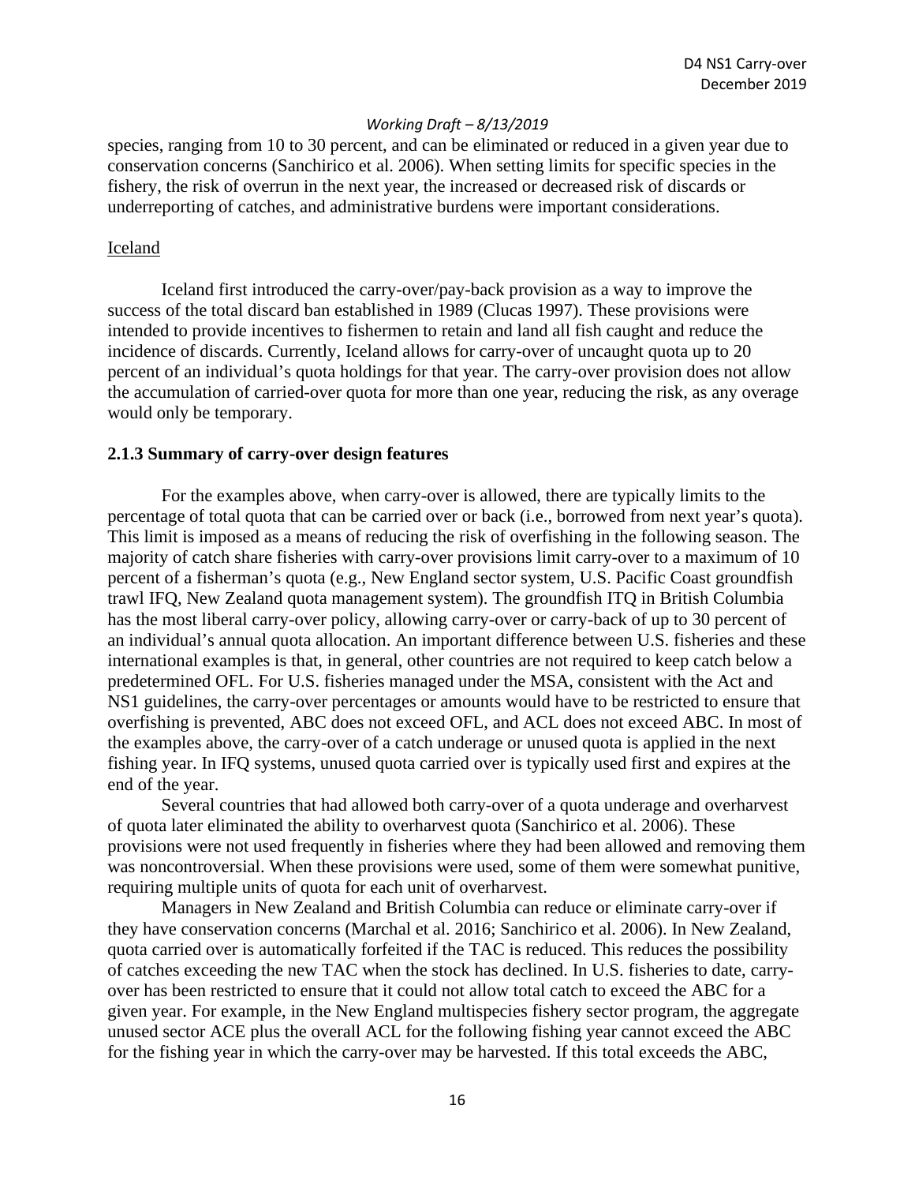species, ranging from 10 to 30 percent, and can be eliminated or reduced in a given year due to conservation concerns (Sanchirico et al. 2006). When setting limits for specific species in the fishery, the risk of overrun in the next year, the increased or decreased risk of discards or underreporting of catches, and administrative burdens were important considerations.

Iceland

Iceland first introduced the carry-over/pay-back provision as a way to improve the success of the total discard ban established in 1989 (Clucas 1997). These provisions were intended to provide incentives to fishermen to retain and land all fish caught and reduce the incidence of discards. Currently, Iceland allows for carry-over of uncaught quota up to 20 percent of an individual's quota holdings for that year. The carry-over provision does not allow the accumulation of carried-over quota for more than one year, reducing the risk, as any overage would only be temporary.

### 2.1.3 Summary of carry-over design features

For the examples above, when carry-over is allowed, there are typically limits to the percentage of total quota that can be carried over or back (i.e., borrowed from next year's quota). This limit is imposed as a means of reducing the risk of overfishing in the following season. The majority of catch share fisheries with carry-over provisions limit carry-over to a maximum of 10 percent of a fisherman's quota (e.g., New England sector system, U.S. Pacific Coast groundfish trawl IFQ, New Zealand quota management system). The groundfish ITQ in British Columbia has the most liberal carry-over policy, allowing carry-over or carry-back of up to 30 percent of an individual's annual quota allocation. An important difference between U.S. fisheries and these international examples is that, in general, other countries are not required to keep catch below a predetermined OFL. For U.S. fisheries managed under the MSA, consistent with the Act and NS1 guidelines, the carry-over percentages or amounts would have to be restricted to ensure that overfishing is prevented, ABC does not exceed OFL, and ACL does not exceed ABC. In most of the examples above, the carry-over of a catch underage or unused quota is applied in the next fishing year. In IFQ systems, unused quota carried over is typically used first and expires at the end of the year.

Several countries that had allowed both carry-over of a quota underage and overharvest of quota later eliminated the ability to overharvest quota (Sanchirico et al. 2006). These provisions were not used frequently in fisheries where they had been allowed and removing them was noncontroversial. When these provisions were used, some of them were somewhat punitive, requiring multiple units of quota for each unit of overharvest.

Managers in New Zealand and British Columbia can reduce or eliminate carry-over if they have conservation concerns (Marchal et al. 2016; Sanchirico et al. 2006). In New Zealand, quota carried over is automatically forfeited if the TAC is reduced. This reduces the possibility of catches exceeding the new TAC when the stock has declined. In U.S. fisheries to date, carry-over has been restricted to ensure that it could not allow total catch to exceed the ABC for a given year. For example, in the New England multispecies fishery sector program, the aggregate unused sector ACE plus the overall ACL for the following fishing year cannot exceed the ABC for the fishing year in which the carry-over may be harvested. If this total exceeds the ABC,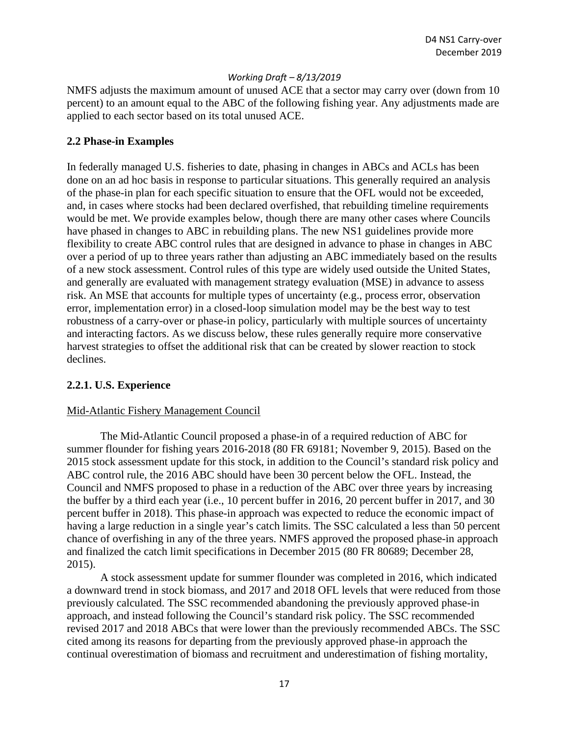NMFS adjusts the maximum amount of unused ACE that a sector may carry over (down from 10 percent) to an amount equal to the ABC of the following fishing year. Any adjustments made are applied to each sector based on its total unused ACE.

## 2.2 Phase-in Examples

In federally managed U.S. fisheries to date, phasing in changes in ABCs and ACLs has been done on an ad hoc basis in response to particular situations. This generally required an analysis of the phase-in plan for each specific situation to ensure that the OFL would not be exceeded, and, in cases where stocks had been declared overfished, that rebuilding timeline requirements would be met. We provide examples below, though there are many other cases where Councils have phased in changes to ABC in rebuilding plans. The new NS1 guidelines provide more flexibility to create ABC control rules that are designed in advance to phase in changes in ABC over a period of up to three years rather than adjusting an ABC immediately based on the results of a new stock assessment. Control rules of this type are widely used outside the United States, and generally are evaluated with management strategy evaluation (MSE) in advance to assess risk. An MSE that accounts for multiple types of uncertainty (e.g., process error, observation error, implementation error) in a closed-loop simulation model may be the best way to test robustness of a carry-over or phase-in policy, particularly with multiple sources of uncertainty and interacting factors. As we discuss below, these rules generally require more conservative harvest strategies to offset the additional risk that can be created by slower reaction to stock declines.

### 2.2.1. U.S. Experience

Mid-Atlantic Fishery Management Council

The Mid-Atlantic Council proposed a phase-in of a required reduction of ABC for summer flounder for fishing years 2016-2018 (80 FR 69181; November 9, 2015). Based on the 2015 stock assessment update for this stock, in addition to the Council's standard risk policy and ABC control rule, the 2016 ABC should have been 30 percent below the OFL. Instead, the Council and NMFS proposed to phase in a reduction of the ABC over three years by increasing the buffer by a third each year (i.e., 10 percent buffer in 2016, 20 percent buffer in 2017, and 30 percent buffer in 2018). This phase-in approach was expected to reduce the economic impact of having a large reduction in a single year's catch limits. The SSC calculated a less than 50 percent chance of overfishing in any of the three years. NMFS approved the proposed phase-in approach and finalized the catch limit specifications in December 2015 (80 FR 80689; December 28, 2015).

A stock assessment update for summer flounder was completed in 2016, which indicated a downward trend in stock biomass, and 2017 and 2018 OFL levels that were reduced from those previously calculated. The SSC recommended abandoning the previously approved phase-in approach, and instead following the Council's standard risk policy. The SSC recommended revised 2017 and 2018 ABCs that were lower than the previously recommended ABCs. The SSC cited among its reasons for departing from the previously approved phase-in approach the continual overestimation of biomass and recruitment and underestimation of fishing mortality,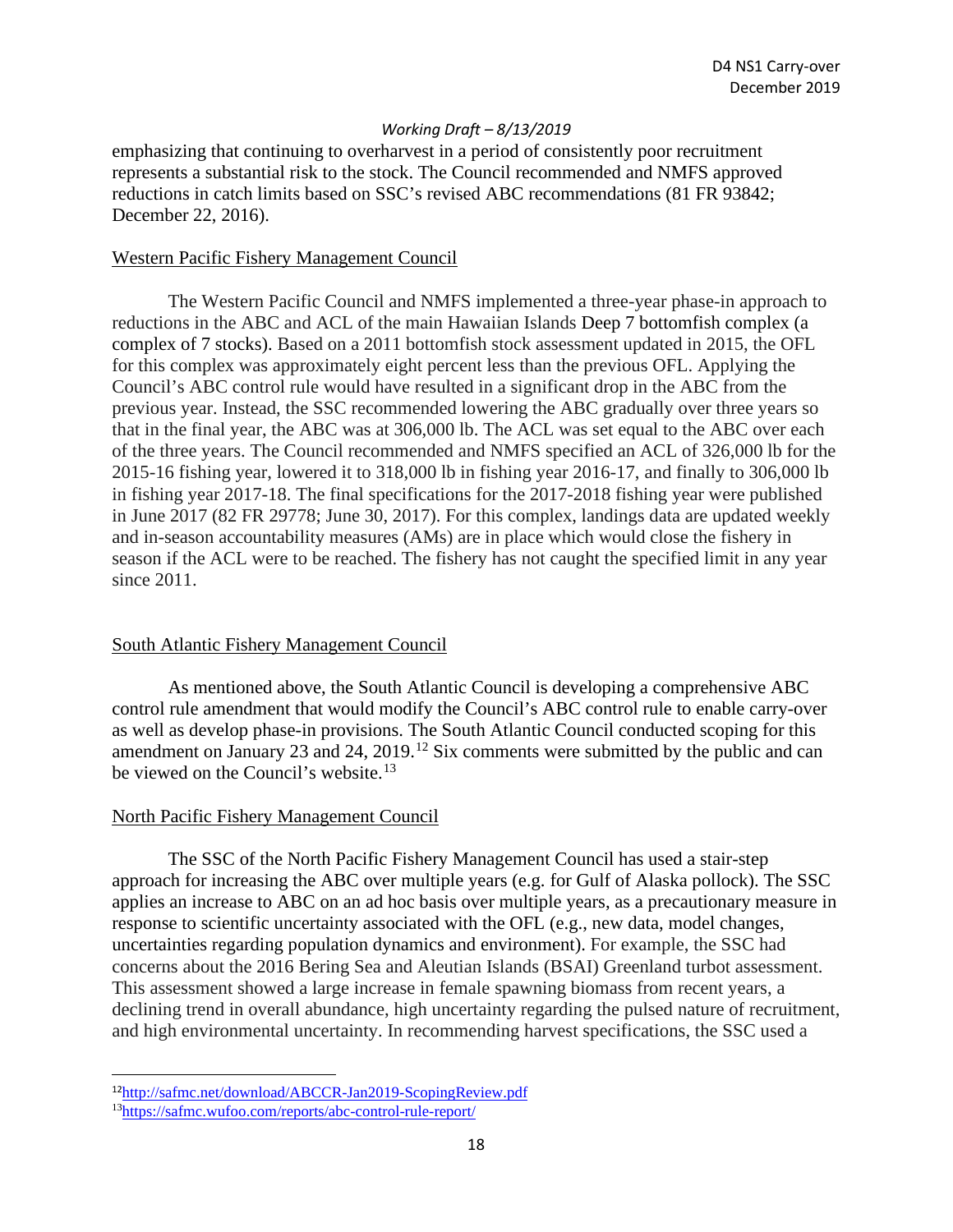emphasizing that continuing to overharvest in a period of consistently poor recruitment represents a substantial risk to the stock. The Council recommended and NMFS approved reductions in catch limits based on SSC's revised ABC recommendations (81 FR 93842; December 22, 2016).

Western Pacific Fishery Management Council

The Western Pacific Council and NMFS implemented a three-year phase-in approach to reductions in the ABC and ACL of the main Hawaiian Islands Deep 7 bottomfish complex (a complex of 7 stocks). Based on a 2011 bottomfish stock assessment updated in 2015, the OFL for this complex was approximately eight percent less than the previous OFL. Applying the Council's ABC control rule would have resulted in a significant drop in the ABC from the previous year. Instead, the SSC recommended lowering the ABC gradually over three years so that in the final year, the ABC was at 306,000 lb. The ACL was set equal to the ABC over each of the three years. The Council recommended and NMFS specified an ACL of 326,000 lb for the 2015-16 fishing year, lowered it to 318,000 lb in fishing year 2016-17, and finally to 306,000 lb in fishing year 2017-18. The final specifications for the 2017-2018 fishing year were published in June 2017 (82 FR 29778; June 30, 2017). For this complex, landings data are updated weekly and in-season accountability measures (AMs) are in place which would close the fishery in season if the ACL were to be reached. The fishery has not caught the specified limit in any year since 2011.

South Atlantic Fishery Management Council

As mentioned above, the South Atlantic Council is developing a comprehensive ABC control rule amendment that would modify the Council's ABC control rule to enable carry-over as well as develop phase-in provisions. The South Atlantic Council conducted scoping for this amendment on January 23 and 24, 2019.[12] Six comments were submitted by the public and can be viewed on the Council's website.[13]

North Pacific Fishery Management Council

The SSC of the North Pacific Fishery Management Council has used a stair-step approach for increasing the ABC over multiple years (e.g. for Gulf of Alaska pollock). The SSC applies an increase to ABC on an ad hoc basis over multiple years, as a precautionary measure in response to scientific uncertainty associated with the OFL (e.g., new data, model changes, uncertainties regarding population dynamics and environment). For example, the SSC had concerns about the 2016 Bering Sea and Aleutian Islands (BSAI) Greenland turbot assessment. This assessment showed a large increase in female spawning biomass from recent years, a declining trend in overall abundance, high uncertainty regarding the pulsed nature of recruitment, and high environmental uncertainty. In recommending harvest specifications, the SSC used a

[12] http://safmc.net/download/ABCCR-Jan2019-ScopingReview.pdf

[13] https://safmc.wufoo.com/reports/abc-control-rule-report/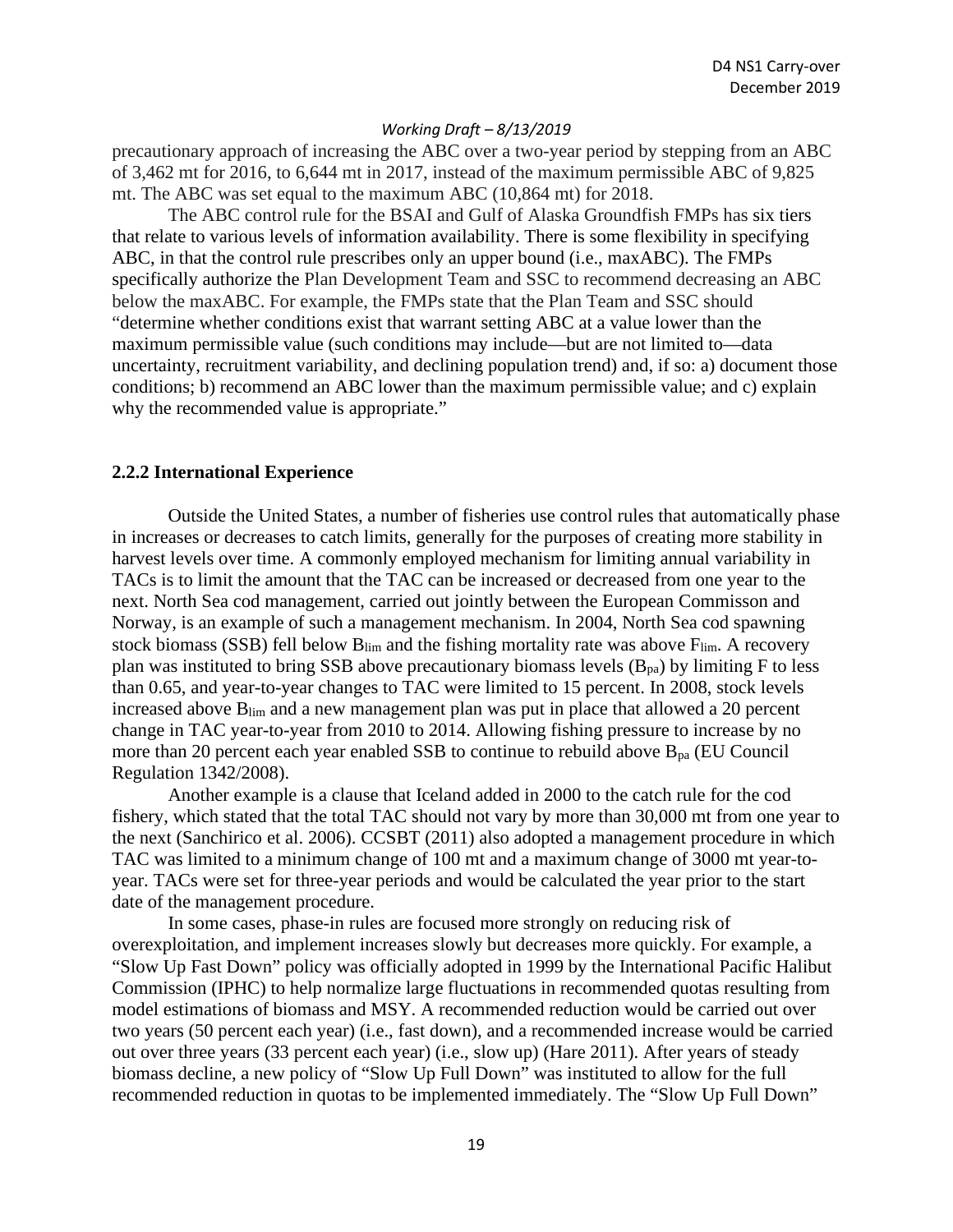precautionary approach of increasing the ABC over a two-year period by stepping from an ABC of 3,462 mt for 2016, to 6,644 mt in 2017, instead of the maximum permissible ABC of 9,825 mt. The ABC was set equal to the maximum ABC (10,864 mt) for 2018.

The ABC control rule for the BSAI and Gulf of Alaska Groundfish FMPs has six tiers that relate to various levels of information availability. There is some flexibility in specifying ABC, in that the control rule prescribes only an upper bound (i.e., maxABC). The FMPs specifically authorize the Plan Development Team and SSC to recommend decreasing an ABC below the maxABC. For example, the FMPs state that the Plan Team and SSC should "determine whether conditions exist that warrant setting ABC at a value lower than the maximum permissible value (such conditions may include—but are not limited to—data uncertainty, recruitment variability, and declining population trend) and, if so: a) document those conditions; b) recommend an ABC lower than the maximum permissible value; and c) explain why the recommended value is appropriate."

### 2.2.2 International Experience

Outside the United States, a number of fisheries use control rules that automatically phase in increases or decreases to catch limits, generally for the purposes of creating more stability in harvest levels over time. A commonly employed mechanism for limiting annual variability in TACs is to limit the amount that the TAC can be increased or decreased from one year to the next. North Sea cod management, carried out jointly between the European Commisson and Norway, is an example of such a management mechanism. In 2004, North Sea cod spawning stock biomass (SSB) fell below $B_{lim}$ and the fishing mortality rate was above $F_{lim}$. A recovery plan was instituted to bring SSB above precautionary biomass levels ($B_{pa}$) by limiting F to less than 0.65, and year-to-year changes to TAC were limited to 15 percent. In 2008, stock levels increased above $B_{lim}$ and a new management plan was put in place that allowed a 20 percent change in TAC year-to-year from 2010 to 2014. Allowing fishing pressure to increase by no more than 20 percent each year enabled SSB to continue to rebuild above $B_{pa}$ (EU Council Regulation 1342/2008).

Another example is a clause that Iceland added in 2000 to the catch rule for the cod fishery, which stated that the total TAC should not vary by more than 30,000 mt from one year to the next (Sanchirico et al. 2006). CCSBT (2011) also adopted a management procedure in which TAC was limited to a minimum change of 100 mt and a maximum change of 3000 mt year-to-year. TACs were set for three-year periods and would be calculated the year prior to the start date of the management procedure.

In some cases, phase-in rules are focused more strongly on reducing risk of overexploitation, and implement increases slowly but decreases more quickly. For example, a "Slow Up Fast Down" policy was officially adopted in 1999 by the International Pacific Halibut Commission (IPHC) to help normalize large fluctuations in recommended quotas resulting from model estimations of biomass and MSY. A recommended reduction would be carried out over two years (50 percent each year) (i.e., fast down), and a recommended increase would be carried out over three years (33 percent each year) (i.e., slow up) (Hare 2011). After years of steady biomass decline, a new policy of "Slow Up Full Down" was instituted to allow for the full recommended reduction in quotas to be implemented immediately. The "Slow Up Full Down"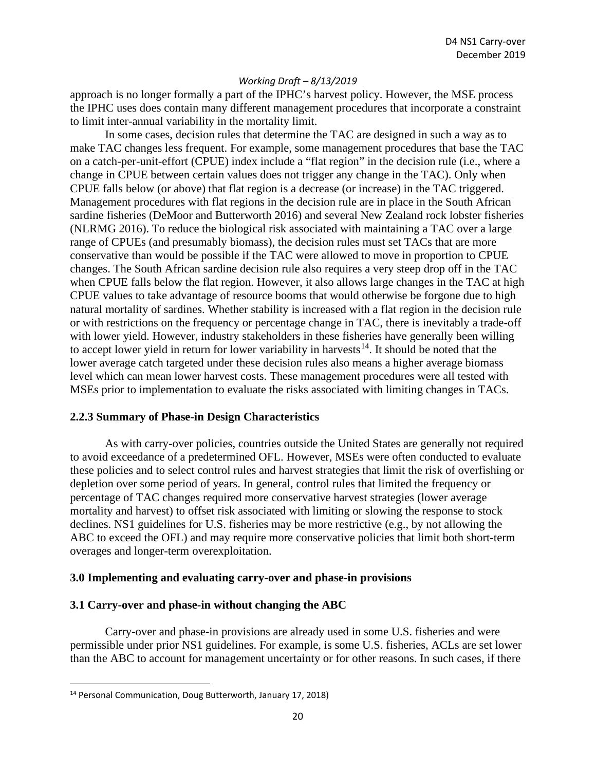approach is no longer formally a part of the IPHC's harvest policy. However, the MSE process the IPHC uses does contain many different management procedures that incorporate a constraint to limit inter-annual variability in the mortality limit.

In some cases, decision rules that determine the TAC are designed in such a way as to make TAC changes less frequent. For example, some management procedures that base the TAC on a catch-per-unit-effort (CPUE) index include a "flat region" in the decision rule (i.e., where a change in CPUE between certain values does not trigger any change in the TAC). Only when CPUE falls below (or above) that flat region is a decrease (or increase) in the TAC triggered. Management procedures with flat regions in the decision rule are in place in the South African sardine fisheries (DeMoor and Butterworth 2016) and several New Zealand rock lobster fisheries (NLRMG 2016). To reduce the biological risk associated with maintaining a TAC over a large range of CPUEs (and presumably biomass), the decision rules must set TACs that are more conservative than would be possible if the TAC were allowed to move in proportion to CPUE changes. The South African sardine decision rule also requires a very steep drop off in the TAC when CPUE falls below the flat region. However, it also allows large changes in the TAC at high CPUE values to take advantage of resource booms that would otherwise be forgone due to high natural mortality of sardines. Whether stability is increased with a flat region in the decision rule or with restrictions on the frequency or percentage change in TAC, there is inevitably a trade-off with lower yield. However, industry stakeholders in these fisheries have generally been willing to accept lower yield in return for lower variability in harvests[14]. It should be noted that the lower average catch targeted under these decision rules also means a higher average biomass level which can mean lower harvest costs. These management procedures were all tested with MSEs prior to implementation to evaluate the risks associated with limiting changes in TACs.

### 2.2.3 Summary of Phase-in Design Characteristics

As with carry-over policies, countries outside the United States are generally not required to avoid exceedance of a predetermined OFL. However, MSEs were often conducted to evaluate these policies and to select control rules and harvest strategies that limit the risk of overfishing or depletion over some period of years. In general, control rules that limited the frequency or percentage of TAC changes required more conservative harvest strategies (lower average mortality and harvest) to offset risk associated with limiting or slowing the response to stock declines. NS1 guidelines for U.S. fisheries may be more restrictive (e.g., by not allowing the ABC to exceed the OFL) and may require more conservative policies that limit both short-term overages and longer-term overexploitation.

## 3.0 Implementing and evaluating carry-over and phase-in provisions

### 3.1 Carry-over and phase-in without changing the ABC

Carry-over and phase-in provisions are already used in some U.S. fisheries and were permissible under prior NS1 guidelines. For example, is some U.S. fisheries, ACLs are set lower than the ABC to account for management uncertainty or for other reasons. In such cases, if there

---

[14] Personal Communication, Doug Butterworth, January 17, 2018)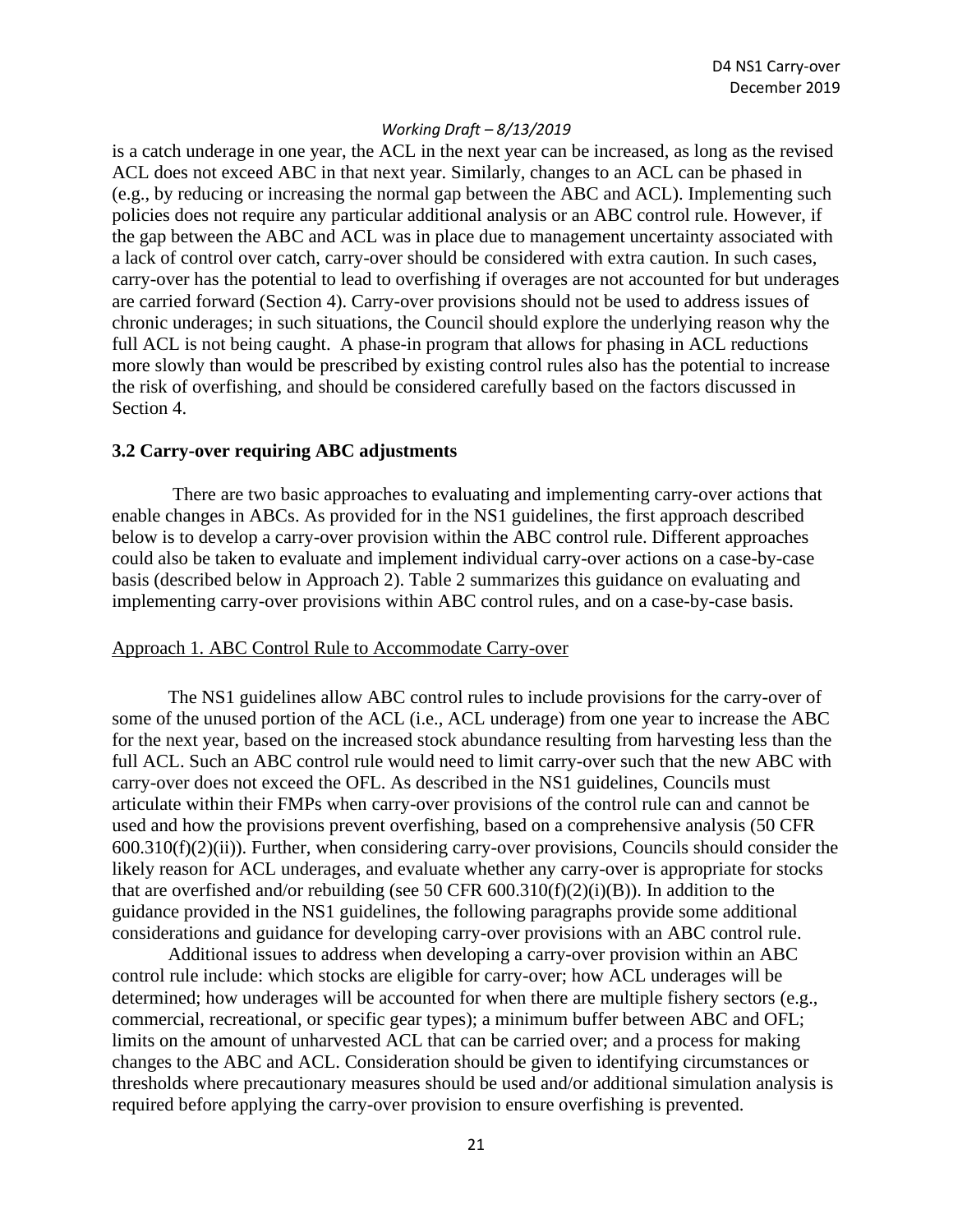is a catch underage in one year, the ACL in the next year can be increased, as long as the revised ACL does not exceed ABC in that next year. Similarly, changes to an ACL can be phased in (e.g., by reducing or increasing the normal gap between the ABC and ACL). Implementing such policies does not require any particular additional analysis or an ABC control rule. However, if the gap between the ABC and ACL was in place due to management uncertainty associated with a lack of control over catch, carry-over should be considered with extra caution. In such cases, carry-over has the potential to lead to overfishing if overages are not accounted for but underages are carried forward (Section 4). Carry-over provisions should not be used to address issues of chronic underages; in such situations, the Council should explore the underlying reason why the full ACL is not being caught. A phase-in program that allows for phasing in ACL reductions more slowly than would be prescribed by existing control rules also has the potential to increase the risk of overfishing, and should be considered carefully based on the factors discussed in Section 4.

### 3.2 Carry-over requiring ABC adjustments

There are two basic approaches to evaluating and implementing carry-over actions that enable changes in ABCs. As provided for in the NS1 guidelines, the first approach described below is to develop a carry-over provision within the ABC control rule. Different approaches could also be taken to evaluate and implement individual carry-over actions on a case-by-case basis (described below in Approach 2). Table 2 summarizes this guidance on evaluating and implementing carry-over provisions within ABC control rules, and on a case-by-case basis.

Approach 1. ABC Control Rule to Accommodate Carry-over

The NS1 guidelines allow ABC control rules to include provisions for the carry-over of some of the unused portion of the ACL (i.e., ACL underage) from one year to increase the ABC for the next year, based on the increased stock abundance resulting from harvesting less than the full ACL. Such an ABC control rule would need to limit carry-over such that the new ABC with carry-over does not exceed the OFL. As described in the NS1 guidelines, Councils must articulate within their FMPs when carry-over provisions of the control rule can and cannot be used and how the provisions prevent overfishing, based on a comprehensive analysis (50 CFR 600.310(f)(2)(ii)). Further, when considering carry-over provisions, Councils should consider the likely reason for ACL underages, and evaluate whether any carry-over is appropriate for stocks that are overfished and/or rebuilding (see 50 CFR 600.310(f)(2)(i)(B)). In addition to the guidance provided in the NS1 guidelines, the following paragraphs provide some additional considerations and guidance for developing carry-over provisions with an ABC control rule.

Additional issues to address when developing a carry-over provision within an ABC control rule include: which stocks are eligible for carry-over; how ACL underages will be determined; how underages will be accounted for when there are multiple fishery sectors (e.g., commercial, recreational, or specific gear types); a minimum buffer between ABC and OFL; limits on the amount of unharvested ACL that can be carried over; and a process for making changes to the ABC and ACL. Consideration should be given to identifying circumstances or thresholds where precautionary measures should be used and/or additional simulation analysis is required before applying the carry-over provision to ensure overfishing is prevented.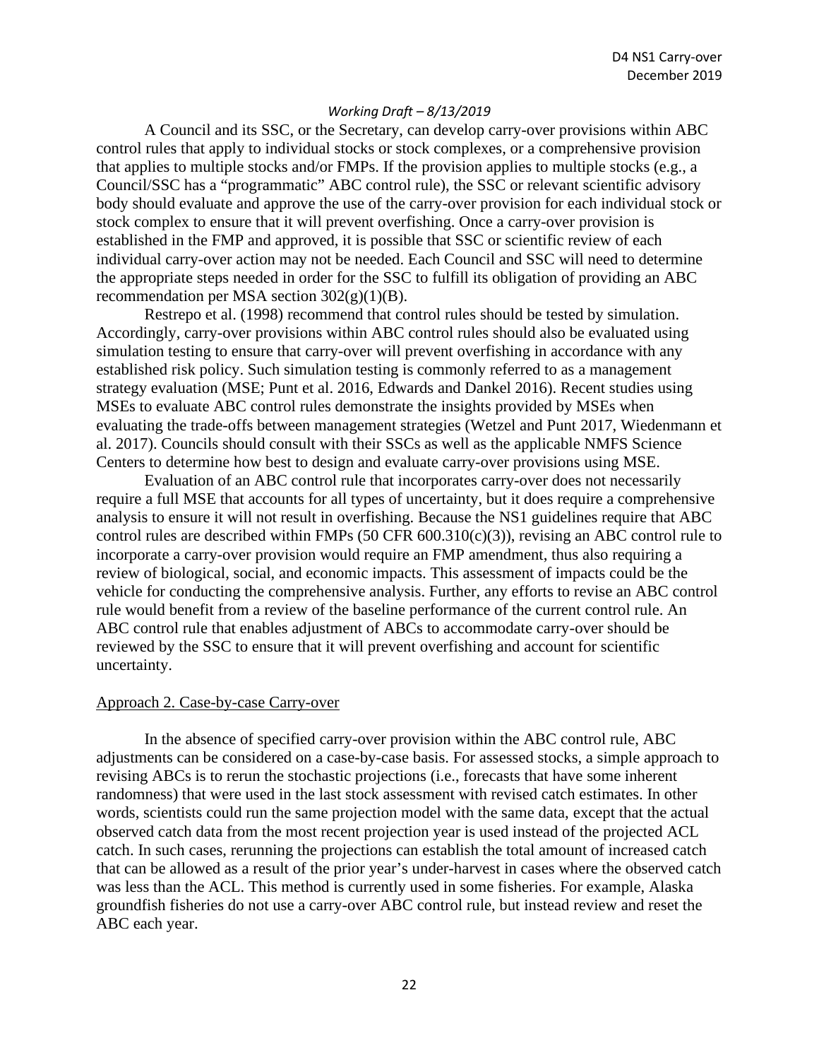A Council and its SSC, or the Secretary, can develop carry-over provisions within ABC control rules that apply to individual stocks or stock complexes, or a comprehensive provision that applies to multiple stocks and/or FMPs. If the provision applies to multiple stocks (e.g., a Council/SSC has a "programmatic" ABC control rule), the SSC or relevant scientific advisory body should evaluate and approve the use of the carry-over provision for each individual stock or stock complex to ensure that it will prevent overfishing. Once a carry-over provision is established in the FMP and approved, it is possible that SSC or scientific review of each individual carry-over action may not be needed. Each Council and SSC will need to determine the appropriate steps needed in order for the SSC to fulfill its obligation of providing an ABC recommendation per MSA section 302(g)(1)(B).

Restrepo et al. (1998) recommend that control rules should be tested by simulation. Accordingly, carry-over provisions within ABC control rules should also be evaluated using simulation testing to ensure that carry-over will prevent overfishing in accordance with any established risk policy. Such simulation testing is commonly referred to as a management strategy evaluation (MSE; Punt et al. 2016, Edwards and Dankel 2016). Recent studies using MSEs to evaluate ABC control rules demonstrate the insights provided by MSEs when evaluating the trade-offs between management strategies (Wetzel and Punt 2017, Wiedenmann et al. 2017). Councils should consult with their SSCs as well as the applicable NMFS Science Centers to determine how best to design and evaluate carry-over provisions using MSE.

Evaluation of an ABC control rule that incorporates carry-over does not necessarily require a full MSE that accounts for all types of uncertainty, but it does require a comprehensive analysis to ensure it will not result in overfishing. Because the NS1 guidelines require that ABC control rules are described within FMPs (50 CFR 600.310(c)(3)), revising an ABC control rule to incorporate a carry-over provision would require an FMP amendment, thus also requiring a review of biological, social, and economic impacts. This assessment of impacts could be the vehicle for conducting the comprehensive analysis. Further, any efforts to revise an ABC control rule would benefit from a review of the baseline performance of the current control rule. An ABC control rule that enables adjustment of ABCs to accommodate carry-over should be reviewed by the SSC to ensure that it will prevent overfishing and account for scientific uncertainty.

Approach 2. Case-by-case Carry-over

In the absence of specified carry-over provision within the ABC control rule, ABC adjustments can be considered on a case-by-case basis. For assessed stocks, a simple approach to revising ABCs is to rerun the stochastic projections (i.e., forecasts that have some inherent randomness) that were used in the last stock assessment with revised catch estimates. In other words, scientists could run the same projection model with the same data, except that the actual observed catch data from the most recent projection year is used instead of the projected ACL catch. In such cases, rerunning the projections can establish the total amount of increased catch that can be allowed as a result of the prior year's under-harvest in cases where the observed catch was less than the ACL. This method is currently used in some fisheries. For example, Alaska groundfish fisheries do not use a carry-over ABC control rule, but instead review and reset the ABC each year.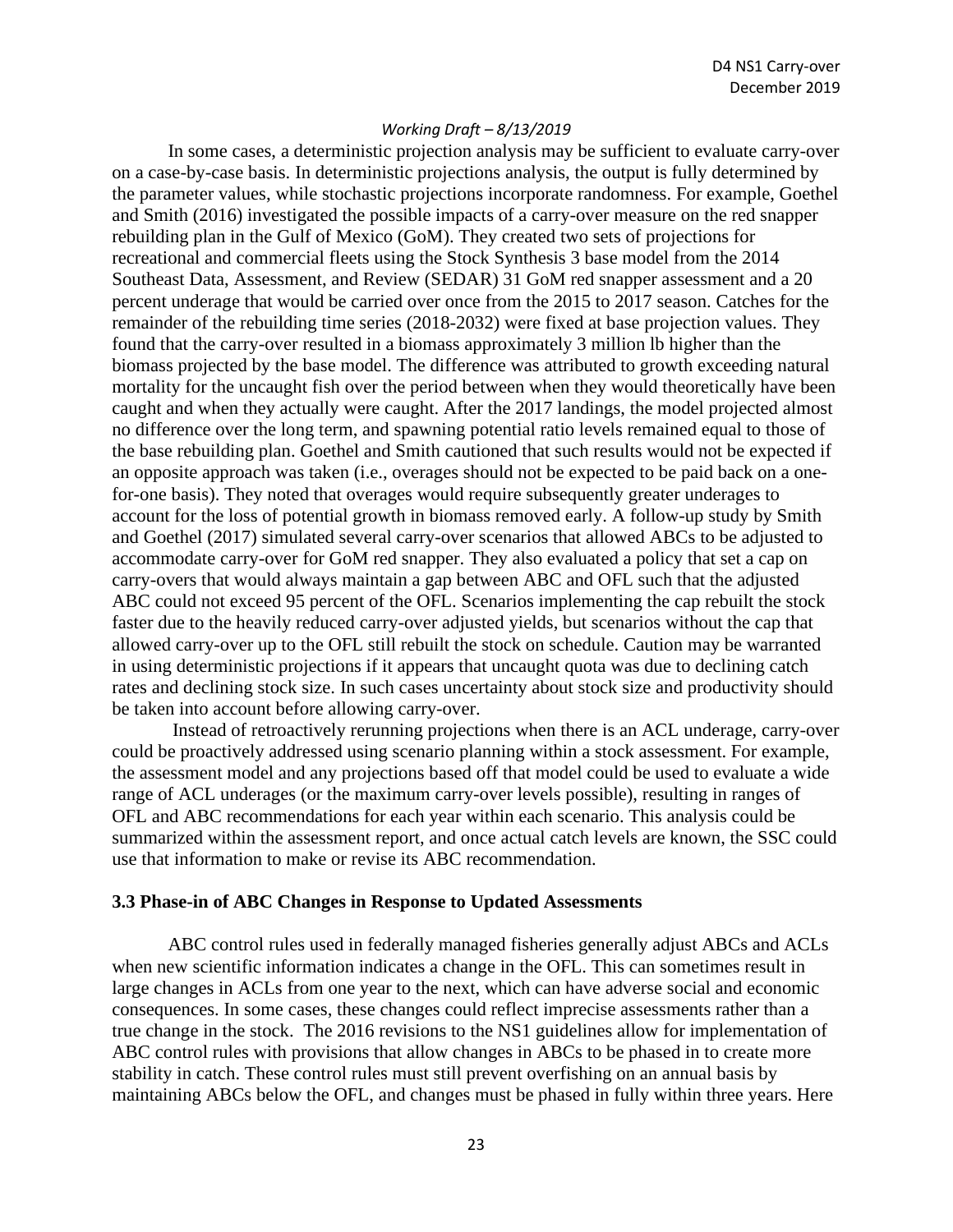In some cases, a deterministic projection analysis may be sufficient to evaluate carry-over on a case-by-case basis. In deterministic projections analysis, the output is fully determined by the parameter values, while stochastic projections incorporate randomness. For example, Goethel and Smith (2016) investigated the possible impacts of a carry-over measure on the red snapper rebuilding plan in the Gulf of Mexico (GoM). They created two sets of projections for recreational and commercial fleets using the Stock Synthesis 3 base model from the 2014 Southeast Data, Assessment, and Review (SEDAR) 31 GoM red snapper assessment and a 20 percent underage that would be carried over once from the 2015 to 2017 season. Catches for the remainder of the rebuilding time series (2018-2032) were fixed at base projection values. They found that the carry-over resulted in a biomass approximately 3 million lb higher than the biomass projected by the base model. The difference was attributed to growth exceeding natural mortality for the uncaught fish over the period between when they would theoretically have been caught and when they actually were caught. After the 2017 landings, the model projected almost no difference over the long term, and spawning potential ratio levels remained equal to those of the base rebuilding plan. Goethel and Smith cautioned that such results would not be expected if an opposite approach was taken (i.e., overages should not be expected to be paid back on a one-for-one basis). They noted that overages would require subsequently greater underages to account for the loss of potential growth in biomass removed early. A follow-up study by Smith and Goethel (2017) simulated several carry-over scenarios that allowed ABCs to be adjusted to accommodate carry-over for GoM red snapper. They also evaluated a policy that set a cap on carry-overs that would always maintain a gap between ABC and OFL such that the adjusted ABC could not exceed 95 percent of the OFL. Scenarios implementing the cap rebuilt the stock faster due to the heavily reduced carry-over adjusted yields, but scenarios without the cap that allowed carry-over up to the OFL still rebuilt the stock on schedule. Caution may be warranted in using deterministic projections if it appears that uncaught quota was due to declining catch rates and declining stock size. In such cases uncertainty about stock size and productivity should be taken into account before allowing carry-over.

Instead of retroactively rerunning projections when there is an ACL underage, carry-over could be proactively addressed using scenario planning within a stock assessment. For example, the assessment model and any projections based off that model could be used to evaluate a wide range of ACL underages (or the maximum carry-over levels possible), resulting in ranges of OFL and ABC recommendations for each year within each scenario. This analysis could be summarized within the assessment report, and once actual catch levels are known, the SSC could use that information to make or revise its ABC recommendation.

### 3.3 Phase-in of ABC Changes in Response to Updated Assessments

ABC control rules used in federally managed fisheries generally adjust ABCs and ACLs when new scientific information indicates a change in the OFL. This can sometimes result in large changes in ACLs from one year to the next, which can have adverse social and economic consequences. In some cases, these changes could reflect imprecise assessments rather than a true change in the stock. The 2016 revisions to the NS1 guidelines allow for implementation of ABC control rules with provisions that allow changes in ABCs to be phased in to create more stability in catch. These control rules must still prevent overfishing on an annual basis by maintaining ABCs below the OFL, and changes must be phased in fully within three years. Here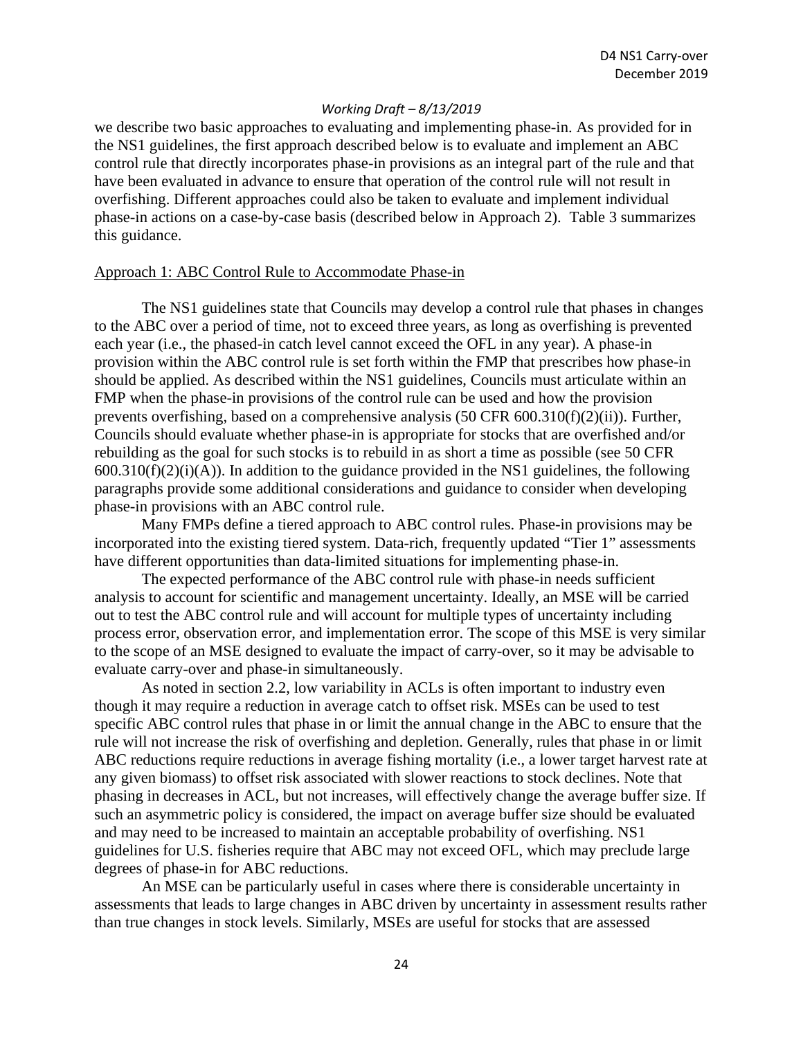we describe two basic approaches to evaluating and implementing phase-in. As provided for in the NS1 guidelines, the first approach described below is to evaluate and implement an ABC control rule that directly incorporates phase-in provisions as an integral part of the rule and that have been evaluated in advance to ensure that operation of the control rule will not result in overfishing. Different approaches could also be taken to evaluate and implement individual phase-in actions on a case-by-case basis (described below in Approach 2). Table 3 summarizes this guidance.

#### Approach 1: ABC Control Rule to Accommodate Phase-in

The NS1 guidelines state that Councils may develop a control rule that phases in changes to the ABC over a period of time, not to exceed three years, as long as overfishing is prevented each year (i.e., the phased-in catch level cannot exceed the OFL in any year). A phase-in provision within the ABC control rule is set forth within the FMP that prescribes how phase-in should be applied. As described within the NS1 guidelines, Councils must articulate within an FMP when the phase-in provisions of the control rule can be used and how the provision prevents overfishing, based on a comprehensive analysis (50 CFR 600.310(f)(2)(ii)). Further, Councils should evaluate whether phase-in is appropriate for stocks that are overfished and/or rebuilding as the goal for such stocks is to rebuild in as short a time as possible (see 50 CFR 600.310(f)(2)(i)(A)). In addition to the guidance provided in the NS1 guidelines, the following paragraphs provide some additional considerations and guidance to consider when developing phase-in provisions with an ABC control rule.

Many FMPs define a tiered approach to ABC control rules. Phase-in provisions may be incorporated into the existing tiered system. Data-rich, frequently updated "Tier 1" assessments have different opportunities than data-limited situations for implementing phase-in.

The expected performance of the ABC control rule with phase-in needs sufficient analysis to account for scientific and management uncertainty. Ideally, an MSE will be carried out to test the ABC control rule and will account for multiple types of uncertainty including process error, observation error, and implementation error. The scope of this MSE is very similar to the scope of an MSE designed to evaluate the impact of carry-over, so it may be advisable to evaluate carry-over and phase-in simultaneously.

As noted in section 2.2, low variability in ACLs is often important to industry even though it may require a reduction in average catch to offset risk. MSEs can be used to test specific ABC control rules that phase in or limit the annual change in the ABC to ensure that the rule will not increase the risk of overfishing and depletion. Generally, rules that phase in or limit ABC reductions require reductions in average fishing mortality (i.e., a lower target harvest rate at any given biomass) to offset risk associated with slower reactions to stock declines. Note that phasing in decreases in ACL, but not increases, will effectively change the average buffer size. If such an asymmetric policy is considered, the impact on average buffer size should be evaluated and may need to be increased to maintain an acceptable probability of overfishing. NS1 guidelines for U.S. fisheries require that ABC may not exceed OFL, which may preclude large degrees of phase-in for ABC reductions.

An MSE can be particularly useful in cases where there is considerable uncertainty in assessments that leads to large changes in ABC driven by uncertainty in assessment results rather than true changes in stock levels. Similarly, MSEs are useful for stocks that are assessed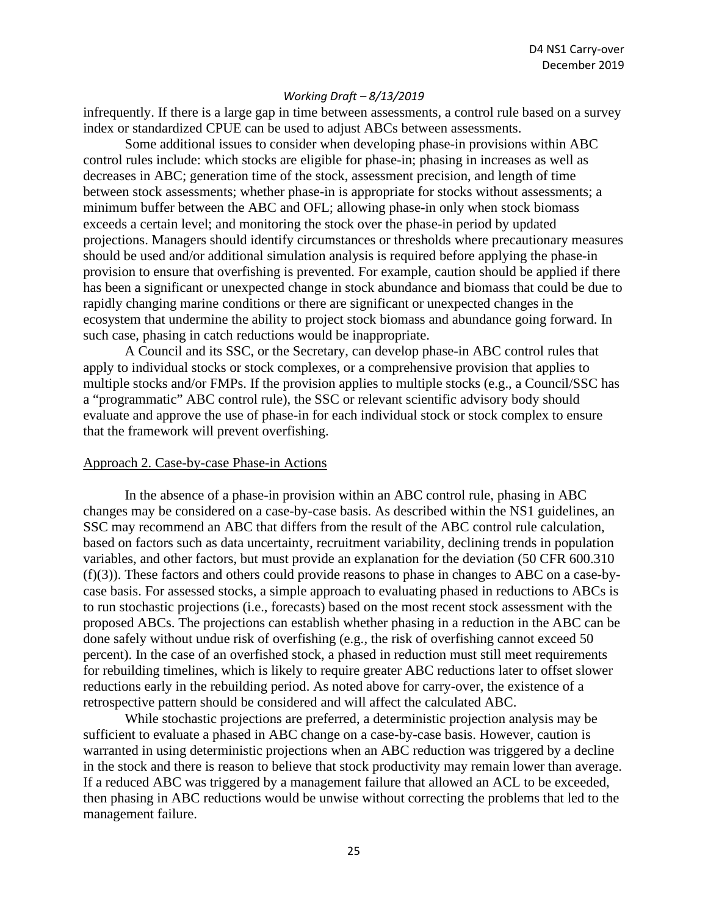infrequently. If there is a large gap in time between assessments, a control rule based on a survey index or standardized CPUE can be used to adjust ABCs between assessments.

Some additional issues to consider when developing phase-in provisions within ABC control rules include: which stocks are eligible for phase-in; phasing in increases as well as decreases in ABC; generation time of the stock, assessment precision, and length of time between stock assessments; whether phase-in is appropriate for stocks without assessments; a minimum buffer between the ABC and OFL; allowing phase-in only when stock biomass exceeds a certain level; and monitoring the stock over the phase-in period by updated projections. Managers should identify circumstances or thresholds where precautionary measures should be used and/or additional simulation analysis is required before applying the phase-in provision to ensure that overfishing is prevented. For example, caution should be applied if there has been a significant or unexpected change in stock abundance and biomass that could be due to rapidly changing marine conditions or there are significant or unexpected changes in the ecosystem that undermine the ability to project stock biomass and abundance going forward. In such case, phasing in catch reductions would be inappropriate.

A Council and its SSC, or the Secretary, can develop phase-in ABC control rules that apply to individual stocks or stock complexes, or a comprehensive provision that applies to multiple stocks and/or FMPs. If the provision applies to multiple stocks (e.g., a Council/SSC has a "programmatic" ABC control rule), the SSC or relevant scientific advisory body should evaluate and approve the use of phase-in for each individual stock or stock complex to ensure that the framework will prevent overfishing.

### Approach 2. Case-by-case Phase-in Actions

In the absence of a phase-in provision within an ABC control rule, phasing in ABC changes may be considered on a case-by-case basis. As described within the NS1 guidelines, an SSC may recommend an ABC that differs from the result of the ABC control rule calculation, based on factors such as data uncertainty, recruitment variability, declining trends in population variables, and other factors, but must provide an explanation for the deviation (50 CFR 600.310 (f)(3)). These factors and others could provide reasons to phase in changes to ABC on a case-by-case basis. For assessed stocks, a simple approach to evaluating phased in reductions to ABCs is to run stochastic projections (i.e., forecasts) based on the most recent stock assessment with the proposed ABCs. The projections can establish whether phasing in a reduction in the ABC can be done safely without undue risk of overfishing (e.g., the risk of overfishing cannot exceed 50 percent). In the case of an overfished stock, a phased in reduction must still meet requirements for rebuilding timelines, which is likely to require greater ABC reductions later to offset slower reductions early in the rebuilding period. As noted above for carry-over, the existence of a retrospective pattern should be considered and will affect the calculated ABC.

While stochastic projections are preferred, a deterministic projection analysis may be sufficient to evaluate a phased in ABC change on a case-by-case basis. However, caution is warranted in using deterministic projections when an ABC reduction was triggered by a decline in the stock and there is reason to believe that stock productivity may remain lower than average. If a reduced ABC was triggered by a management failure that allowed an ACL to be exceeded, then phasing in ABC reductions would be unwise without correcting the problems that led to the management failure.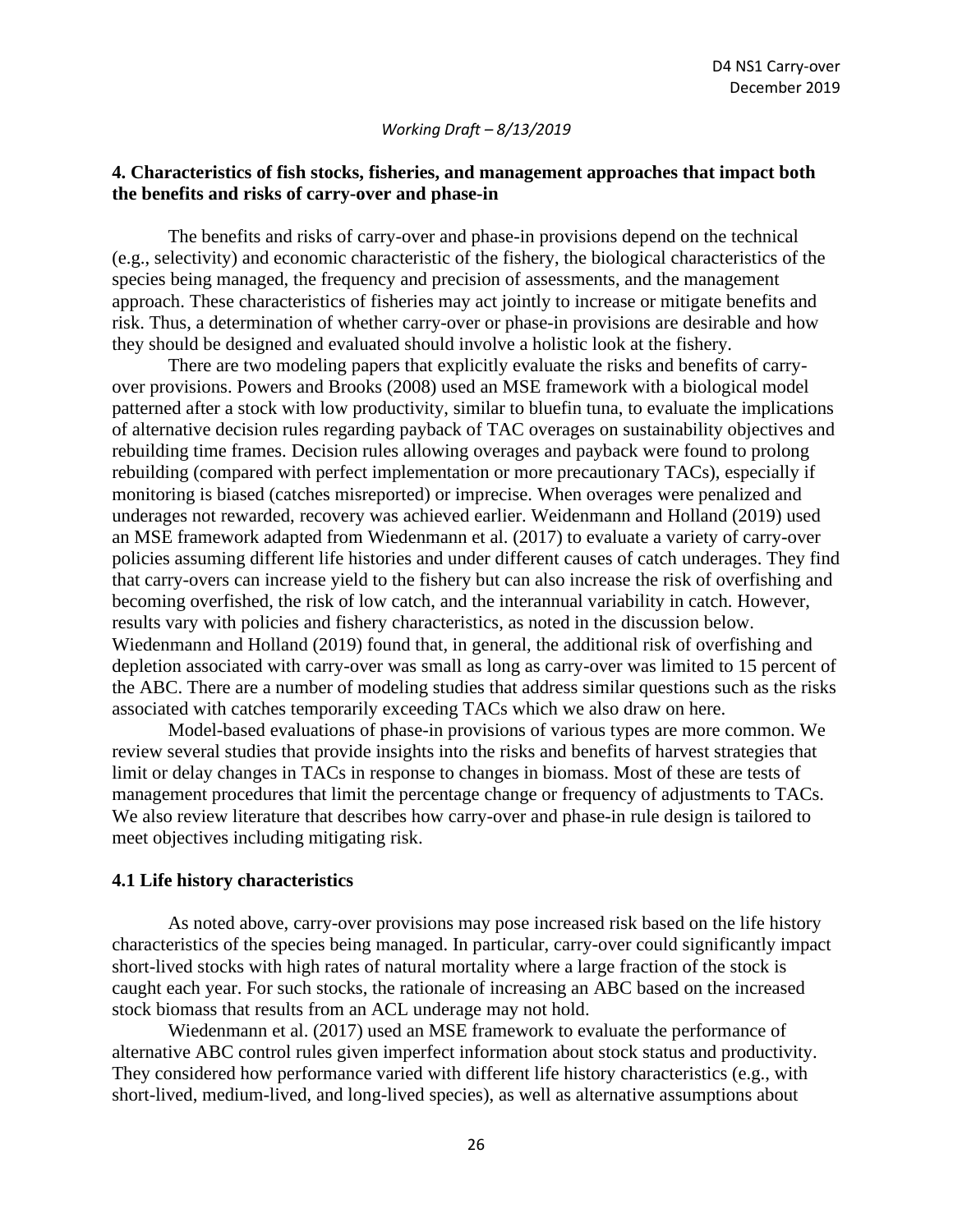## 4. Characteristics of fish stocks, fisheries, and management approaches that impact both the benefits and risks of carry-over and phase-in

The benefits and risks of carry-over and phase-in provisions depend on the technical (e.g., selectivity) and economic characteristic of the fishery, the biological characteristics of the species being managed, the frequency and precision of assessments, and the management approach. These characteristics of fisheries may act jointly to increase or mitigate benefits and risk. Thus, a determination of whether carry-over or phase-in provisions are desirable and how they should be designed and evaluated should involve a holistic look at the fishery.

There are two modeling papers that explicitly evaluate the risks and benefits of carry-over provisions. Powers and Brooks (2008) used an MSE framework with a biological model patterned after a stock with low productivity, similar to bluefin tuna, to evaluate the implications of alternative decision rules regarding payback of TAC overages on sustainability objectives and rebuilding time frames. Decision rules allowing overages and payback were found to prolong rebuilding (compared with perfect implementation or more precautionary TACs), especially if monitoring is biased (catches misreported) or imprecise. When overages were penalized and underages not rewarded, recovery was achieved earlier. Weidenmann and Holland (2019) used an MSE framework adapted from Wiedenmann et al. (2017) to evaluate a variety of carry-over policies assuming different life histories and under different causes of catch underages. They find that carry-overs can increase yield to the fishery but can also increase the risk of overfishing and becoming overfished, the risk of low catch, and the interannual variability in catch. However, results vary with policies and fishery characteristics, as noted in the discussion below. Wiedenmann and Holland (2019) found that, in general, the additional risk of overfishing and depletion associated with carry-over was small as long as carry-over was limited to 15 percent of the ABC. There are a number of modeling studies that address similar questions such as the risks associated with catches temporarily exceeding TACs which we also draw on here.

Model-based evaluations of phase-in provisions of various types are more common. We review several studies that provide insights into the risks and benefits of harvest strategies that limit or delay changes in TACs in response to changes in biomass. Most of these are tests of management procedures that limit the percentage change or frequency of adjustments to TACs. We also review literature that describes how carry-over and phase-in rule design is tailored to meet objectives including mitigating risk.

### 4.1 Life history characteristics

As noted above, carry-over provisions may pose increased risk based on the life history characteristics of the species being managed. In particular, carry-over could significantly impact short-lived stocks with high rates of natural mortality where a large fraction of the stock is caught each year. For such stocks, the rationale of increasing an ABC based on the increased stock biomass that results from an ACL underage may not hold.

Wiedenmann et al. (2017) used an MSE framework to evaluate the performance of alternative ABC control rules given imperfect information about stock status and productivity. They considered how performance varied with different life history characteristics (e.g., with short-lived, medium-lived, and long-lived species), as well as alternative assumptions about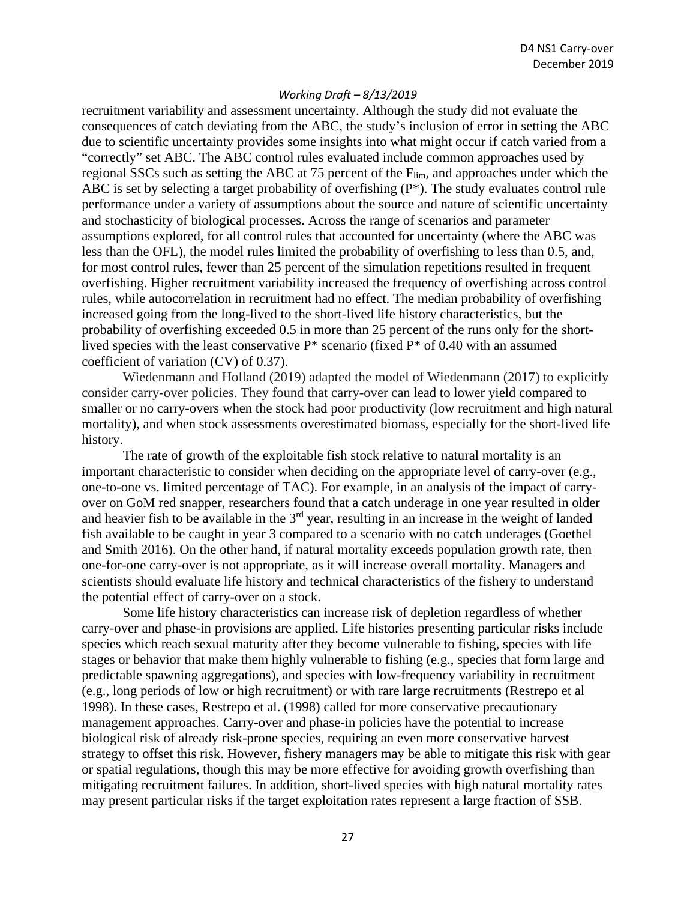recruitment variability and assessment uncertainty. Although the study did not evaluate the consequences of catch deviating from the ABC, the study's inclusion of error in setting the ABC due to scientific uncertainty provides some insights into what might occur if catch varied from a "correctly" set ABC. The ABC control rules evaluated include common approaches used by regional SSCs such as setting the ABC at 75 percent of the $F_{lim}$, and approaches under which the ABC is set by selecting a target probability of overfishing (P*). The study evaluates control rule performance under a variety of assumptions about the source and nature of scientific uncertainty and stochasticity of biological processes. Across the range of scenarios and parameter assumptions explored, for all control rules that accounted for uncertainty (where the ABC was less than the OFL), the model rules limited the probability of overfishing to less than 0.5, and, for most control rules, fewer than 25 percent of the simulation repetitions resulted in frequent overfishing. Higher recruitment variability increased the frequency of overfishing across control rules, while autocorrelation in recruitment had no effect. The median probability of overfishing increased going from the long-lived to the short-lived life history characteristics, but the probability of overfishing exceeded 0.5 in more than 25 percent of the runs only for the short-lived species with the least conservative P* scenario (fixed P* of 0.40 with an assumed coefficient of variation (CV) of 0.37).

Wiedenmann and Holland (2019) adapted the model of Wiedenmann (2017) to explicitly consider carry-over policies. They found that carry-over can lead to lower yield compared to smaller or no carry-overs when the stock had poor productivity (low recruitment and high natural mortality), and when stock assessments overestimated biomass, especially for the short-lived life history.

The rate of growth of the exploitable fish stock relative to natural mortality is an important characteristic to consider when deciding on the appropriate level of carry-over (e.g., one-to-one vs. limited percentage of TAC). For example, in an analysis of the impact of carry-over on GoM red snapper, researchers found that a catch underage in one year resulted in older and heavier fish to be available in the 3rd year, resulting in an increase in the weight of landed fish available to be caught in year 3 compared to a scenario with no catch underages (Goethel and Smith 2016). On the other hand, if natural mortality exceeds population growth rate, then one-for-one carry-over is not appropriate, as it will increase overall mortality. Managers and scientists should evaluate life history and technical characteristics of the fishery to understand the potential effect of carry-over on a stock.

Some life history characteristics can increase risk of depletion regardless of whether carry-over and phase-in provisions are applied. Life histories presenting particular risks include species which reach sexual maturity after they become vulnerable to fishing, species with life stages or behavior that make them highly vulnerable to fishing (e.g., species that form large and predictable spawning aggregations), and species with low-frequency variability in recruitment (e.g., long periods of low or high recruitment) or with rare large recruitments (Restrepo et al 1998). In these cases, Restrepo et al. (1998) called for more conservative precautionary management approaches. Carry-over and phase-in policies have the potential to increase biological risk of already risk-prone species, requiring an even more conservative harvest strategy to offset this risk. However, fishery managers may be able to mitigate this risk with gear or spatial regulations, though this may be more effective for avoiding growth overfishing than mitigating recruitment failures. In addition, short-lived species with high natural mortality rates may present particular risks if the target exploitation rates represent a large fraction of SSB.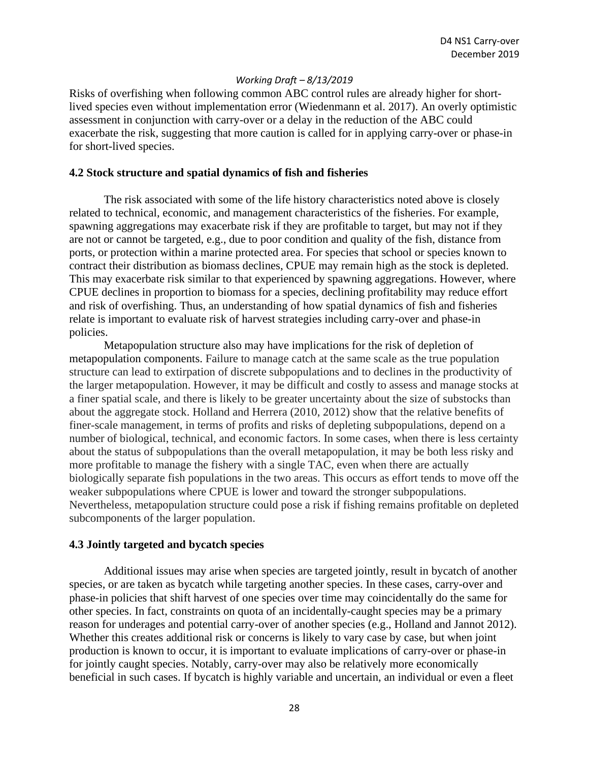Risks of overfishing when following common ABC control rules are already higher for short-lived species even without implementation error (Wiedenmann et al. 2017). An overly optimistic assessment in conjunction with carry-over or a delay in the reduction of the ABC could exacerbate the risk, suggesting that more caution is called for in applying carry-over or phase-in for short-lived species.

### 4.2 Stock structure and spatial dynamics of fish and fisheries

The risk associated with some of the life history characteristics noted above is closely related to technical, economic, and management characteristics of the fisheries. For example, spawning aggregations may exacerbate risk if they are profitable to target, but may not if they are not or cannot be targeted, e.g., due to poor condition and quality of the fish, distance from ports, or protection within a marine protected area. For species that school or species known to contract their distribution as biomass declines, CPUE may remain high as the stock is depleted. This may exacerbate risk similar to that experienced by spawning aggregations. However, where CPUE declines in proportion to biomass for a species, declining profitability may reduce effort and risk of overfishing. Thus, an understanding of how spatial dynamics of fish and fisheries relate is important to evaluate risk of harvest strategies including carry-over and phase-in policies.

Metapopulation structure also may have implications for the risk of depletion of metapopulation components. Failure to manage catch at the same scale as the true population structure can lead to extirpation of discrete subpopulations and to declines in the productivity of the larger metapopulation. However, it may be difficult and costly to assess and manage stocks at a finer spatial scale, and there is likely to be greater uncertainty about the size of substocks than about the aggregate stock. Holland and Herrera (2010, 2012) show that the relative benefits of finer-scale management, in terms of profits and risks of depleting subpopulations, depend on a number of biological, technical, and economic factors. In some cases, when there is less certainty about the status of subpopulations than the overall metapopulation, it may be both less risky and more profitable to manage the fishery with a single TAC, even when there are actually biologically separate fish populations in the two areas. This occurs as effort tends to move off the weaker subpopulations where CPUE is lower and toward the stronger subpopulations. Nevertheless, metapopulation structure could pose a risk if fishing remains profitable on depleted subcomponents of the larger population.

### 4.3 Jointly targeted and bycatch species

Additional issues may arise when species are targeted jointly, result in bycatch of another species, or are taken as bycatch while targeting another species. In these cases, carry-over and phase-in policies that shift harvest of one species over time may coincidentally do the same for other species. In fact, constraints on quota of an incidentally-caught species may be a primary reason for underages and potential carry-over of another species (e.g., Holland and Jannot 2012). Whether this creates additional risk or concerns is likely to vary case by case, but when joint production is known to occur, it is important to evaluate implications of carry-over or phase-in for jointly caught species. Notably, carry-over may also be relatively more economically beneficial in such cases. If bycatch is highly variable and uncertain, an individual or even a fleet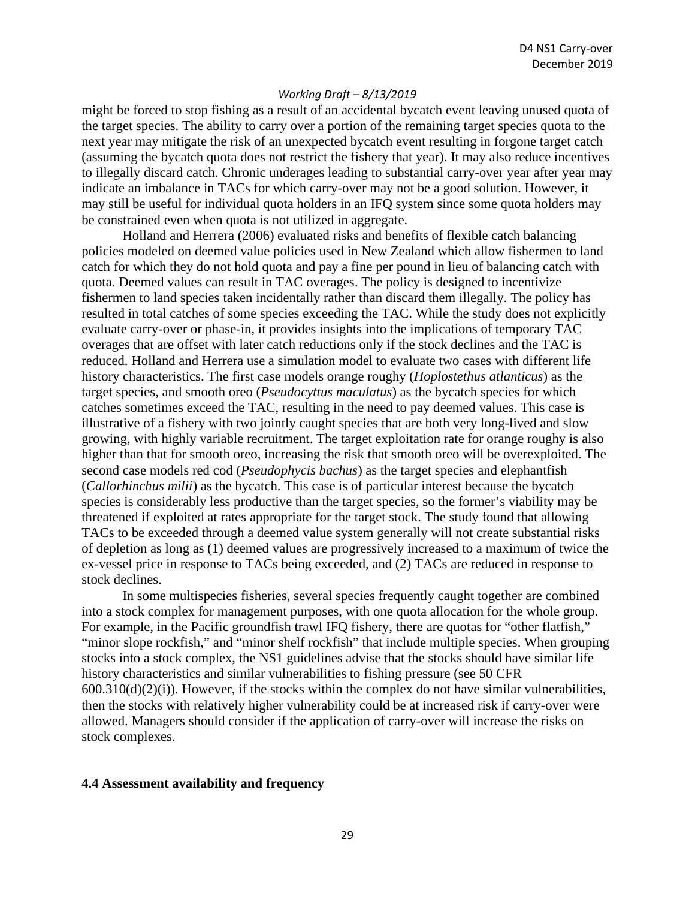might be forced to stop fishing as a result of an accidental bycatch event leaving unused quota of the target species. The ability to carry over a portion of the remaining target species quota to the next year may mitigate the risk of an unexpected bycatch event resulting in forgone target catch (assuming the bycatch quota does not restrict the fishery that year). It may also reduce incentives to illegally discard catch. Chronic underages leading to substantial carry-over year after year may indicate an imbalance in TACs for which carry-over may not be a good solution. However, it may still be useful for individual quota holders in an IFQ system since some quota holders may be constrained even when quota is not utilized in aggregate.

Holland and Herrera (2006) evaluated risks and benefits of flexible catch balancing policies modeled on deemed value policies used in New Zealand which allow fishermen to land catch for which they do not hold quota and pay a fine per pound in lieu of balancing catch with quota. Deemed values can result in TAC overages. The policy is designed to incentivize fishermen to land species taken incidentally rather than discard them illegally. The policy has resulted in total catches of some species exceeding the TAC. While the study does not explicitly evaluate carry-over or phase-in, it provides insights into the implications of temporary TAC overages that are offset with later catch reductions only if the stock declines and the TAC is reduced. Holland and Herrera use a simulation model to evaluate two cases with different life history characteristics. The first case models orange roughy (*Hoplostethus atlanticus*) as the target species, and smooth oreo (*Pseudocyttus maculatus*) as the bycatch species for which catches sometimes exceed the TAC, resulting in the need to pay deemed values. This case is illustrative of a fishery with two jointly caught species that are both very long-lived and slow growing, with highly variable recruitment. The target exploitation rate for orange roughy is also higher than that for smooth oreo, increasing the risk that smooth oreo will be overexploited. The second case models red cod (*Pseudophycis bachus*) as the target species and elephantfish (*Callorhinchus milii*) as the bycatch. This case is of particular interest because the bycatch species is considerably less productive than the target species, so the former's viability may be threatened if exploited at rates appropriate for the target stock. The study found that allowing TACs to be exceeded through a deemed value system generally will not create substantial risks of depletion as long as (1) deemed values are progressively increased to a maximum of twice the ex-vessel price in response to TACs being exceeded, and (2) TACs are reduced in response to stock declines.

In some multispecies fisheries, several species frequently caught together are combined into a stock complex for management purposes, with one quota allocation for the whole group. For example, in the Pacific groundfish trawl IFQ fishery, there are quotas for "other flatfish," "minor slope rockfish," and "minor shelf rockfish" that include multiple species. When grouping stocks into a stock complex, the NS1 guidelines advise that the stocks should have similar life history characteristics and similar vulnerabilities to fishing pressure (see 50 CFR 600.310(d)(2)(i)). However, if the stocks within the complex do not have similar vulnerabilities, then the stocks with relatively higher vulnerability could be at increased risk if carry-over were allowed. Managers should consider if the application of carry-over will increase the risks on stock complexes.

### 4.4 Assessment availability and frequency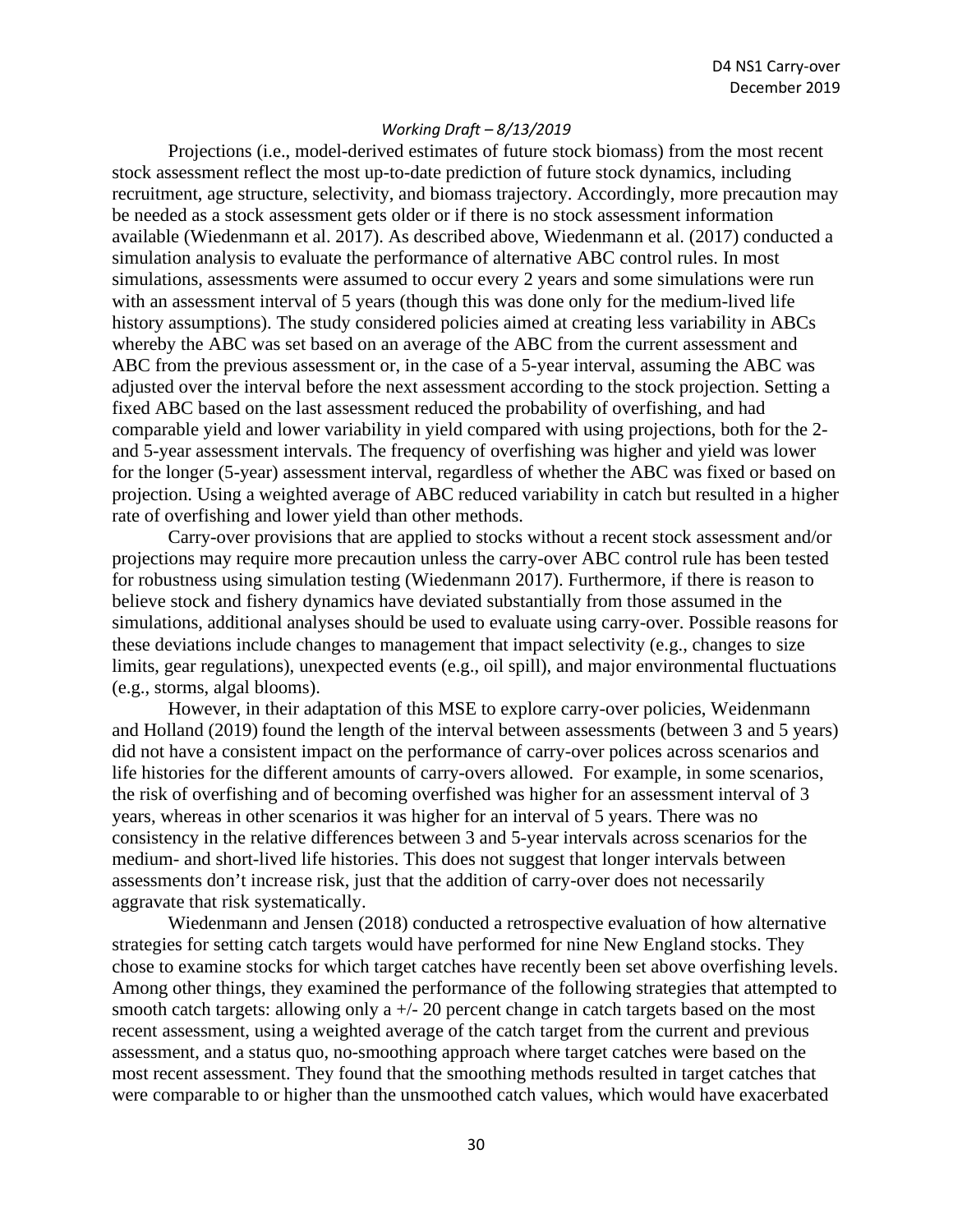Projections (i.e., model-derived estimates of future stock biomass) from the most recent stock assessment reflect the most up-to-date prediction of future stock dynamics, including recruitment, age structure, selectivity, and biomass trajectory. Accordingly, more precaution may be needed as a stock assessment gets older or if there is no stock assessment information available (Wiedenmann et al. 2017). As described above, Wiedenmann et al. (2017) conducted a simulation analysis to evaluate the performance of alternative ABC control rules. In most simulations, assessments were assumed to occur every 2 years and some simulations were run with an assessment interval of 5 years (though this was done only for the medium-lived life history assumptions). The study considered policies aimed at creating less variability in ABCs whereby the ABC was set based on an average of the ABC from the current assessment and ABC from the previous assessment or, in the case of a 5-year interval, assuming the ABC was adjusted over the interval before the next assessment according to the stock projection. Setting a fixed ABC based on the last assessment reduced the probability of overfishing, and had comparable yield and lower variability in yield compared with using projections, both for the 2- and 5-year assessment intervals. The frequency of overfishing was higher and yield was lower for the longer (5-year) assessment interval, regardless of whether the ABC was fixed or based on projection. Using a weighted average of ABC reduced variability in catch but resulted in a higher rate of overfishing and lower yield than other methods.

Carry-over provisions that are applied to stocks without a recent stock assessment and/or projections may require more precaution unless the carry-over ABC control rule has been tested for robustness using simulation testing (Wiedenmann 2017). Furthermore, if there is reason to believe stock and fishery dynamics have deviated substantially from those assumed in the simulations, additional analyses should be used to evaluate using carry-over. Possible reasons for these deviations include changes to management that impact selectivity (e.g., changes to size limits, gear regulations), unexpected events (e.g., oil spill), and major environmental fluctuations (e.g., storms, algal blooms).

However, in their adaptation of this MSE to explore carry-over policies, Weidenmann and Holland (2019) found the length of the interval between assessments (between 3 and 5 years) did not have a consistent impact on the performance of carry-over polices across scenarios and life histories for the different amounts of carry-overs allowed. For example, in some scenarios, the risk of overfishing and of becoming overfished was higher for an assessment interval of 3 years, whereas in other scenarios it was higher for an interval of 5 years. There was no consistency in the relative differences between 3 and 5-year intervals across scenarios for the medium- and short-lived life histories. This does not suggest that longer intervals between assessments don't increase risk, just that the addition of carry-over does not necessarily aggravate that risk systematically.

Wiedenmann and Jensen (2018) conducted a retrospective evaluation of how alternative strategies for setting catch targets would have performed for nine New England stocks. They chose to examine stocks for which target catches have recently been set above overfishing levels. Among other things, they examined the performance of the following strategies that attempted to smooth catch targets: allowing only a +/- 20 percent change in catch targets based on the most recent assessment, using a weighted average of the catch target from the current and previous assessment, and a status quo, no-smoothing approach where target catches were based on the most recent assessment. They found that the smoothing methods resulted in target catches that were comparable to or higher than the unsmoothed catch values, which would have exacerbated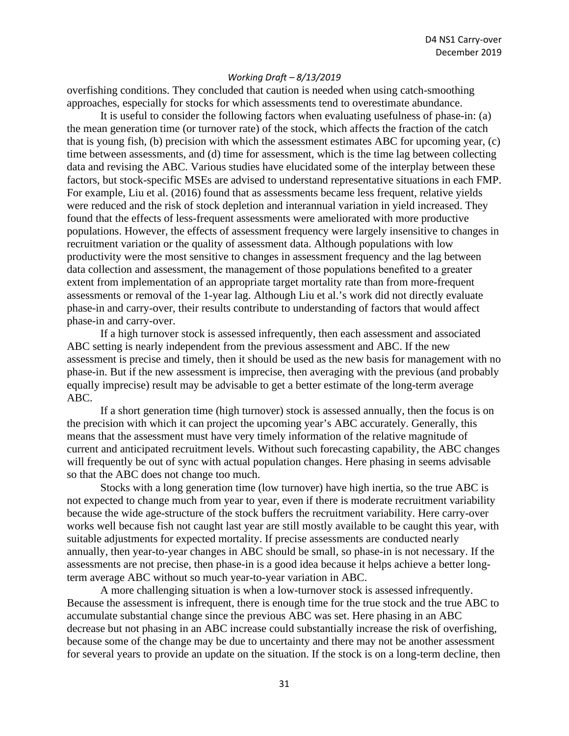overfishing conditions. They concluded that caution is needed when using catch-smoothing approaches, especially for stocks for which assessments tend to overestimate abundance.

It is useful to consider the following factors when evaluating usefulness of phase-in: (a) the mean generation time (or turnover rate) of the stock, which affects the fraction of the catch that is young fish, (b) precision with which the assessment estimates ABC for upcoming year, (c) time between assessments, and (d) time for assessment, which is the time lag between collecting data and revising the ABC. Various studies have elucidated some of the interplay between these factors, but stock-specific MSEs are advised to understand representative situations in each FMP. For example, Liu et al. (2016) found that as assessments became less frequent, relative yields were reduced and the risk of stock depletion and interannual variation in yield increased. They found that the effects of less-frequent assessments were ameliorated with more productive populations. However, the effects of assessment frequency were largely insensitive to changes in recruitment variation or the quality of assessment data. Although populations with low productivity were the most sensitive to changes in assessment frequency and the lag between data collection and assessment, the management of those populations benefited to a greater extent from implementation of an appropriate target mortality rate than from more-frequent assessments or removal of the 1-year lag. Although Liu et al.'s work did not directly evaluate phase-in and carry-over, their results contribute to understanding of factors that would affect phase-in and carry-over.

If a high turnover stock is assessed infrequently, then each assessment and associated ABC setting is nearly independent from the previous assessment and ABC. If the new assessment is precise and timely, then it should be used as the new basis for management with no phase-in. But if the new assessment is imprecise, then averaging with the previous (and probably equally imprecise) result may be advisable to get a better estimate of the long-term average ABC.

If a short generation time (high turnover) stock is assessed annually, then the focus is on the precision with which it can project the upcoming year's ABC accurately. Generally, this means that the assessment must have very timely information of the relative magnitude of current and anticipated recruitment levels. Without such forecasting capability, the ABC changes will frequently be out of sync with actual population changes. Here phasing in seems advisable so that the ABC does not change too much.

Stocks with a long generation time (low turnover) have high inertia, so the true ABC is not expected to change much from year to year, even if there is moderate recruitment variability because the wide age-structure of the stock buffers the recruitment variability. Here carry-over works well because fish not caught last year are still mostly available to be caught this year, with suitable adjustments for expected mortality. If precise assessments are conducted nearly annually, then year-to-year changes in ABC should be small, so phase-in is not necessary. If the assessments are not precise, then phase-in is a good idea because it helps achieve a better long-term average ABC without so much year-to-year variation in ABC.

A more challenging situation is when a low-turnover stock is assessed infrequently. Because the assessment is infrequent, there is enough time for the true stock and the true ABC to accumulate substantial change since the previous ABC was set. Here phasing in an ABC decrease but not phasing in an ABC increase could substantially increase the risk of overfishing, because some of the change may be due to uncertainty and there may not be another assessment for several years to provide an update on the situation. If the stock is on a long-term decline, then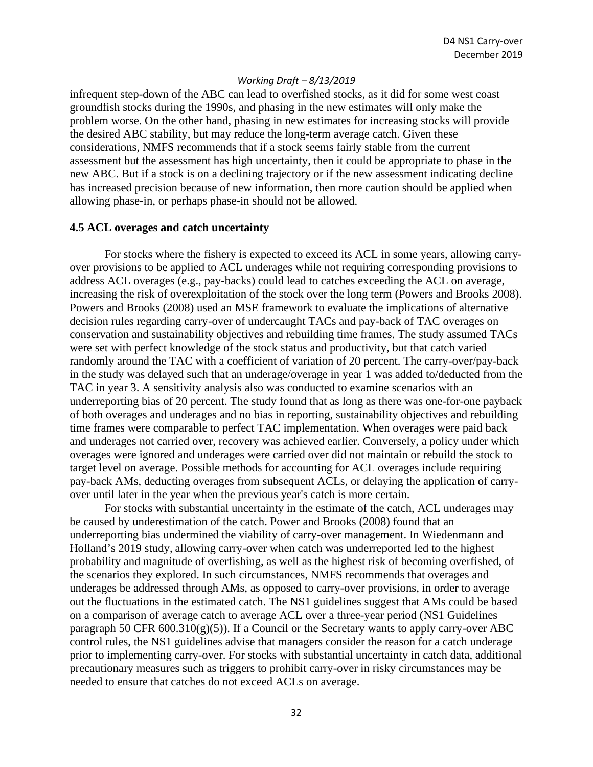infrequent step-down of the ABC can lead to overfished stocks, as it did for some west coast groundfish stocks during the 1990s, and phasing in the new estimates will only make the problem worse. On the other hand, phasing in new estimates for increasing stocks will provide the desired ABC stability, but may reduce the long-term average catch. Given these considerations, NMFS recommends that if a stock seems fairly stable from the current assessment but the assessment has high uncertainty, then it could be appropriate to phase in the new ABC. But if a stock is on a declining trajectory or if the new assessment indicating decline has increased precision because of new information, then more caution should be applied when allowing phase-in, or perhaps phase-in should not be allowed.

### 4.5 ACL overages and catch uncertainty

For stocks where the fishery is expected to exceed its ACL in some years, allowing carry-over provisions to be applied to ACL underages while not requiring corresponding provisions to address ACL overages (e.g., pay-backs) could lead to catches exceeding the ACL on average, increasing the risk of overexploitation of the stock over the long term (Powers and Brooks 2008). Powers and Brooks (2008) used an MSE framework to evaluate the implications of alternative decision rules regarding carry-over of undercaught TACs and pay-back of TAC overages on conservation and sustainability objectives and rebuilding time frames. The study assumed TACs were set with perfect knowledge of the stock status and productivity, but that catch varied randomly around the TAC with a coefficient of variation of 20 percent. The carry-over/pay-back in the study was delayed such that an underage/overage in year 1 was added to/deducted from the TAC in year 3. A sensitivity analysis also was conducted to examine scenarios with an underreporting bias of 20 percent. The study found that as long as there was one-for-one payback of both overages and underages and no bias in reporting, sustainability objectives and rebuilding time frames were comparable to perfect TAC implementation. When overages were paid back and underages not carried over, recovery was achieved earlier. Conversely, a policy under which overages were ignored and underages were carried over did not maintain or rebuild the stock to target level on average. Possible methods for accounting for ACL overages include requiring pay-back AMs, deducting overages from subsequent ACLs, or delaying the application of carry-over until later in the year when the previous year's catch is more certain.

For stocks with substantial uncertainty in the estimate of the catch, ACL underages may be caused by underestimation of the catch. Power and Brooks (2008) found that an underreporting bias undermined the viability of carry-over management. In Wiedenmann and Holland's 2019 study, allowing carry-over when catch was underreported led to the highest probability and magnitude of overfishing, as well as the highest risk of becoming overfished, of the scenarios they explored. In such circumstances, NMFS recommends that overages and underages be addressed through AMs, as opposed to carry-over provisions, in order to average out the fluctuations in the estimated catch. The NS1 guidelines suggest that AMs could be based on a comparison of average catch to average ACL over a three-year period (NS1 Guidelines paragraph 50 CFR 600.310(g)(5)). If a Council or the Secretary wants to apply carry-over ABC control rules, the NS1 guidelines advise that managers consider the reason for a catch underage prior to implementing carry-over. For stocks with substantial uncertainty in catch data, additional precautionary measures such as triggers to prohibit carry-over in risky circumstances may be needed to ensure that catches do not exceed ACLs on average.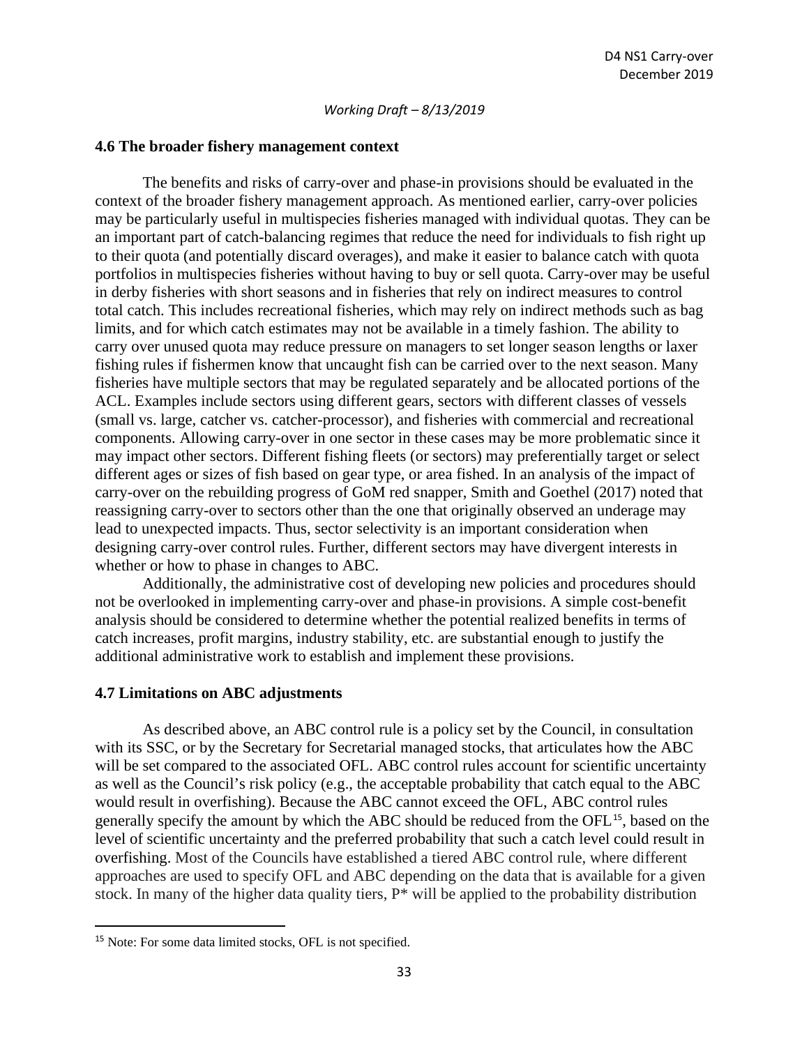### 4.6 The broader fishery management context

The benefits and risks of carry-over and phase-in provisions should be evaluated in the context of the broader fishery management approach. As mentioned earlier, carry-over policies may be particularly useful in multispecies fisheries managed with individual quotas. They can be an important part of catch-balancing regimes that reduce the need for individuals to fish right up to their quota (and potentially discard overages), and make it easier to balance catch with quota portfolios in multispecies fisheries without having to buy or sell quota. Carry-over may be useful in derby fisheries with short seasons and in fisheries that rely on indirect measures to control total catch. This includes recreational fisheries, which may rely on indirect methods such as bag limits, and for which catch estimates may not be available in a timely fashion. The ability to carry over unused quota may reduce pressure on managers to set longer season lengths or laxer fishing rules if fishermen know that uncaught fish can be carried over to the next season. Many fisheries have multiple sectors that may be regulated separately and be allocated portions of the ACL. Examples include sectors using different gears, sectors with different classes of vessels (small vs. large, catcher vs. catcher-processor), and fisheries with commercial and recreational components. Allowing carry-over in one sector in these cases may be more problematic since it may impact other sectors. Different fishing fleets (or sectors) may preferentially target or select different ages or sizes of fish based on gear type, or area fished. In an analysis of the impact of carry-over on the rebuilding progress of GoM red snapper, Smith and Goethel (2017) noted that reassigning carry-over to sectors other than the one that originally observed an underage may lead to unexpected impacts. Thus, sector selectivity is an important consideration when designing carry-over control rules. Further, different sectors may have divergent interests in whether or how to phase in changes to ABC.

Additionally, the administrative cost of developing new policies and procedures should not be overlooked in implementing carry-over and phase-in provisions. A simple cost-benefit analysis should be considered to determine whether the potential realized benefits in terms of catch increases, profit margins, industry stability, etc. are substantial enough to justify the additional administrative work to establish and implement these provisions.

### 4.7 Limitations on ABC adjustments

As described above, an ABC control rule is a policy set by the Council, in consultation with its SSC, or by the Secretary for Secretarial managed stocks, that articulates how the ABC will be set compared to the associated OFL. ABC control rules account for scientific uncertainty as well as the Council's risk policy (e.g., the acceptable probability that catch equal to the ABC would result in overfishing). Because the ABC cannot exceed the OFL, ABC control rules generally specify the amount by which the ABC should be reduced from the OFL[15], based on the level of scientific uncertainty and the preferred probability that such a catch level could result in overfishing. Most of the Councils have established a tiered ABC control rule, where different approaches are used to specify OFL and ABC depending on the data that is available for a given stock. In many of the higher data quality tiers, P* will be applied to the probability distribution

[15] Note: For some data limited stocks, OFL is not specified.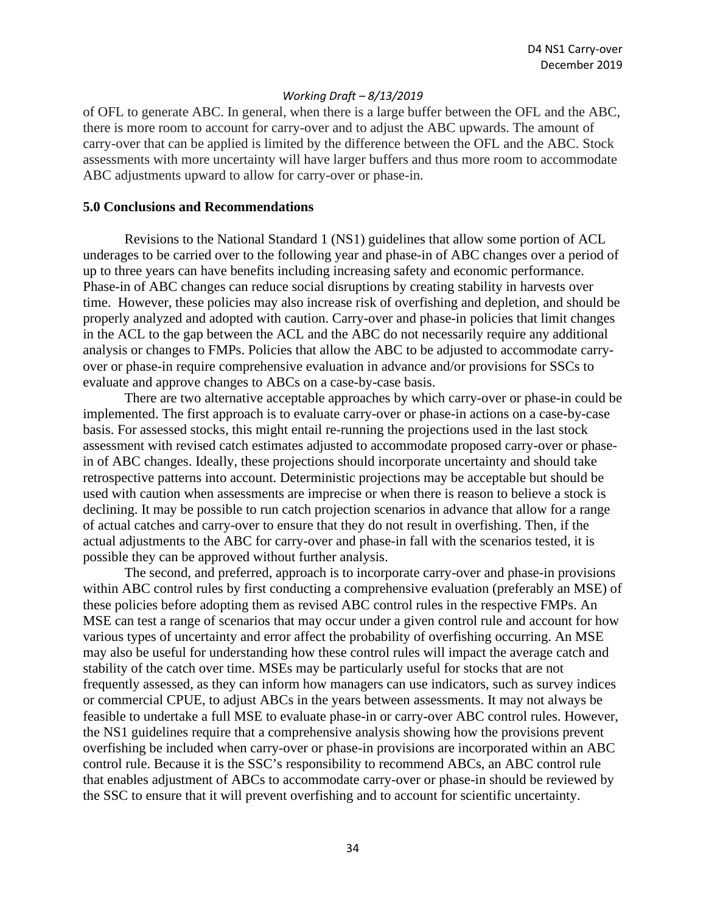of OFL to generate ABC. In general, when there is a large buffer between the OFL and the ABC, there is more room to account for carry-over and to adjust the ABC upwards. The amount of carry-over that can be applied is limited by the difference between the OFL and the ABC. Stock assessments with more uncertainty will have larger buffers and thus more room to accommodate ABC adjustments upward to allow for carry-over or phase-in.

## 5.0 Conclusions and Recommendations

Revisions to the National Standard 1 (NS1) guidelines that allow some portion of ACL underages to be carried over to the following year and phase-in of ABC changes over a period of up to three years can have benefits including increasing safety and economic performance. Phase-in of ABC changes can reduce social disruptions by creating stability in harvests over time. However, these policies may also increase risk of overfishing and depletion, and should be properly analyzed and adopted with caution. Carry-over and phase-in policies that limit changes in the ACL to the gap between the ACL and the ABC do not necessarily require any additional analysis or changes to FMPs. Policies that allow the ABC to be adjusted to accommodate carry-over or phase-in require comprehensive evaluation in advance and/or provisions for SSCs to evaluate and approve changes to ABCs on a case-by-case basis.

There are two alternative acceptable approaches by which carry-over or phase-in could be implemented. The first approach is to evaluate carry-over or phase-in actions on a case-by-case basis. For assessed stocks, this might entail re-running the projections used in the last stock assessment with revised catch estimates adjusted to accommodate proposed carry-over or phase-in of ABC changes. Ideally, these projections should incorporate uncertainty and should take retrospective patterns into account. Deterministic projections may be acceptable but should be used with caution when assessments are imprecise or when there is reason to believe a stock is declining. It may be possible to run catch projection scenarios in advance that allow for a range of actual catches and carry-over to ensure that they do not result in overfishing. Then, if the actual adjustments to the ABC for carry-over and phase-in fall with the scenarios tested, it is possible they can be approved without further analysis.

The second, and preferred, approach is to incorporate carry-over and phase-in provisions within ABC control rules by first conducting a comprehensive evaluation (preferably an MSE) of these policies before adopting them as revised ABC control rules in the respective FMPs. An MSE can test a range of scenarios that may occur under a given control rule and account for how various types of uncertainty and error affect the probability of overfishing occurring. An MSE may also be useful for understanding how these control rules will impact the average catch and stability of the catch over time. MSEs may be particularly useful for stocks that are not frequently assessed, as they can inform how managers can use indicators, such as survey indices or commercial CPUE, to adjust ABCs in the years between assessments. It may not always be feasible to undertake a full MSE to evaluate phase-in or carry-over ABC control rules. However, the NS1 guidelines require that a comprehensive analysis showing how the provisions prevent overfishing be included when carry-over or phase-in provisions are incorporated within an ABC control rule. Because it is the SSC's responsibility to recommend ABCs, an ABC control rule that enables adjustment of ABCs to accommodate carry-over or phase-in should be reviewed by the SSC to ensure that it will prevent overfishing and to account for scientific uncertainty.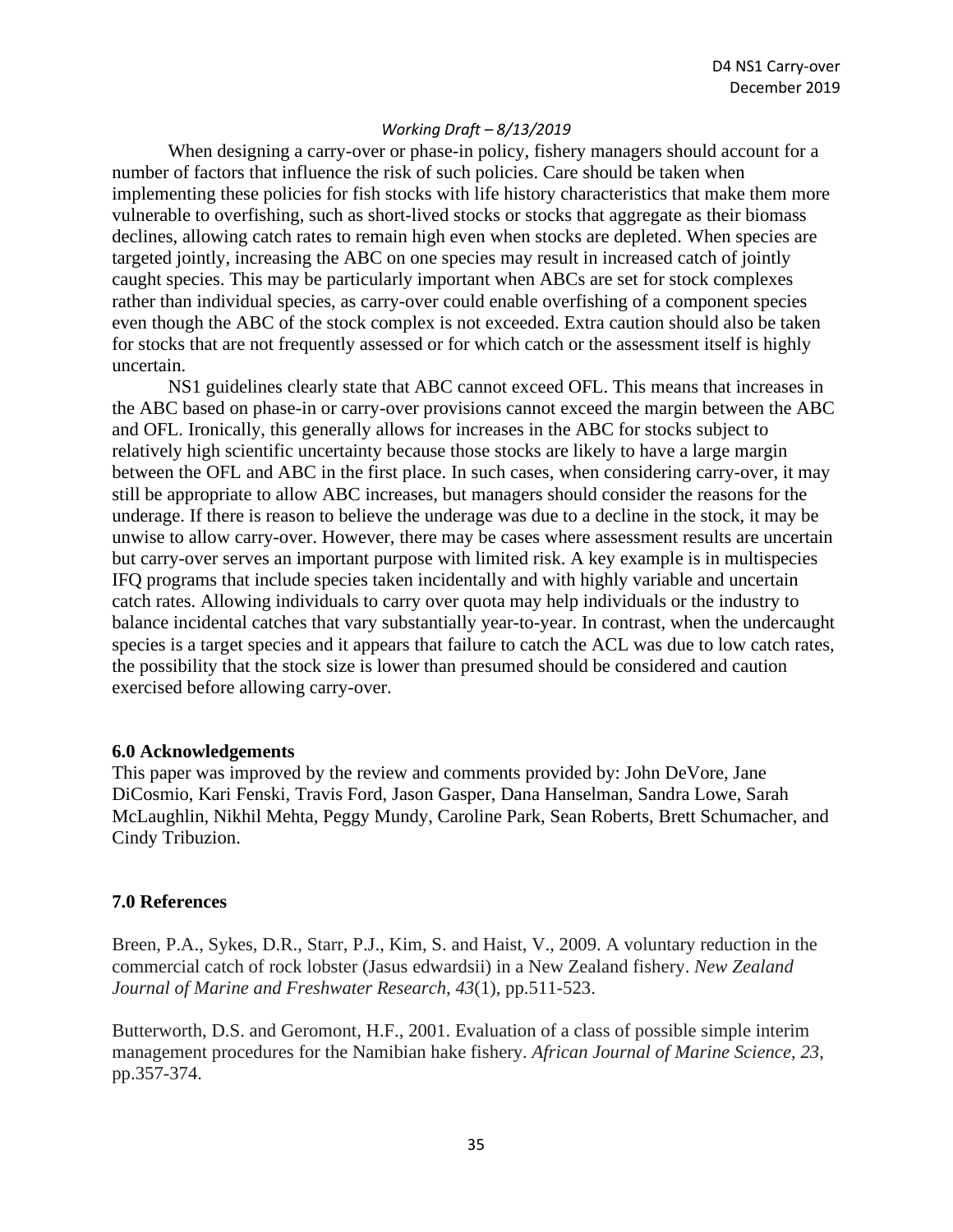When designing a carry-over or phase-in policy, fishery managers should account for a number of factors that influence the risk of such policies. Care should be taken when implementing these policies for fish stocks with life history characteristics that make them more vulnerable to overfishing, such as short-lived stocks or stocks that aggregate as their biomass declines, allowing catch rates to remain high even when stocks are depleted. When species are targeted jointly, increasing the ABC on one species may result in increased catch of jointly caught species. This may be particularly important when ABCs are set for stock complexes rather than individual species, as carry-over could enable overfishing of a component species even though the ABC of the stock complex is not exceeded. Extra caution should also be taken for stocks that are not frequently assessed or for which catch or the assessment itself is highly uncertain.

NS1 guidelines clearly state that ABC cannot exceed OFL. This means that increases in the ABC based on phase-in or carry-over provisions cannot exceed the margin between the ABC and OFL. Ironically, this generally allows for increases in the ABC for stocks subject to relatively high scientific uncertainty because those stocks are likely to have a large margin between the OFL and ABC in the first place. In such cases, when considering carry-over, it may still be appropriate to allow ABC increases, but managers should consider the reasons for the underage. If there is reason to believe the underage was due to a decline in the stock, it may be unwise to allow carry-over. However, there may be cases where assessment results are uncertain but carry-over serves an important purpose with limited risk. A key example is in multispecies IFQ programs that include species taken incidentally and with highly variable and uncertain catch rates. Allowing individuals to carry over quota may help individuals or the industry to balance incidental catches that vary substantially year-to-year. In contrast, when the undercaught species is a target species and it appears that failure to catch the ACL was due to low catch rates, the possibility that the stock size is lower than presumed should be considered and caution exercised before allowing carry-over.

## 6.0 Acknowledgements

This paper was improved by the review and comments provided by: John DeVore, Jane DiCosmio, Kari Fenski, Travis Ford, Jason Gasper, Dana Hanselman, Sandra Lowe, Sarah McLaughlin, Nikhil Mehta, Peggy Mundy, Caroline Park, Sean Roberts, Brett Schumacher, and Cindy Tribuzion.

## 7.0 References

Breen, P.A., Sykes, D.R., Starr, P.J., Kim, S. and Haist, V., 2009. A voluntary reduction in the commercial catch of rock lobster (Jasus edwardsii) in a New Zealand fishery. *New Zealand Journal of Marine and Freshwater Research*, *43*(1), pp.511-523.

Butterworth, D.S. and Geromont, H.F., 2001. Evaluation of a class of possible simple interim management procedures for the Namibian hake fishery. *African Journal of Marine Science*, *23*, pp.357-374.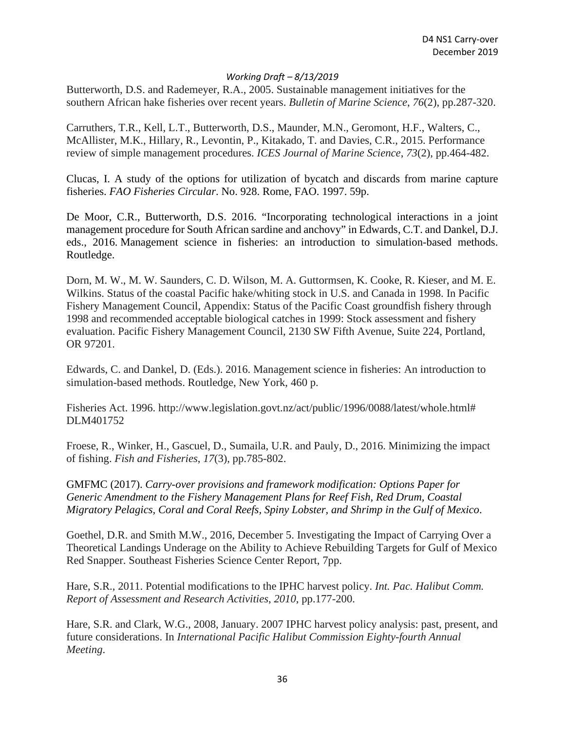Butterworth, D.S. and Rademeyer, R.A., 2005. Sustainable management initiatives for the southern African hake fisheries over recent years. *Bulletin of Marine Science*, *76*(2), pp.287-320.

Carruthers, T.R., Kell, L.T., Butterworth, D.S., Maunder, M.N., Geromont, H.F., Walters, C., McAllister, M.K., Hillary, R., Levontin, P., Kitakado, T. and Davies, C.R., 2015. Performance review of simple management procedures. *ICES Journal of Marine Science*, *73*(2), pp.464-482.

Clucas, I. A study of the options for utilization of bycatch and discards from marine capture fisheries. *FAO Fisheries Circular*. No. 928. Rome, FAO. 1997. 59p.

De Moor, C.R., Butterworth, D.S. 2016. "Incorporating technological interactions in a joint management procedure for South African sardine and anchovy" in Edwards, C.T. and Dankel, D.J. eds., 2016. Management science in fisheries: an introduction to simulation-based methods. Routledge.

Dorn, M. W., M. W. Saunders, C. D. Wilson, M. A. Guttormsen, K. Cooke, R. Kieser, and M. E. Wilkins. Status of the coastal Pacific hake/whiting stock in U.S. and Canada in 1998. In Pacific Fishery Management Council, Appendix: Status of the Pacific Coast groundfish fishery through 1998 and recommended acceptable biological catches in 1999: Stock assessment and fishery evaluation. Pacific Fishery Management Council, 2130 SW Fifth Avenue, Suite 224, Portland, OR 97201.

Edwards, C. and Dankel, D. (Eds.). 2016. Management science in fisheries: An introduction to simulation-based methods. Routledge, New York, 460 p.

Fisheries Act. 1996. http://www.legislation.govt.nz/act/public/1996/0088/latest/whole.html# DLM401752

Froese, R., Winker, H., Gascuel, D., Sumaila, U.R. and Pauly, D., 2016. Minimizing the impact of fishing. *Fish and Fisheries*, *17*(3), pp.785-802.

GMFMC (2017). *Carry-over provisions and framework modification: Options Paper for Generic Amendment to the Fishery Management Plans for Reef Fish, Red Drum, Coastal Migratory Pelagics, Coral and Coral Reefs, Spiny Lobster, and Shrimp in the Gulf of Mexico*.

Goethel, D.R. and Smith M.W., 2016, December 5. Investigating the Impact of Carrying Over a Theoretical Landings Underage on the Ability to Achieve Rebuilding Targets for Gulf of Mexico Red Snapper. Southeast Fisheries Science Center Report, 7pp.

Hare, S.R., 2011. Potential modifications to the IPHC harvest policy. *Int. Pac. Halibut Comm. Report of Assessment and Research Activities*, *2010*, pp.177-200.

Hare, S.R. and Clark, W.G., 2008, January. 2007 IPHC harvest policy analysis: past, present, and future considerations. In *International Pacific Halibut Commission Eighty-fourth Annual Meeting*.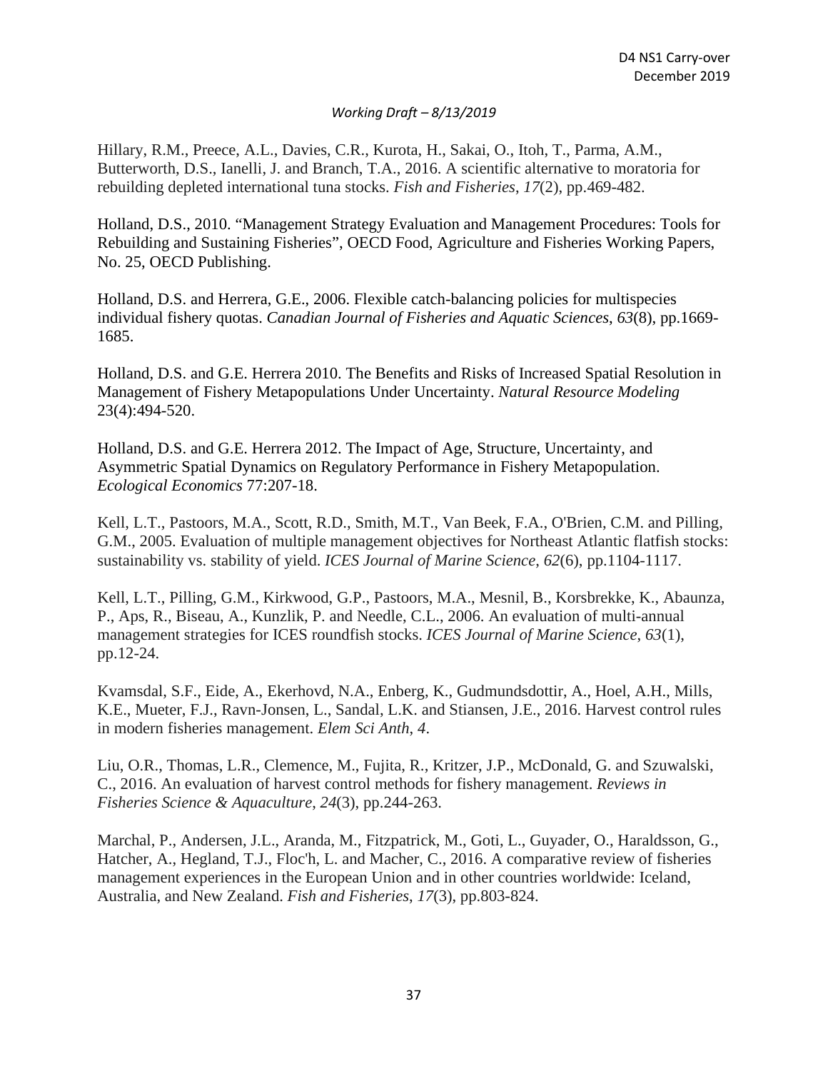Hillary, R.M., Preece, A.L., Davies, C.R., Kurota, H., Sakai, O., Itoh, T., Parma, A.M., Butterworth, D.S., Ianelli, J. and Branch, T.A., 2016. A scientific alternative to moratoria for rebuilding depleted international tuna stocks. *Fish and Fisheries*, *17*(2), pp.469-482.

Holland, D.S., 2010. "Management Strategy Evaluation and Management Procedures: Tools for Rebuilding and Sustaining Fisheries", OECD Food, Agriculture and Fisheries Working Papers, No. 25, OECD Publishing.

Holland, D.S. and Herrera, G.E., 2006. Flexible catch-balancing policies for multispecies individual fishery quotas. *Canadian Journal of Fisheries and Aquatic Sciences*, *63*(8), pp.1669-1685.

Holland, D.S. and G.E. Herrera 2010. The Benefits and Risks of Increased Spatial Resolution in Management of Fishery Metapopulations Under Uncertainty. *Natural Resource Modeling* 23(4):494-520.

Holland, D.S. and G.E. Herrera 2012. The Impact of Age, Structure, Uncertainty, and Asymmetric Spatial Dynamics on Regulatory Performance in Fishery Metapopulation. *Ecological Economics* 77:207-18.

Kell, L.T., Pastoors, M.A., Scott, R.D., Smith, M.T., Van Beek, F.A., O'Brien, C.M. and Pilling, G.M., 2005. Evaluation of multiple management objectives for Northeast Atlantic flatfish stocks: sustainability vs. stability of yield. *ICES Journal of Marine Science*, *62*(6), pp.1104-1117.

Kell, L.T., Pilling, G.M., Kirkwood, G.P., Pastoors, M.A., Mesnil, B., Korsbrekke, K., Abaunza, P., Aps, R., Biseau, A., Kunzlik, P. and Needle, C.L., 2006. An evaluation of multi-annual management strategies for ICES roundfish stocks. *ICES Journal of Marine Science*, *63*(1), pp.12-24.

Kvamsdal, S.F., Eide, A., Ekerhovd, N.A., Enberg, K., Gudmundsdottir, A., Hoel, A.H., Mills, K.E., Mueter, F.J., Ravn-Jonsen, L., Sandal, L.K. and Stiansen, J.E., 2016. Harvest control rules in modern fisheries management. *Elem Sci Anth*, *4*.

Liu, O.R., Thomas, L.R., Clemence, M., Fujita, R., Kritzer, J.P., McDonald, G. and Szuwalski, C., 2016. An evaluation of harvest control methods for fishery management. *Reviews in Fisheries Science & Aquaculture*, *24*(3), pp.244-263.

Marchal, P., Andersen, J.L., Aranda, M., Fitzpatrick, M., Goti, L., Guyader, O., Haraldsson, G., Hatcher, A., Hegland, T.J., Floc'h, L. and Macher, C., 2016. A comparative review of fisheries management experiences in the European Union and in other countries worldwide: Iceland, Australia, and New Zealand. *Fish and Fisheries*, *17*(3), pp.803-824.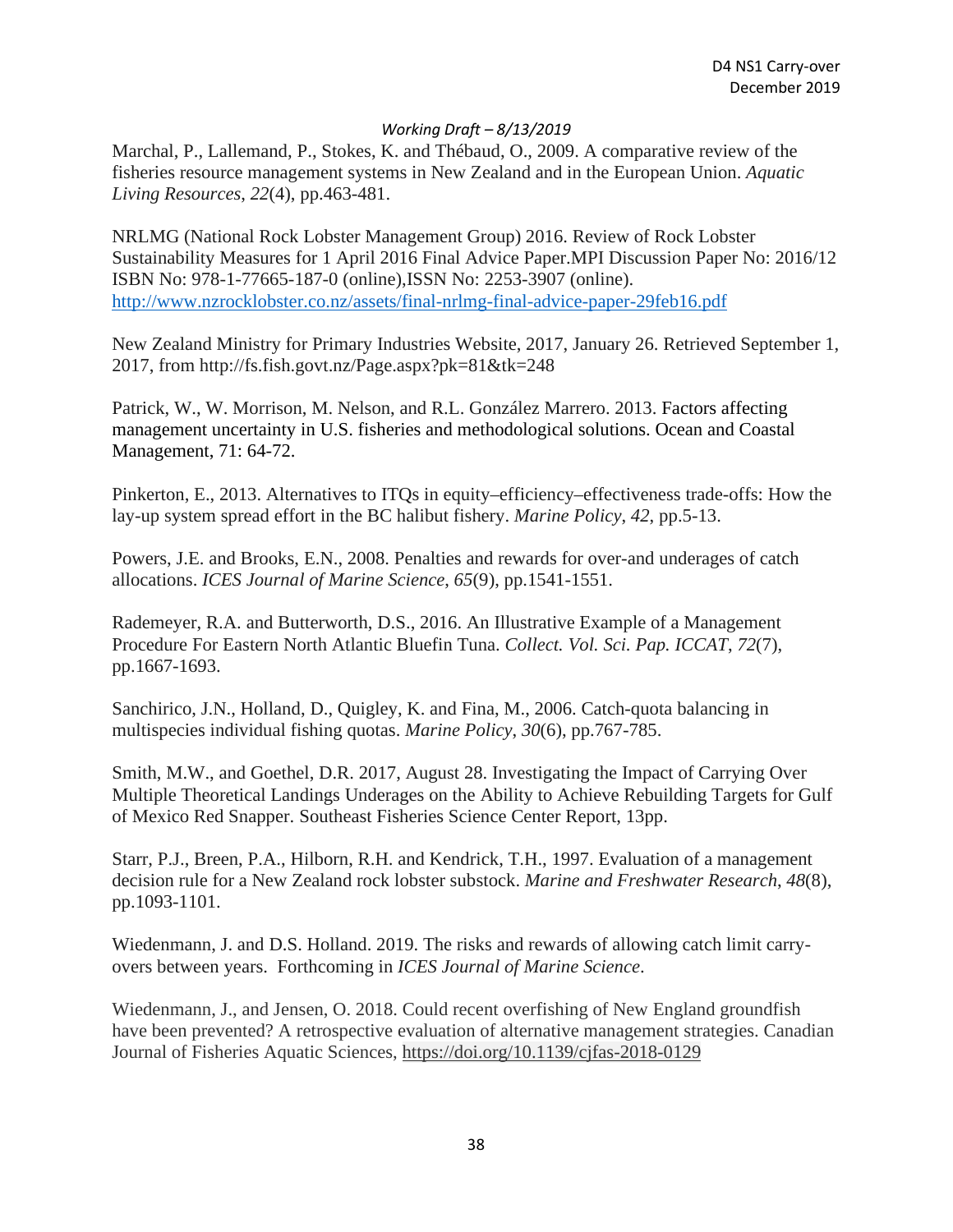Marchal, P., Lallemand, P., Stokes, K. and Thébaud, O., 2009. A comparative review of the fisheries resource management systems in New Zealand and in the European Union. *Aquatic Living Resources*, *22*(4), pp.463-481.

NRLMG (National Rock Lobster Management Group) 2016. Review of Rock Lobster Sustainability Measures for 1 April 2016 Final Advice Paper.MPI Discussion Paper No: 2016/12 ISBN No: 978-1-77665-187-0 (online),ISSN No: 2253-3907 (online). http://www.nzrocklobster.co.nz/assets/final-nrlmg-final-advice-paper-29feb16.pdf

New Zealand Ministry for Primary Industries Website, 2017, January 26. Retrieved September 1, 2017, from http://fs.fish.govt.nz/Page.aspx?pk=81&tk=248

Patrick, W., W. Morrison, M. Nelson, and R.L. González Marrero. 2013. Factors affecting management uncertainty in U.S. fisheries and methodological solutions. Ocean and Coastal Management, 71: 64-72.

Pinkerton, E., 2013. Alternatives to ITQs in equity–efficiency–effectiveness trade-offs: How the lay-up system spread effort in the BC halibut fishery. *Marine Policy*, *42*, pp.5-13.

Powers, J.E. and Brooks, E.N., 2008. Penalties and rewards for over-and underages of catch allocations. *ICES Journal of Marine Science*, *65*(9), pp.1541-1551.

Rademeyer, R.A. and Butterworth, D.S., 2016. An Illustrative Example of a Management Procedure For Eastern North Atlantic Bluefin Tuna. *Collect. Vol. Sci. Pap. ICCAT*, *72*(7), pp.1667-1693.

Sanchirico, J.N., Holland, D., Quigley, K. and Fina, M., 2006. Catch-quota balancing in multispecies individual fishing quotas. *Marine Policy*, *30*(6), pp.767-785.

Smith, M.W., and Goethel, D.R. 2017, August 28. Investigating the Impact of Carrying Over Multiple Theoretical Landings Underages on the Ability to Achieve Rebuilding Targets for Gulf of Mexico Red Snapper. Southeast Fisheries Science Center Report, 13pp.

Starr, P.J., Breen, P.A., Hilborn, R.H. and Kendrick, T.H., 1997. Evaluation of a management decision rule for a New Zealand rock lobster substock. *Marine and Freshwater Research*, *48*(8), pp.1093-1101.

Wiedenmann, J. and D.S. Holland. 2019. The risks and rewards of allowing catch limit carry-overs between years. Forthcoming in *ICES Journal of Marine Science*.

Wiedenmann, J., and Jensen, O. 2018. Could recent overfishing of New England groundfish have been prevented? A retrospective evaluation of alternative management strategies. Canadian Journal of Fisheries Aquatic Sciences, https://doi.org/10.1139/cjfas-2018-0129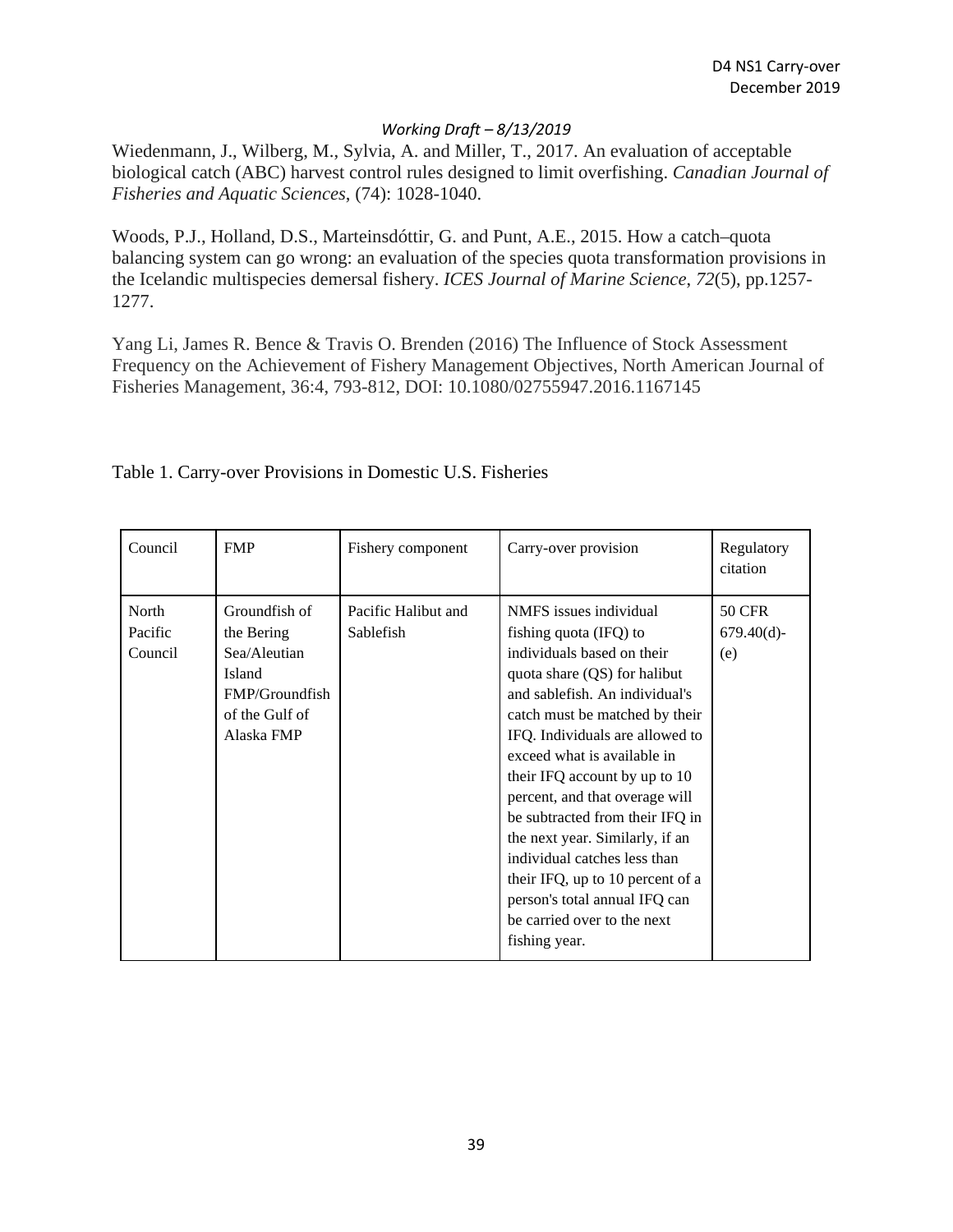Wiedenmann, J., Wilberg, M., Sylvia, A. and Miller, T., 2017. An evaluation of acceptable biological catch (ABC) harvest control rules designed to limit overfishing. *Canadian Journal of Fisheries and Aquatic Sciences*, (74): 1028-1040.

Woods, P.J., Holland, D.S., Marteinsdóttir, G. and Punt, A.E., 2015. How a catch–quota balancing system can go wrong: an evaluation of the species quota transformation provisions in the Icelandic multispecies demersal fishery. *ICES Journal of Marine Science*, *72*(5), pp.1257-1277.

Yang Li, James R. Bence & Travis O. Brenden (2016) The Influence of Stock Assessment Frequency on the Achievement of Fishery Management Objectives, North American Journal of Fisheries Management, 36:4, 793-812, DOI: 10.1080/02755947.2016.1167145

Table 1. Carry-over Provisions in Domestic U.S. Fisheries

| Council | FMP | Fishery component | Carry-over provision | Regulatory citation |
|---|---|---|---|---|
| North Pacific Council | Groundfish of the Bering Sea/Aleutian Island FMP/Groundfish of the Gulf of Alaska FMP | Pacific Halibut and Sablefish | NMFS issues individual fishing quota (IFQ) to individuals based on their quota share (QS) for halibut and sablefish. An individual's catch must be matched by their IFQ. Individuals are allowed to exceed what is available in their IFQ account by up to 10 percent, and that overage will be subtracted from their IFQ in the next year. Similarly, if an individual catches less than their IFQ, up to 10 percent of a person's total annual IFQ can be carried over to the next fishing year. | 50 CFR 679.40(d)-(e) |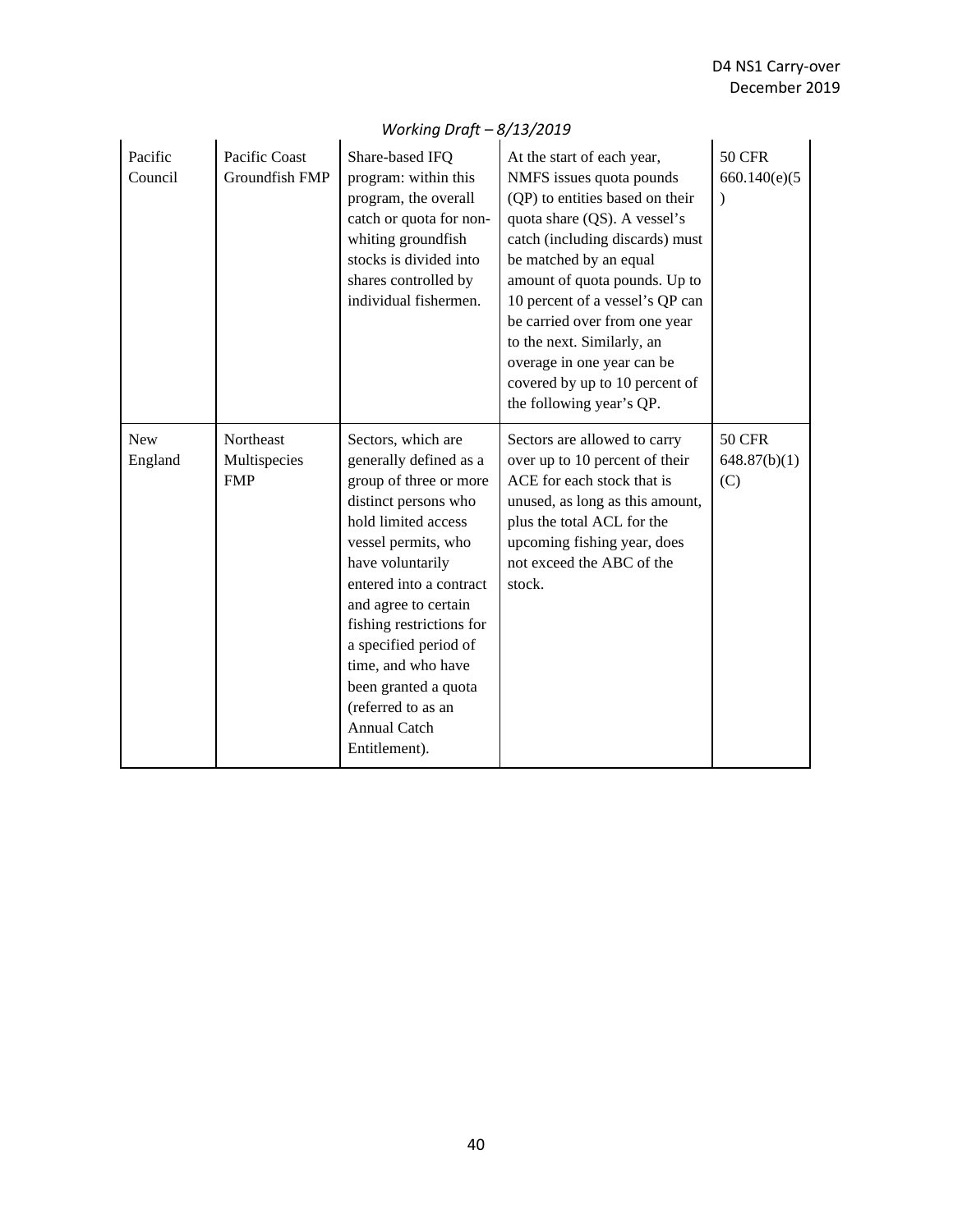*Working Draft – 8/13/2019*

| | | | | |
|---|---|---|---|---|
| Pacific Council | Pacific Coast Groundfish FMP | Share-based IFQ program: within this program, the overall catch or quota for non-whiting groundfish stocks is divided into shares controlled by individual fishermen. | At the start of each year, NMFS issues quota pounds (QP) to entities based on their quota share (QS). A vessel's catch (including discards) must be matched by an equal amount of quota pounds. Up to 10 percent of a vessel's QP can be carried over from one year to the next. Similarly, an overage in one year can be covered by up to 10 percent of the following year's QP. | 50 CFR 660.140(e)(5) |
| New England | Northeast Multispecies FMP | Sectors, which are generally defined as a group of three or more distinct persons who hold limited access vessel permits, who have voluntarily entered into a contract and agree to certain fishing restrictions for a specified period of time, and who have been granted a quota (referred to as an Annual Catch Entitlement). | Sectors are allowed to carry over up to 10 percent of their ACE for each stock that is unused, as long as this amount, plus the total ACL for the upcoming fishing year, does not exceed the ABC of the stock. | 50 CFR 648.87(b)(1)(C) |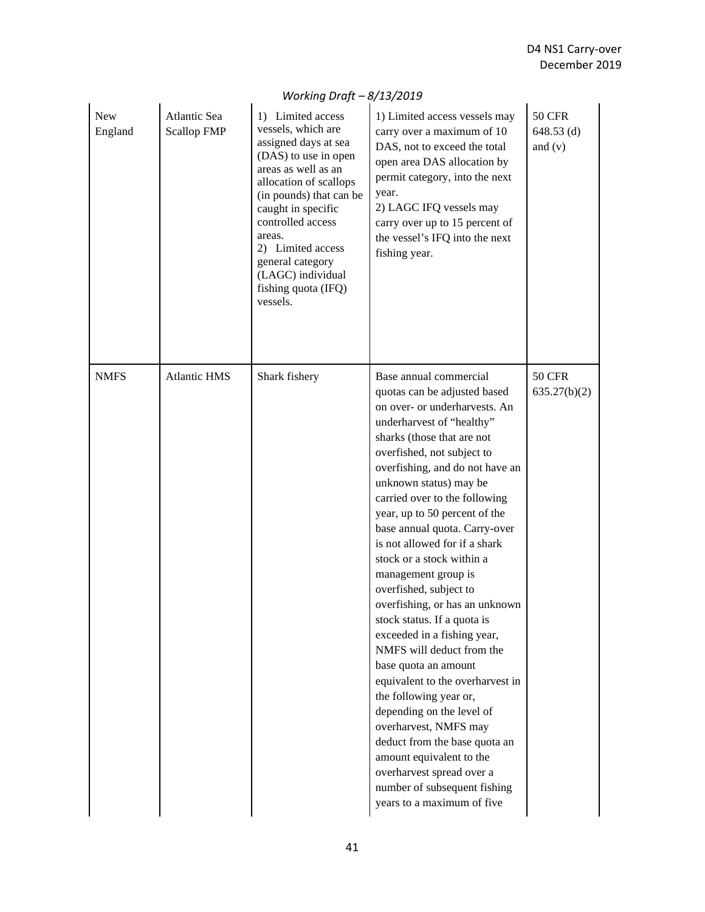| | | | | |
|---|---|---|---|---|
| New England | Atlantic Sea Scallop FMP | 1) Limited access vessels, which are assigned days at sea (DAS) to use in open areas as well as an allocation of scallops (in pounds) that can be caught in specific controlled access areas.<br>2) Limited access general category (LAGC) individual fishing quota (IFQ) vessels. | 1) Limited access vessels may carry over a maximum of 10 DAS, not to exceed the total open area DAS allocation by permit category, into the next year.<br>2) LAGC IFQ vessels may carry over up to 15 percent of the vessel's IFQ into the next fishing year. | 50 CFR 648.53 (d) and (v) |
| NMFS | Atlantic HMS | Shark fishery | Base annual commercial quotas can be adjusted based on over- or underharvests. An underharvest of "healthy" sharks (those that are not overfished, not subject to overfishing, and do not have an unknown status) may be carried over to the following year, up to 50 percent of the base annual quota. Carry-over is not allowed for if a shark stock or a stock within a management group is overfished, subject to overfishing, or has an unknown stock status. If a quota is exceeded in a fishing year, NMFS will deduct from the base quota an amount equivalent to the overharvest in the following year or, depending on the level of overharvest, NMFS may deduct from the base quota an amount equivalent to the overharvest spread over a number of subsequent fishing years to a maximum of five | 50 CFR 635.27(b)(2) |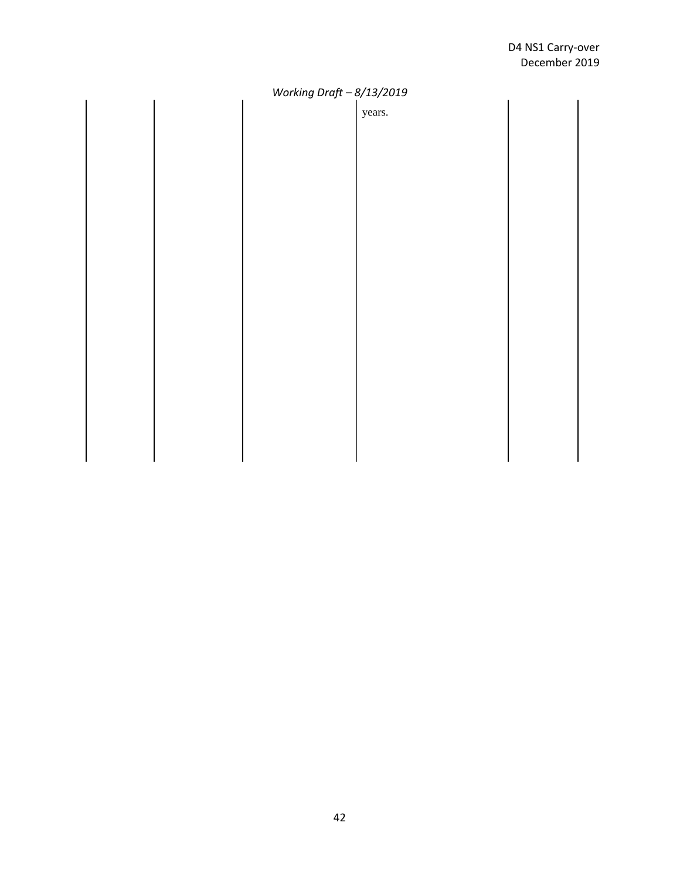*Working Draft – 8/13/2019*

| | | | | | |
|---|---|---|---|---|---|
| | | | years. | | |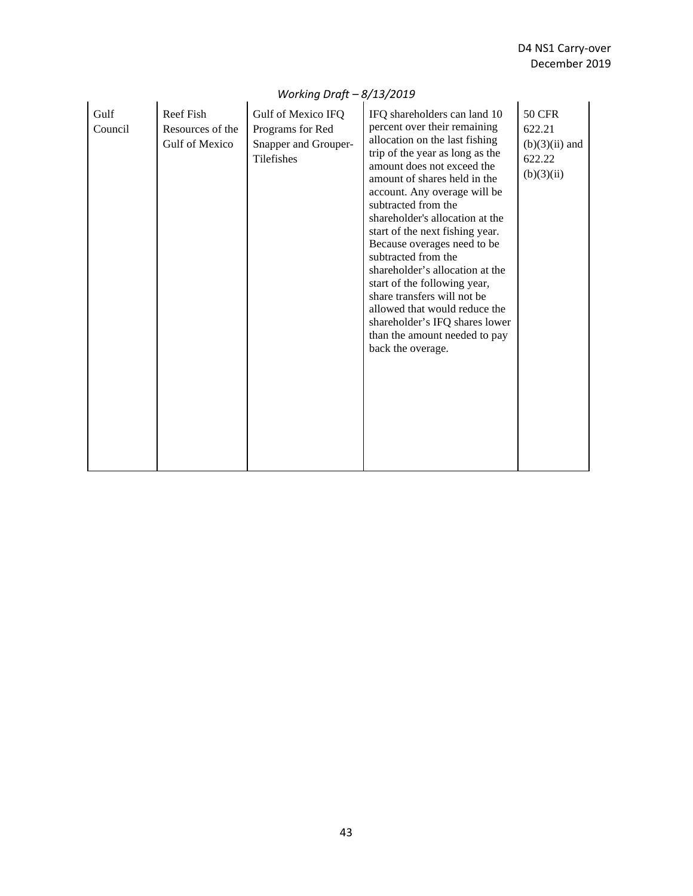*Working Draft – 8/13/2019*

| | | | | |
|---|---|---|---|---|
| Gulf Council | Reef Fish Resources of the Gulf of Mexico | Gulf of Mexico IFQ Programs for Red Snapper and Grouper-Tilefishes | IFQ shareholders can land 10 percent over their remaining allocation on the last fishing trip of the year as long as the amount does not exceed the amount of shares held in the account. Any overage will be subtracted from the shareholder's allocation at the start of the next fishing year. Because overages need to be subtracted from the shareholder's allocation at the start of the following year, share transfers will not be allowed that would reduce the shareholder's IFQ shares lower than the amount needed to pay back the overage. | 50 CFR 622.21 (b)(3)(ii) and 622.22 (b)(3)(ii) |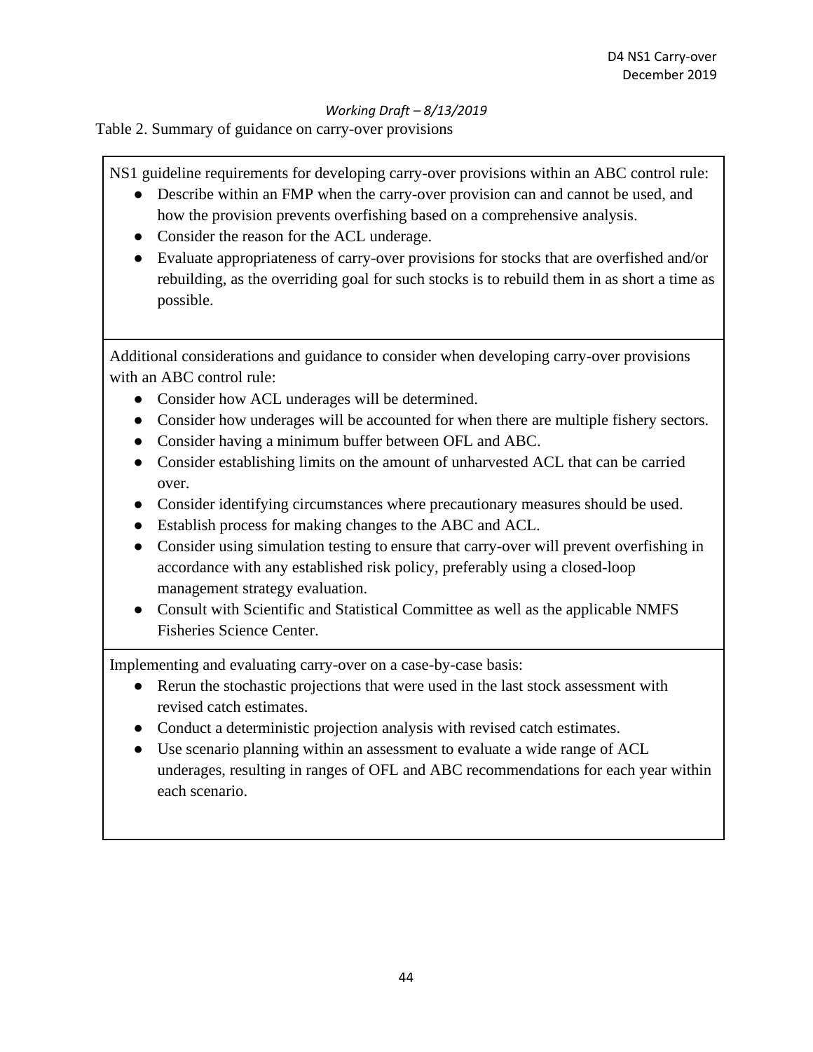*Working Draft – 8/13/2019*

Table 2. Summary of guidance on carry-over provisions

| NS1 guideline requirements for developing carry-over provisions within an ABC control rule:<br>● Describe within an FMP when the carry-over provision can and cannot be used, and how the provision prevents overfishing based on a comprehensive analysis.<br>● Consider the reason for the ACL underage.<br>● Evaluate appropriateness of carry-over provisions for stocks that are overfished and/or rebuilding, as the overriding goal for such stocks is to rebuild them in as short a time as possible. |
|---|
| Additional considerations and guidance to consider when developing carry-over provisions with an ABC control rule:<br>● Consider how ACL underages will be determined.<br>● Consider how underages will be accounted for when there are multiple fishery sectors.<br>● Consider having a minimum buffer between OFL and ABC.<br>● Consider establishing limits on the amount of unharvested ACL that can be carried over.<br>● Consider identifying circumstances where precautionary measures should be used.<br>● Establish process for making changes to the ABC and ACL.<br>● Consider using simulation testing to ensure that carry-over will prevent overfishing in accordance with any established risk policy, preferably using a closed-loop management strategy evaluation.<br>● Consult with Scientific and Statistical Committee as well as the applicable NMFS Fisheries Science Center. |
| Implementing and evaluating carry-over on a case-by-case basis:<br>● Rerun the stochastic projections that were used in the last stock assessment with revised catch estimates.<br>● Conduct a deterministic projection analysis with revised catch estimates.<br>● Use scenario planning within an assessment to evaluate a wide range of ACL underages, resulting in ranges of OFL and ABC recommendations for each year within each scenario. |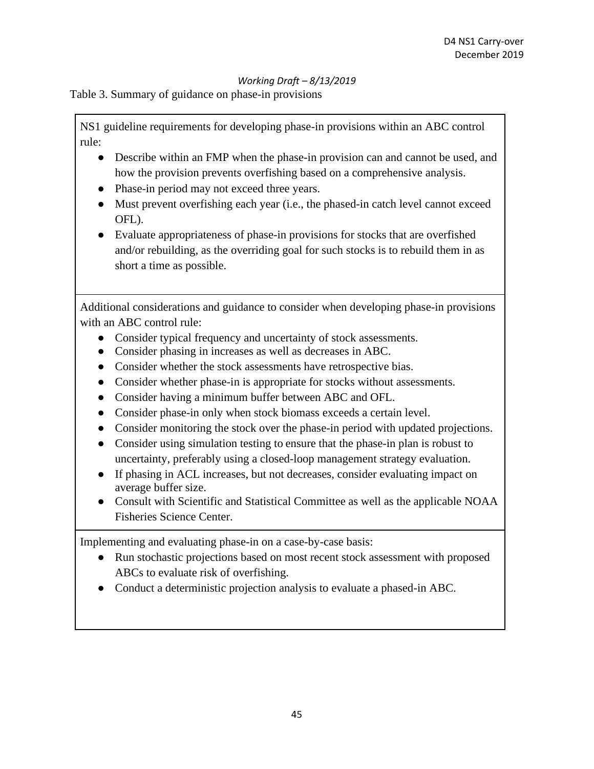Table 3. Summary of guidance on phase-in provisions

NS1 guideline requirements for developing phase-in provisions within an ABC control rule:

- Describe within an FMP when the phase-in provision can and cannot be used, and how the provision prevents overfishing based on a comprehensive analysis.
- Phase-in period may not exceed three years.
- Must prevent overfishing each year (i.e., the phased-in catch level cannot exceed OFL).
- Evaluate appropriateness of phase-in provisions for stocks that are overfished and/or rebuilding, as the overriding goal for such stocks is to rebuild them in as short a time as possible.

Additional considerations and guidance to consider when developing phase-in provisions with an ABC control rule:

- Consider typical frequency and uncertainty of stock assessments.
- Consider phasing in increases as well as decreases in ABC.
- Consider whether the stock assessments have retrospective bias.
- Consider whether phase-in is appropriate for stocks without assessments.
- Consider having a minimum buffer between ABC and OFL.
- Consider phase-in only when stock biomass exceeds a certain level.
- Consider monitoring the stock over the phase-in period with updated projections.
- Consider using simulation testing to ensure that the phase-in plan is robust to uncertainty, preferably using a closed-loop management strategy evaluation.
- If phasing in ACL increases, but not decreases, consider evaluating impact on average buffer size.
- Consult with Scientific and Statistical Committee as well as the applicable NOAA Fisheries Science Center.

Implementing and evaluating phase-in on a case-by-case basis:

- Run stochastic projections based on most recent stock assessment with proposed ABCs to evaluate risk of overfishing.
- Conduct a deterministic projection analysis to evaluate a phased-in ABC.